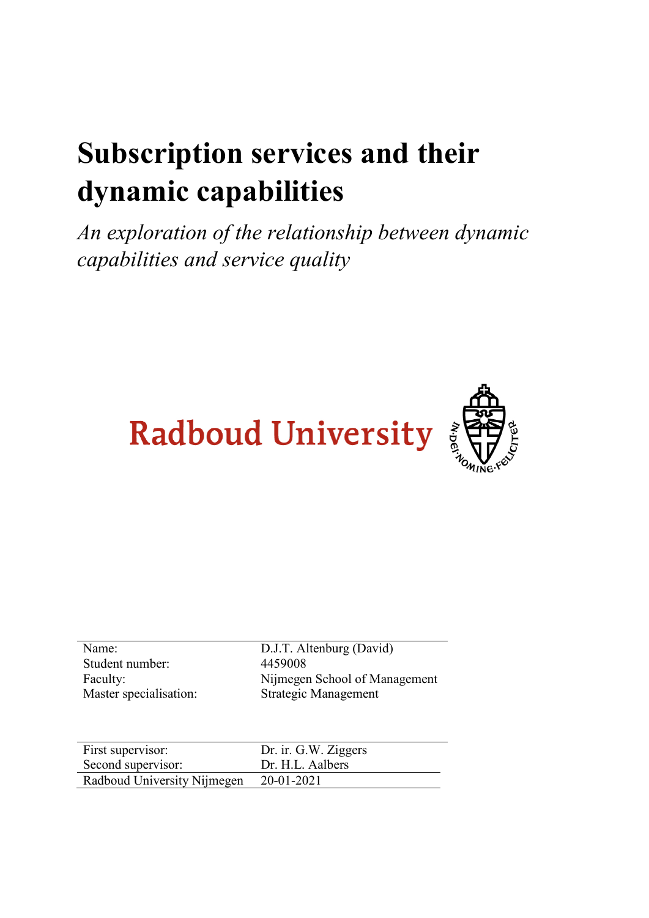# Subscription services and their dynamic capabilities

*An exploration of the relationship between dynamic capabilities and service quality*

Radboud University

| Name: | D.J.T. Altenburg (David) |
|---|---|
| Student number: | 4459008 |
| Faculty: | Nijmegen School of Management |
| Master specialisation: | Strategic Management |

| First supervisor: | Dr. ir. G.W. Ziggers |
|---|---|
| Second supervisor: | Dr. H.L. Aalbers |
| Radboud University Nijmegen | 20-01-2021 |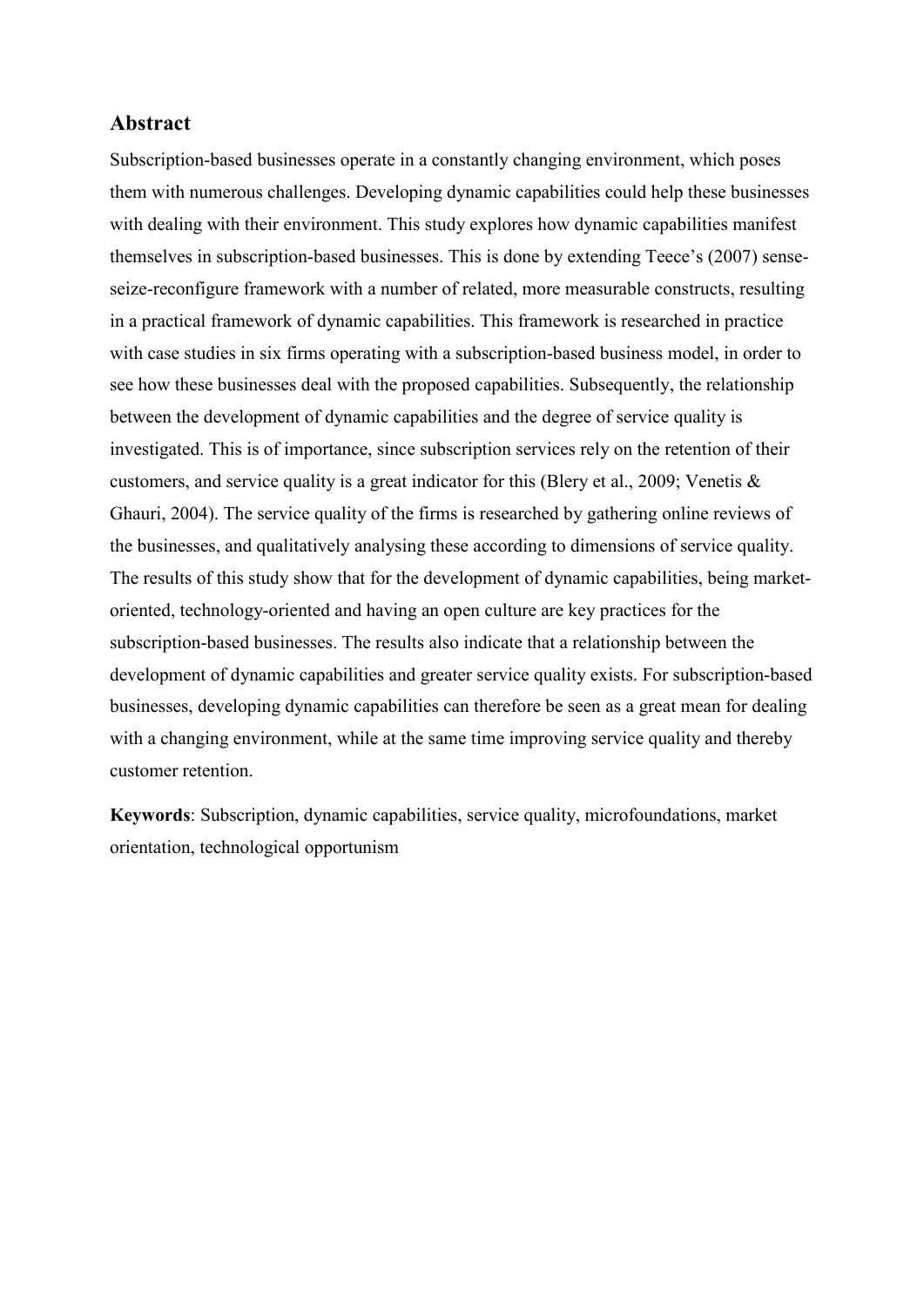## Abstract

Subscription-based businesses operate in a constantly changing environment, which poses them with numerous challenges. Developing dynamic capabilities could help these businesses with dealing with their environment. This study explores how dynamic capabilities manifest themselves in subscription-based businesses. This is done by extending Teece's (2007) sense-seize-reconfigure framework with a number of related, more measurable constructs, resulting in a practical framework of dynamic capabilities. This framework is researched in practice with case studies in six firms operating with a subscription-based business model, in order to see how these businesses deal with the proposed capabilities. Subsequently, the relationship between the development of dynamic capabilities and the degree of service quality is investigated. This is of importance, since subscription services rely on the retention of their customers, and service quality is a great indicator for this (Blery et al., 2009; Venetis & Ghauri, 2004). The service quality of the firms is researched by gathering online reviews of the businesses, and qualitatively analysing these according to dimensions of service quality. The results of this study show that for the development of dynamic capabilities, being market-oriented, technology-oriented and having an open culture are key practices for the subscription-based businesses. The results also indicate that a relationship between the development of dynamic capabilities and greater service quality exists. For subscription-based businesses, developing dynamic capabilities can therefore be seen as a great mean for dealing with a changing environment, while at the same time improving service quality and thereby customer retention.

**Keywords**: Subscription, dynamic capabilities, service quality, microfoundations, market orientation, technological opportunism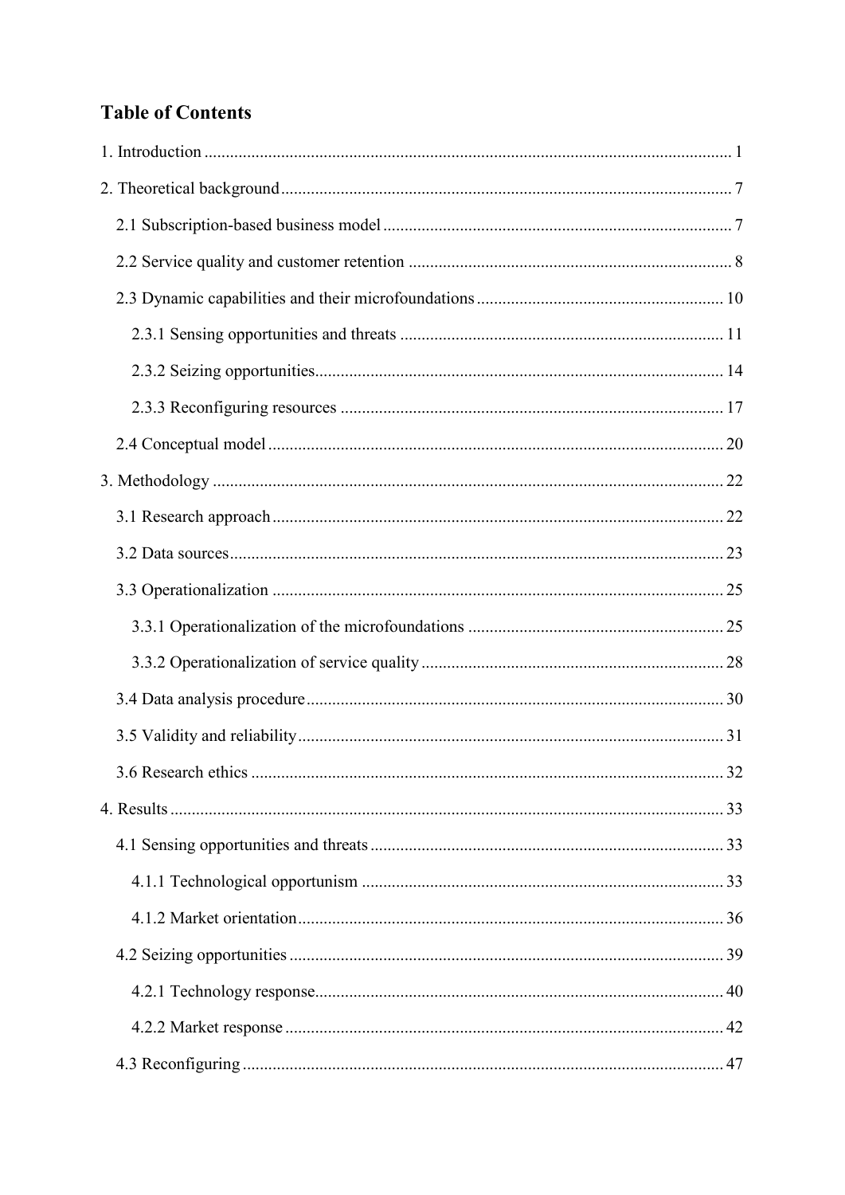## Table of Contents

1. Introduction .......................................................... 1

2. Theoretical background .......................................................... 7

   2.1 Subscription-based business model .......................................................... 7

   2.2 Service quality and customer retention .......................................................... 8

   2.3 Dynamic capabilities and their microfoundations .......................................................... 10

      2.3.1 Sensing opportunities and threats .......................................................... 11

      2.3.2 Seizing opportunities .......................................................... 14

      2.3.3 Reconfiguring resources .......................................................... 17

   2.4 Conceptual model .......................................................... 20

3. Methodology .......................................................... 22

   3.1 Research approach .......................................................... 22

   3.2 Data sources .......................................................... 23

   3.3 Operationalization .......................................................... 25

      3.3.1 Operationalization of the microfoundations .......................................................... 25

      3.3.2 Operationalization of service quality .......................................................... 28

   3.4 Data analysis procedure .......................................................... 30

   3.5 Validity and reliability .......................................................... 31

   3.6 Research ethics .......................................................... 32

4. Results .......................................................... 33

   4.1 Sensing opportunities and threats .......................................................... 33

      4.1.1 Technological opportunism .......................................................... 33

      4.1.2 Market orientation .......................................................... 36

   4.2 Seizing opportunities .......................................................... 39

      4.2.1 Technology response .......................................................... 40

      4.2.2 Market response .......................................................... 42

   4.3 Reconfiguring .......................................................... 47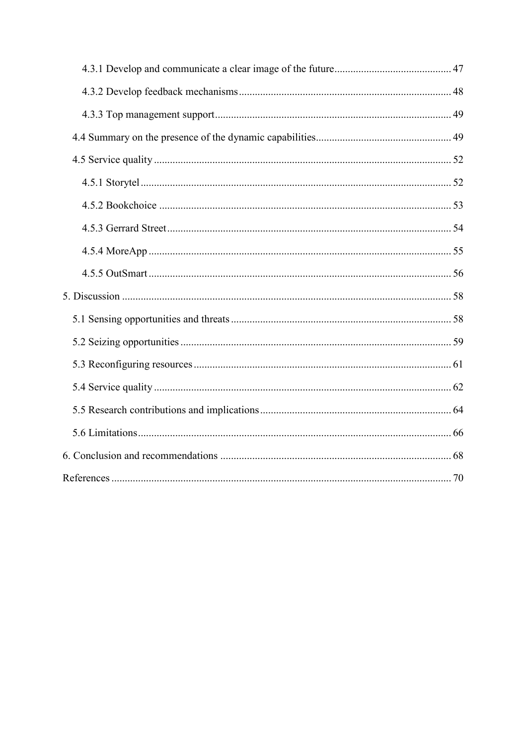4.3.1 Develop and communicate a clear image of the future ... 47

4.3.2 Develop feedback mechanisms ... 48

4.3.3 Top management support ... 49

4.4 Summary on the presence of the dynamic capabilities ... 49

4.5 Service quality ... 52

4.5.1 Storytel ... 52

4.5.2 Bookchoice ... 53

4.5.3 Gerrard Street ... 54

4.5.4 MoreApp ... 55

4.5.5 OutSmart ... 56

5. Discussion ... 58

5.1 Sensing opportunities and threats ... 58

5.2 Seizing opportunities ... 59

5.3 Reconfiguring resources ... 61

5.4 Service quality ... 62

5.5 Research contributions and implications ... 64

5.6 Limitations ... 66

6. Conclusion and recommendations ... 68

References ... 70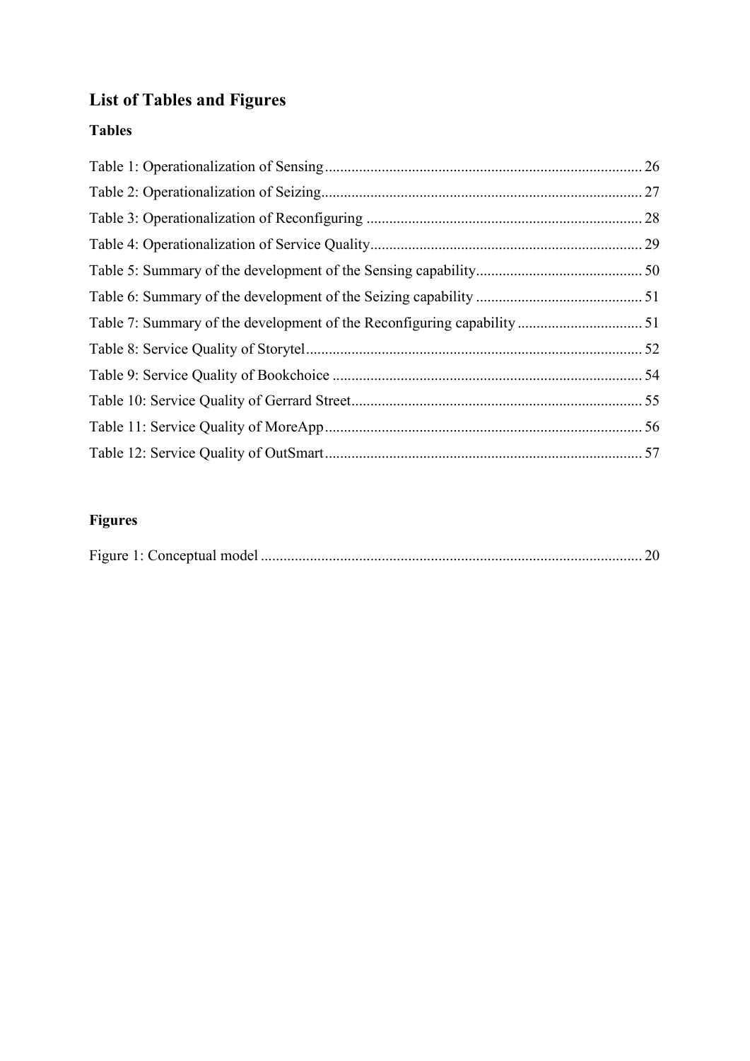## List of Tables and Figures

### Tables

Table 1: Operationalization of Sensing ........................................................................................ 26
Table 2: Operationalization of Seizing......................................................................................... 27
Table 3: Operationalization of Reconfiguring .............................................................................. 28
Table 4: Operationalization of Service Quality............................................................................. 29
Table 5: Summary of the development of the Sensing capability................................................ 50
Table 6: Summary of the development of the Seizing capability ................................................. 51
Table 7: Summary of the development of the Reconfiguring capability ..................................... 51
Table 8: Service Quality of Storytel.............................................................................................. 52
Table 9: Service Quality of Bookchoice ....................................................................................... 54
Table 10: Service Quality of Gerrard Street.................................................................................. 55
Table 11: Service Quality of MoreApp......................................................................................... 56
Table 12: Service Quality of OutSmart......................................................................................... 57

### Figures

Figure 1: Conceptual model .......................................................................................................... 20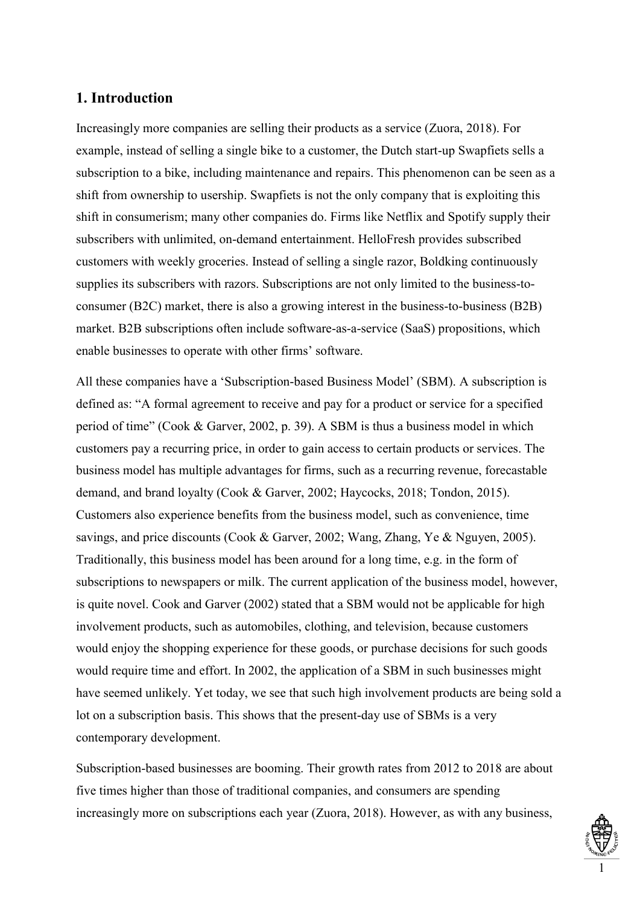## 1. Introduction

Increasingly more companies are selling their products as a service (Zuora, 2018). For example, instead of selling a single bike to a customer, the Dutch start-up Swapfiets sells a subscription to a bike, including maintenance and repairs. This phenomenon can be seen as a shift from ownership to usership. Swapfiets is not the only company that is exploiting this shift in consumerism; many other companies do. Firms like Netflix and Spotify supply their subscribers with unlimited, on-demand entertainment. HelloFresh provides subscribed customers with weekly groceries. Instead of selling a single razor, Boldking continuously supplies its subscribers with razors. Subscriptions are not only limited to the business-to-consumer (B2C) market, there is also a growing interest in the business-to-business (B2B) market. B2B subscriptions often include software-as-a-service (SaaS) propositions, which enable businesses to operate with other firms' software.

All these companies have a 'Subscription-based Business Model' (SBM). A subscription is defined as: "A formal agreement to receive and pay for a product or service for a specified period of time" (Cook & Garver, 2002, p. 39). A SBM is thus a business model in which customers pay a recurring price, in order to gain access to certain products or services. The business model has multiple advantages for firms, such as a recurring revenue, forecastable demand, and brand loyalty (Cook & Garver, 2002; Haycocks, 2018; Tondon, 2015). Customers also experience benefits from the business model, such as convenience, time savings, and price discounts (Cook & Garver, 2002; Wang, Zhang, Ye & Nguyen, 2005). Traditionally, this business model has been around for a long time, e.g. in the form of subscriptions to newspapers or milk. The current application of the business model, however, is quite novel. Cook and Garver (2002) stated that a SBM would not be applicable for high involvement products, such as automobiles, clothing, and television, because customers would enjoy the shopping experience for these goods, or purchase decisions for such goods would require time and effort. In 2002, the application of a SBM in such businesses might have seemed unlikely. Yet today, we see that such high involvement products are being sold a lot on a subscription basis. This shows that the present-day use of SBMs is a very contemporary development.

Subscription-based businesses are booming. Their growth rates from 2012 to 2018 are about five times higher than those of traditional companies, and consumers are spending increasingly more on subscriptions each year (Zuora, 2018). However, as with any business,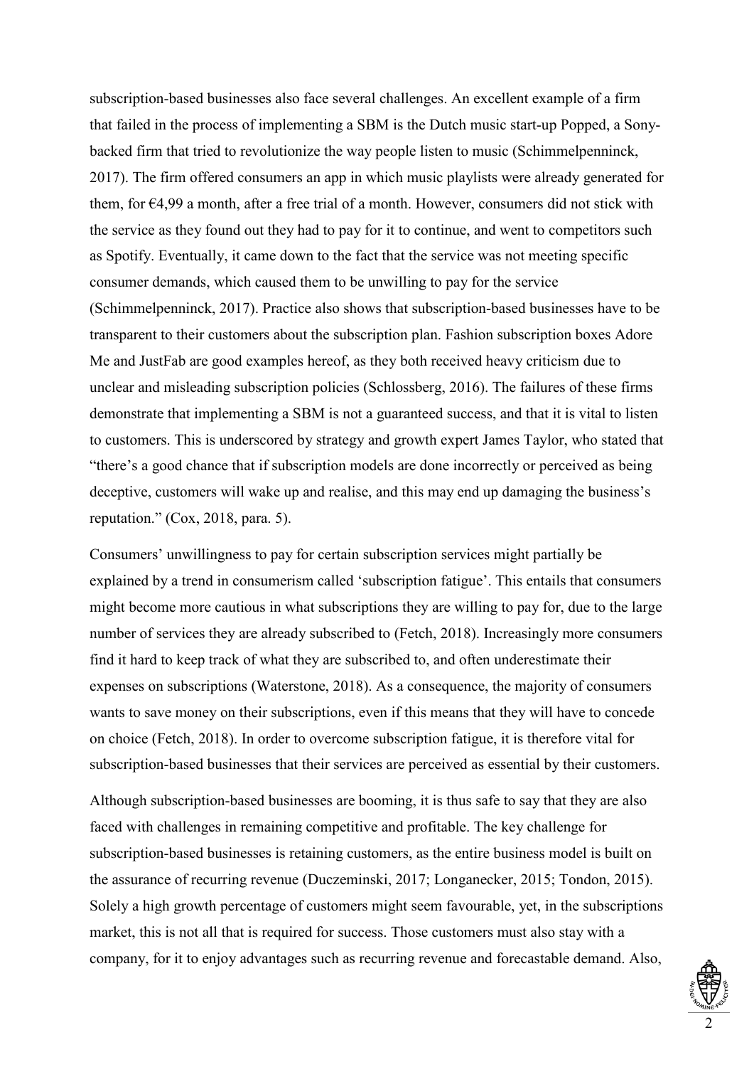subscription-based businesses also face several challenges. An excellent example of a firm that failed in the process of implementing a SBM is the Dutch music start-up Popped, a Sony-backed firm that tried to revolutionize the way people listen to music (Schimmelpenninck, 2017). The firm offered consumers an app in which music playlists were already generated for them, for €4,99 a month, after a free trial of a month. However, consumers did not stick with the service as they found out they had to pay for it to continue, and went to competitors such as Spotify. Eventually, it came down to the fact that the service was not meeting specific consumer demands, which caused them to be unwilling to pay for the service (Schimmelpenninck, 2017). Practice also shows that subscription-based businesses have to be transparent to their customers about the subscription plan. Fashion subscription boxes Adore Me and JustFab are good examples hereof, as they both received heavy criticism due to unclear and misleading subscription policies (Schlossberg, 2016). The failures of these firms demonstrate that implementing a SBM is not a guaranteed success, and that it is vital to listen to customers. This is underscored by strategy and growth expert James Taylor, who stated that "there's a good chance that if subscription models are done incorrectly or perceived as being deceptive, customers will wake up and realise, and this may end up damaging the business's reputation." (Cox, 2018, para. 5).

Consumers' unwillingness to pay for certain subscription services might partially be explained by a trend in consumerism called 'subscription fatigue'. This entails that consumers might become more cautious in what subscriptions they are willing to pay for, due to the large number of services they are already subscribed to (Fetch, 2018). Increasingly more consumers find it hard to keep track of what they are subscribed to, and often underestimate their expenses on subscriptions (Waterstone, 2018). As a consequence, the majority of consumers wants to save money on their subscriptions, even if this means that they will have to concede on choice (Fetch, 2018). In order to overcome subscription fatigue, it is therefore vital for subscription-based businesses that their services are perceived as essential by their customers.

Although subscription-based businesses are booming, it is thus safe to say that they are also faced with challenges in remaining competitive and profitable. The key challenge for subscription-based businesses is retaining customers, as the entire business model is built on the assurance of recurring revenue (Duczeminski, 2017; Longanecker, 2015; Tondon, 2015). Solely a high growth percentage of customers might seem favourable, yet, in the subscriptions market, this is not all that is required for success. Those customers must also stay with a company, for it to enjoy advantages such as recurring revenue and forecastable demand. Also,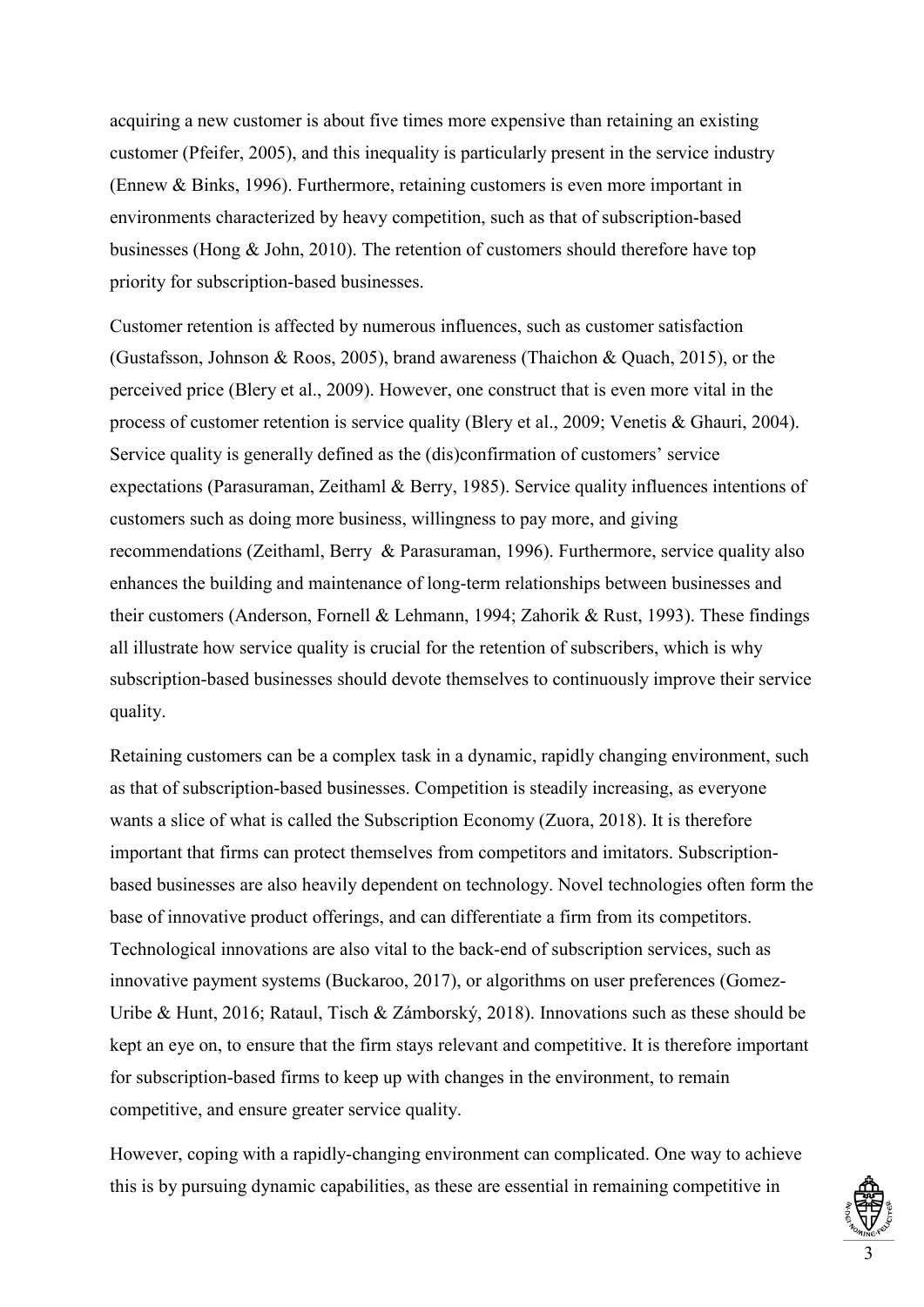acquiring a new customer is about five times more expensive than retaining an existing customer (Pfeifer, 2005), and this inequality is particularly present in the service industry (Ennew & Binks, 1996). Furthermore, retaining customers is even more important in environments characterized by heavy competition, such as that of subscription-based businesses (Hong & John, 2010). The retention of customers should therefore have top priority for subscription-based businesses.

Customer retention is affected by numerous influences, such as customer satisfaction (Gustafsson, Johnson & Roos, 2005), brand awareness (Thaichon & Quach, 2015), or the perceived price (Blery et al., 2009). However, one construct that is even more vital in the process of customer retention is service quality (Blery et al., 2009; Venetis & Ghauri, 2004). Service quality is generally defined as the (dis)confirmation of customers' service expectations (Parasuraman, Zeithaml & Berry, 1985). Service quality influences intentions of customers such as doing more business, willingness to pay more, and giving recommendations (Zeithaml, Berry & Parasuraman, 1996). Furthermore, service quality also enhances the building and maintenance of long-term relationships between businesses and their customers (Anderson, Fornell & Lehmann, 1994; Zahorik & Rust, 1993). These findings all illustrate how service quality is crucial for the retention of subscribers, which is why subscription-based businesses should devote themselves to continuously improve their service quality.

Retaining customers can be a complex task in a dynamic, rapidly changing environment, such as that of subscription-based businesses. Competition is steadily increasing, as everyone wants a slice of what is called the Subscription Economy (Zuora, 2018). It is therefore important that firms can protect themselves from competitors and imitators. Subscription-based businesses are also heavily dependent on technology. Novel technologies often form the base of innovative product offerings, and can differentiate a firm from its competitors. Technological innovations are also vital to the back-end of subscription services, such as innovative payment systems (Buckaroo, 2017), or algorithms on user preferences (Gomez-Uribe & Hunt, 2016; Rataul, Tisch & Zámborský, 2018). Innovations such as these should be kept an eye on, to ensure that the firm stays relevant and competitive. It is therefore important for subscription-based firms to keep up with changes in the environment, to remain competitive, and ensure greater service quality.

However, coping with a rapidly-changing environment can complicated. One way to achieve this is by pursuing dynamic capabilities, as these are essential in remaining competitive in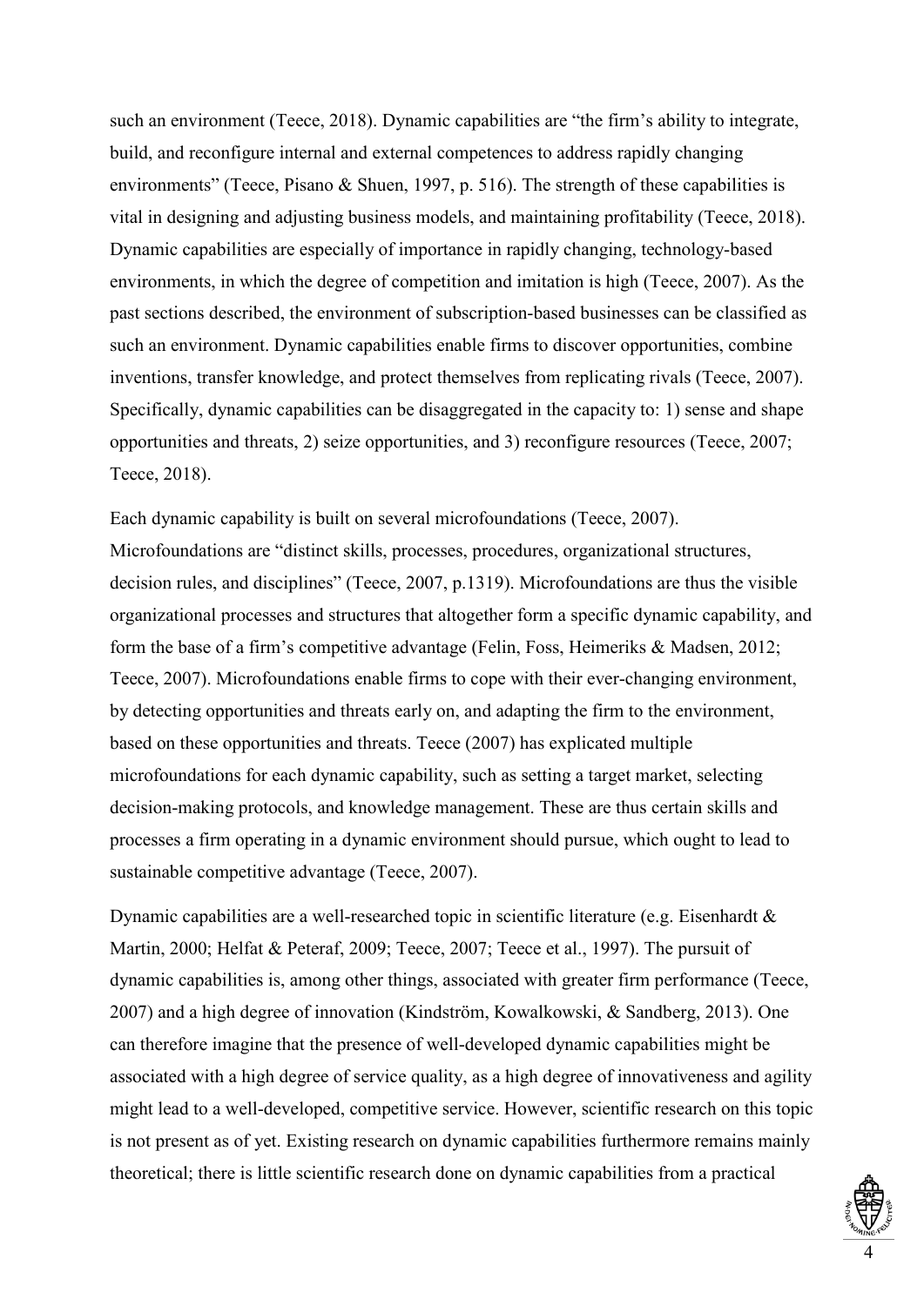such an environment (Teece, 2018). Dynamic capabilities are "the firm's ability to integrate, build, and reconfigure internal and external competences to address rapidly changing environments" (Teece, Pisano & Shuen, 1997, p. 516). The strength of these capabilities is vital in designing and adjusting business models, and maintaining profitability (Teece, 2018). Dynamic capabilities are especially of importance in rapidly changing, technology-based environments, in which the degree of competition and imitation is high (Teece, 2007). As the past sections described, the environment of subscription-based businesses can be classified as such an environment. Dynamic capabilities enable firms to discover opportunities, combine inventions, transfer knowledge, and protect themselves from replicating rivals (Teece, 2007). Specifically, dynamic capabilities can be disaggregated in the capacity to: 1) sense and shape opportunities and threats, 2) seize opportunities, and 3) reconfigure resources (Teece, 2007; Teece, 2018).

Each dynamic capability is built on several microfoundations (Teece, 2007). Microfoundations are "distinct skills, processes, procedures, organizational structures, decision rules, and disciplines" (Teece, 2007, p.1319). Microfoundations are thus the visible organizational processes and structures that altogether form a specific dynamic capability, and form the base of a firm's competitive advantage (Felin, Foss, Heimeriks & Madsen, 2012; Teece, 2007). Microfoundations enable firms to cope with their ever-changing environment, by detecting opportunities and threats early on, and adapting the firm to the environment, based on these opportunities and threats. Teece (2007) has explicated multiple microfoundations for each dynamic capability, such as setting a target market, selecting decision-making protocols, and knowledge management. These are thus certain skills and processes a firm operating in a dynamic environment should pursue, which ought to lead to sustainable competitive advantage (Teece, 2007).

Dynamic capabilities are a well-researched topic in scientific literature (e.g. Eisenhardt & Martin, 2000; Helfat & Peteraf, 2009; Teece, 2007; Teece et al., 1997). The pursuit of dynamic capabilities is, among other things, associated with greater firm performance (Teece, 2007) and a high degree of innovation (Kindström, Kowalkowski, & Sandberg, 2013). One can therefore imagine that the presence of well-developed dynamic capabilities might be associated with a high degree of service quality, as a high degree of innovativeness and agility might lead to a well-developed, competitive service. However, scientific research on this topic is not present as of yet. Existing research on dynamic capabilities furthermore remains mainly theoretical; there is little scientific research done on dynamic capabilities from a practical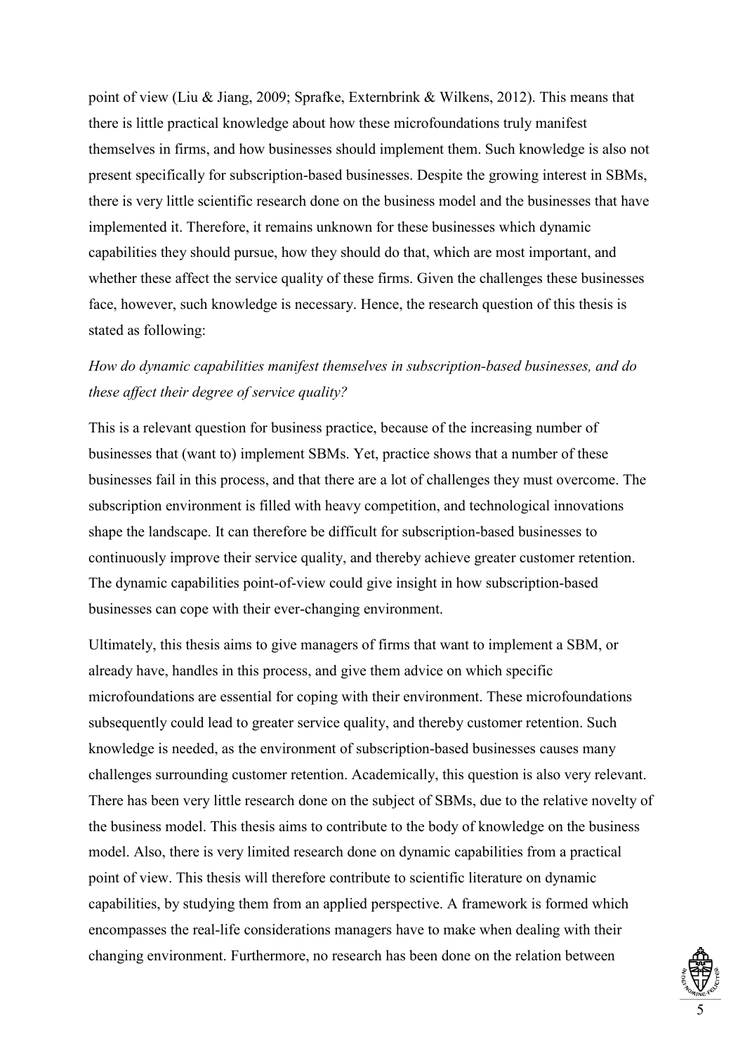point of view (Liu & Jiang, 2009; Sprafke, Externbrink & Wilkens, 2012). This means that there is little practical knowledge about how these microfoundations truly manifest themselves in firms, and how businesses should implement them. Such knowledge is also not present specifically for subscription-based businesses. Despite the growing interest in SBMs, there is very little scientific research done on the business model and the businesses that have implemented it. Therefore, it remains unknown for these businesses which dynamic capabilities they should pursue, how they should do that, which are most important, and whether these affect the service quality of these firms. Given the challenges these businesses face, however, such knowledge is necessary. Hence, the research question of this thesis is stated as following:

*How do dynamic capabilities manifest themselves in subscription-based businesses, and do these affect their degree of service quality?*

This is a relevant question for business practice, because of the increasing number of businesses that (want to) implement SBMs. Yet, practice shows that a number of these businesses fail in this process, and that there are a lot of challenges they must overcome. The subscription environment is filled with heavy competition, and technological innovations shape the landscape. It can therefore be difficult for subscription-based businesses to continuously improve their service quality, and thereby achieve greater customer retention. The dynamic capabilities point-of-view could give insight in how subscription-based businesses can cope with their ever-changing environment.

Ultimately, this thesis aims to give managers of firms that want to implement a SBM, or already have, handles in this process, and give them advice on which specific microfoundations are essential for coping with their environment. These microfoundations subsequently could lead to greater service quality, and thereby customer retention. Such knowledge is needed, as the environment of subscription-based businesses causes many challenges surrounding customer retention. Academically, this question is also very relevant. There has been very little research done on the subject of SBMs, due to the relative novelty of the business model. This thesis aims to contribute to the body of knowledge on the business model. Also, there is very limited research done on dynamic capabilities from a practical point of view. This thesis will therefore contribute to scientific literature on dynamic capabilities, by studying them from an applied perspective. A framework is formed which encompasses the real-life considerations managers have to make when dealing with their changing environment. Furthermore, no research has been done on the relation between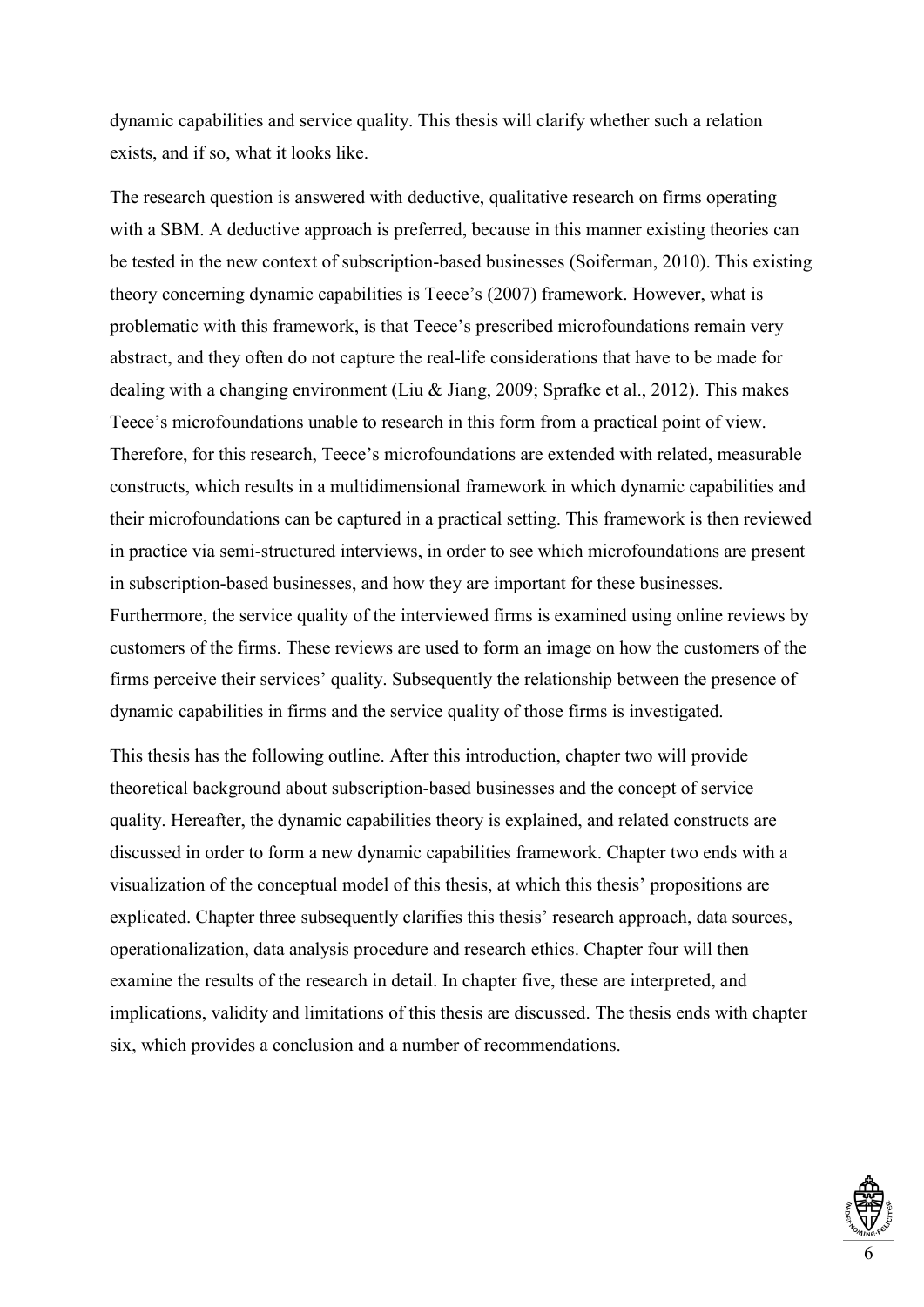dynamic capabilities and service quality. This thesis will clarify whether such a relation exists, and if so, what it looks like.

The research question is answered with deductive, qualitative research on firms operating with a SBM. A deductive approach is preferred, because in this manner existing theories can be tested in the new context of subscription-based businesses (Soiferman, 2010). This existing theory concerning dynamic capabilities is Teece's (2007) framework. However, what is problematic with this framework, is that Teece's prescribed microfoundations remain very abstract, and they often do not capture the real-life considerations that have to be made for dealing with a changing environment (Liu & Jiang, 2009; Sprafke et al., 2012). This makes Teece's microfoundations unable to research in this form from a practical point of view. Therefore, for this research, Teece's microfoundations are extended with related, measurable constructs, which results in a multidimensional framework in which dynamic capabilities and their microfoundations can be captured in a practical setting. This framework is then reviewed in practice via semi-structured interviews, in order to see which microfoundations are present in subscription-based businesses, and how they are important for these businesses. Furthermore, the service quality of the interviewed firms is examined using online reviews by customers of the firms. These reviews are used to form an image on how the customers of the firms perceive their services' quality. Subsequently the relationship between the presence of dynamic capabilities in firms and the service quality of those firms is investigated.

This thesis has the following outline. After this introduction, chapter two will provide theoretical background about subscription-based businesses and the concept of service quality. Hereafter, the dynamic capabilities theory is explained, and related constructs are discussed in order to form a new dynamic capabilities framework. Chapter two ends with a visualization of the conceptual model of this thesis, at which this thesis' propositions are explicated. Chapter three subsequently clarifies this thesis' research approach, data sources, operationalization, data analysis procedure and research ethics. Chapter four will then examine the results of the research in detail. In chapter five, these are interpreted, and implications, validity and limitations of this thesis are discussed. The thesis ends with chapter six, which provides a conclusion and a number of recommendations.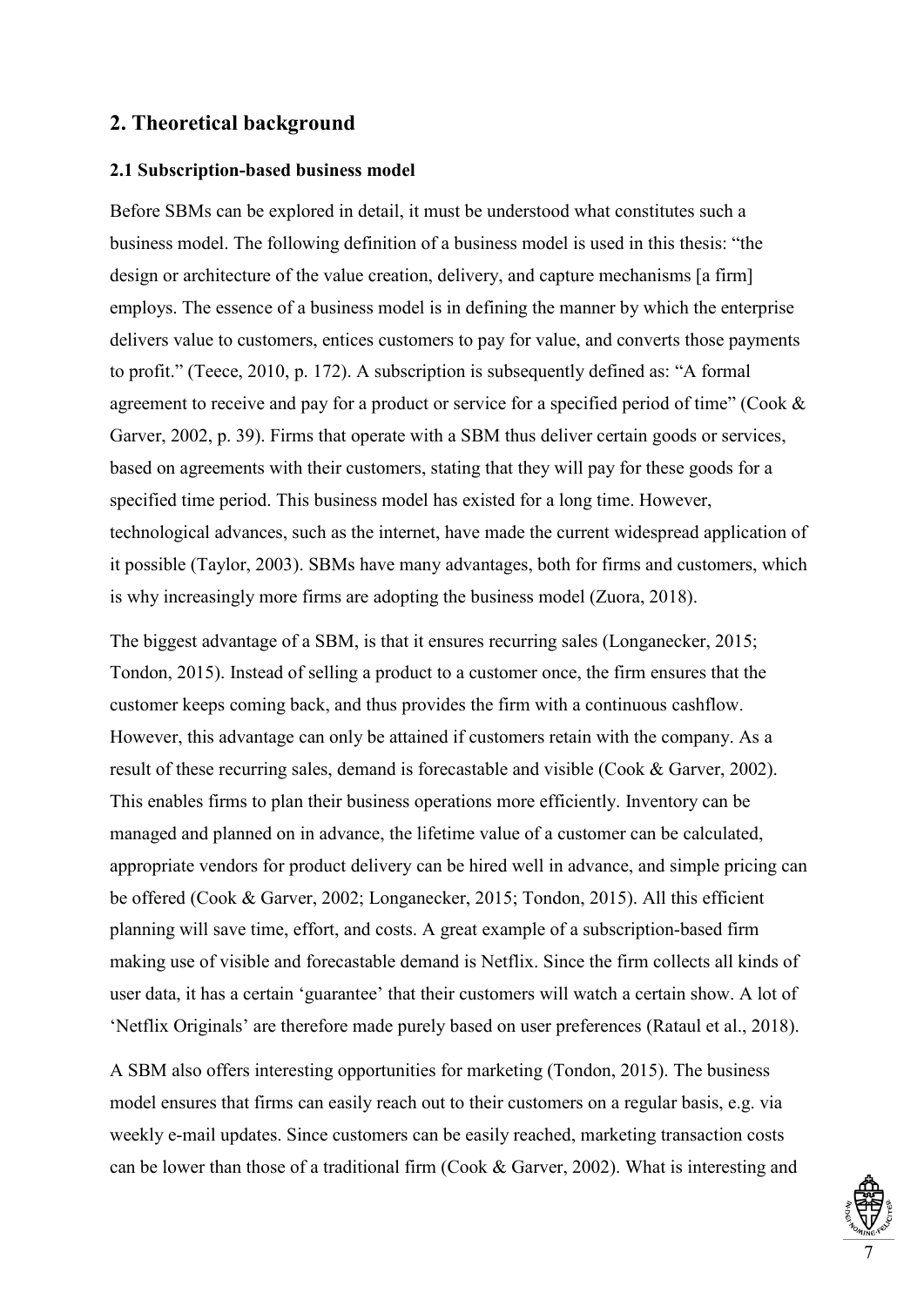## 2. Theoretical background

### 2.1 Subscription-based business model

Before SBMs can be explored in detail, it must be understood what constitutes such a business model. The following definition of a business model is used in this thesis: "the design or architecture of the value creation, delivery, and capture mechanisms [a firm] employs. The essence of a business model is in defining the manner by which the enterprise delivers value to customers, entices customers to pay for value, and converts those payments to profit." (Teece, 2010, p. 172). A subscription is subsequently defined as: "A formal agreement to receive and pay for a product or service for a specified period of time" (Cook & Garver, 2002, p. 39). Firms that operate with a SBM thus deliver certain goods or services, based on agreements with their customers, stating that they will pay for these goods for a specified time period. This business model has existed for a long time. However, technological advances, such as the internet, have made the current widespread application of it possible (Taylor, 2003). SBMs have many advantages, both for firms and customers, which is why increasingly more firms are adopting the business model (Zuora, 2018).

The biggest advantage of a SBM, is that it ensures recurring sales (Longanecker, 2015; Tondon, 2015). Instead of selling a product to a customer once, the firm ensures that the customer keeps coming back, and thus provides the firm with a continuous cashflow. However, this advantage can only be attained if customers retain with the company. As a result of these recurring sales, demand is forecastable and visible (Cook & Garver, 2002). This enables firms to plan their business operations more efficiently. Inventory can be managed and planned on in advance, the lifetime value of a customer can be calculated, appropriate vendors for product delivery can be hired well in advance, and simple pricing can be offered (Cook & Garver, 2002; Longanecker, 2015; Tondon, 2015). All this efficient planning will save time, effort, and costs. A great example of a subscription-based firm making use of visible and forecastable demand is Netflix. Since the firm collects all kinds of user data, it has a certain 'guarantee' that their customers will watch a certain show. A lot of 'Netflix Originals' are therefore made purely based on user preferences (Rataul et al., 2018).

A SBM also offers interesting opportunities for marketing (Tondon, 2015). The business model ensures that firms can easily reach out to their customers on a regular basis, e.g. via weekly e-mail updates. Since customers can be easily reached, marketing transaction costs can be lower than those of a traditional firm (Cook & Garver, 2002). What is interesting and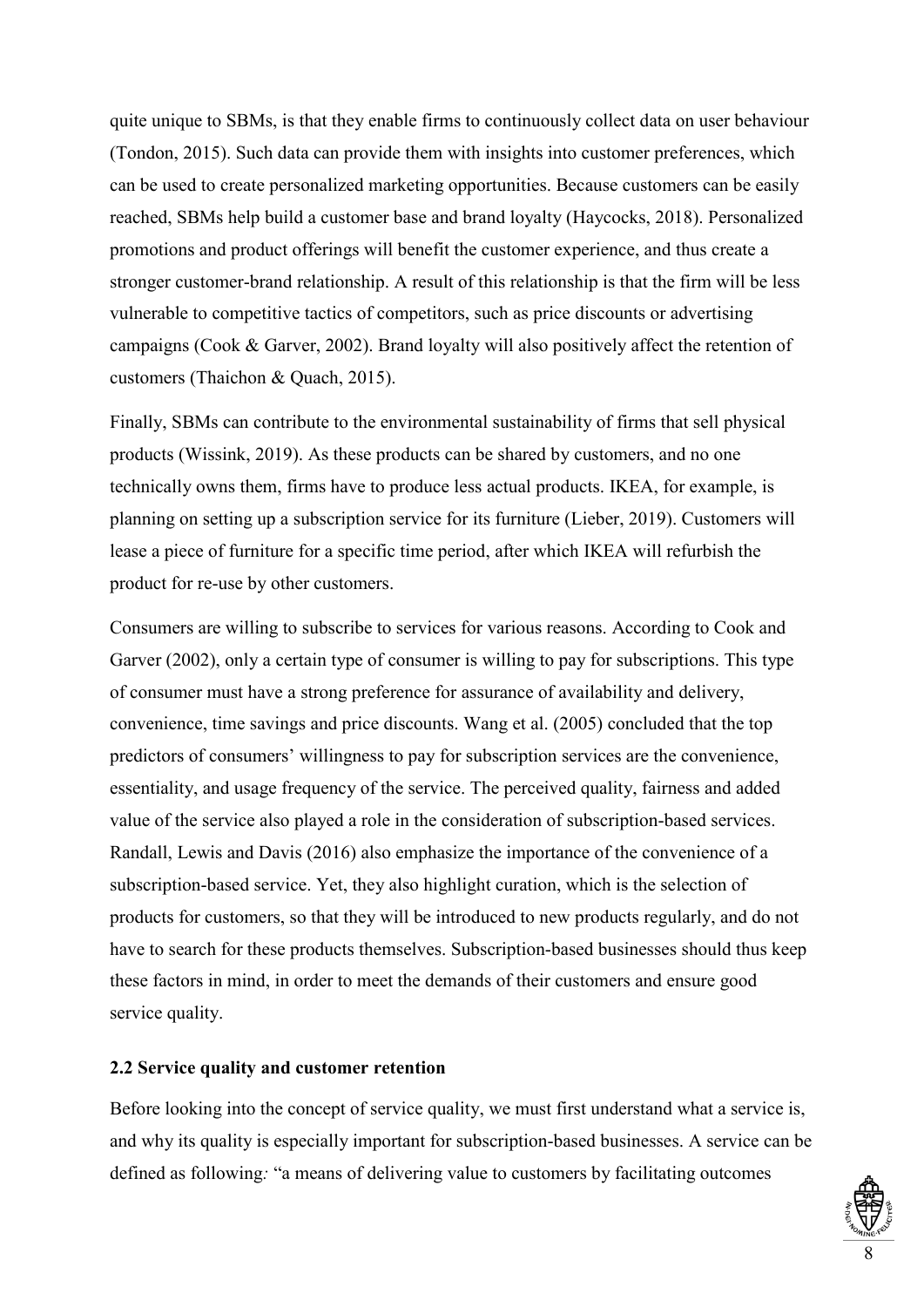quite unique to SBMs, is that they enable firms to continuously collect data on user behaviour (Tondon, 2015). Such data can provide them with insights into customer preferences, which can be used to create personalized marketing opportunities. Because customers can be easily reached, SBMs help build a customer base and brand loyalty (Haycocks, 2018). Personalized promotions and product offerings will benefit the customer experience, and thus create a stronger customer-brand relationship. A result of this relationship is that the firm will be less vulnerable to competitive tactics of competitors, such as price discounts or advertising campaigns (Cook & Garver, 2002). Brand loyalty will also positively affect the retention of customers (Thaichon & Quach, 2015).

Finally, SBMs can contribute to the environmental sustainability of firms that sell physical products (Wissink, 2019). As these products can be shared by customers, and no one technically owns them, firms have to produce less actual products. IKEA, for example, is planning on setting up a subscription service for its furniture (Lieber, 2019). Customers will lease a piece of furniture for a specific time period, after which IKEA will refurbish the product for re-use by other customers.

Consumers are willing to subscribe to services for various reasons. According to Cook and Garver (2002), only a certain type of consumer is willing to pay for subscriptions. This type of consumer must have a strong preference for assurance of availability and delivery, convenience, time savings and price discounts. Wang et al. (2005) concluded that the top predictors of consumers' willingness to pay for subscription services are the convenience, essentiality, and usage frequency of the service. The perceived quality, fairness and added value of the service also played a role in the consideration of subscription-based services. Randall, Lewis and Davis (2016) also emphasize the importance of the convenience of a subscription-based service. Yet, they also highlight curation, which is the selection of products for customers, so that they will be introduced to new products regularly, and do not have to search for these products themselves. Subscription-based businesses should thus keep these factors in mind, in order to meet the demands of their customers and ensure good service quality.

### 2.2 Service quality and customer retention

Before looking into the concept of service quality, we must first understand what a service is, and why its quality is especially important for subscription-based businesses. A service can be defined as following: "a means of delivering value to customers by facilitating outcomes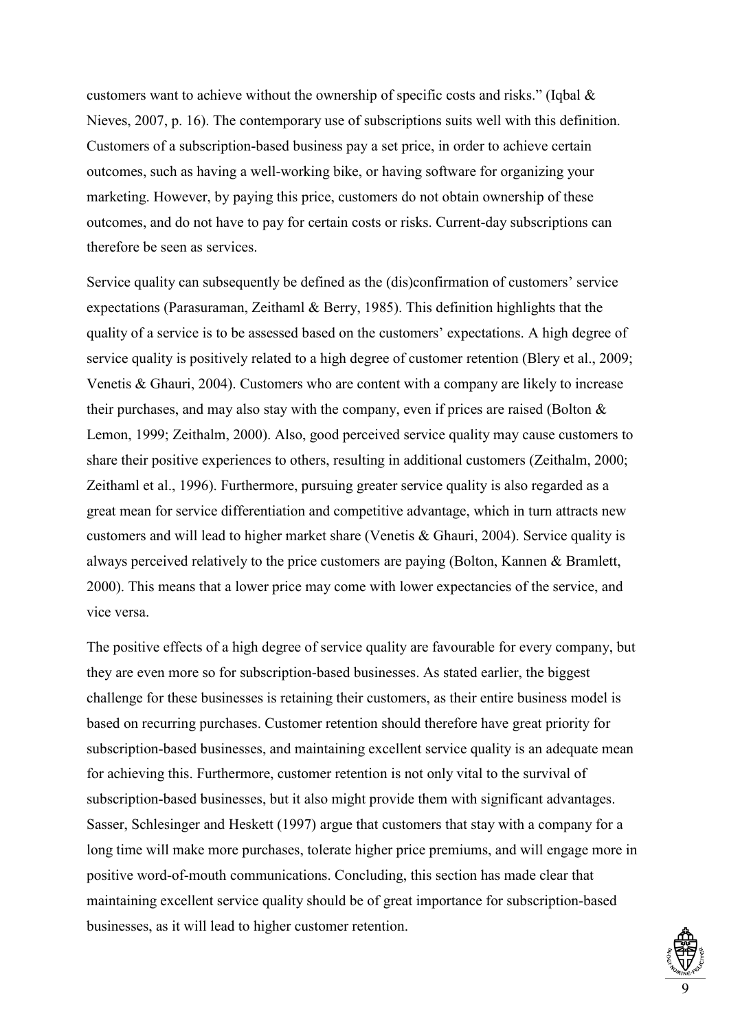customers want to achieve without the ownership of specific costs and risks." (Iqbal & Nieves, 2007, p. 16). The contemporary use of subscriptions suits well with this definition. Customers of a subscription-based business pay a set price, in order to achieve certain outcomes, such as having a well-working bike, or having software for organizing your marketing. However, by paying this price, customers do not obtain ownership of these outcomes, and do not have to pay for certain costs or risks. Current-day subscriptions can therefore be seen as services.

Service quality can subsequently be defined as the (dis)confirmation of customers' service expectations (Parasuraman, Zeithaml & Berry, 1985). This definition highlights that the quality of a service is to be assessed based on the customers' expectations. A high degree of service quality is positively related to a high degree of customer retention (Blery et al., 2009; Venetis & Ghauri, 2004). Customers who are content with a company are likely to increase their purchases, and may also stay with the company, even if prices are raised (Bolton & Lemon, 1999; Zeithalm, 2000). Also, good perceived service quality may cause customers to share their positive experiences to others, resulting in additional customers (Zeithalm, 2000; Zeithaml et al., 1996). Furthermore, pursuing greater service quality is also regarded as a great mean for service differentiation and competitive advantage, which in turn attracts new customers and will lead to higher market share (Venetis & Ghauri, 2004). Service quality is always perceived relatively to the price customers are paying (Bolton, Kannen & Bramlett, 2000). This means that a lower price may come with lower expectancies of the service, and vice versa.

The positive effects of a high degree of service quality are favourable for every company, but they are even more so for subscription-based businesses. As stated earlier, the biggest challenge for these businesses is retaining their customers, as their entire business model is based on recurring purchases. Customer retention should therefore have great priority for subscription-based businesses, and maintaining excellent service quality is an adequate mean for achieving this. Furthermore, customer retention is not only vital to the survival of subscription-based businesses, but it also might provide them with significant advantages. Sasser, Schlesinger and Heskett (1997) argue that customers that stay with a company for a long time will make more purchases, tolerate higher price premiums, and will engage more in positive word-of-mouth communications. Concluding, this section has made clear that maintaining excellent service quality should be of great importance for subscription-based businesses, as it will lead to higher customer retention.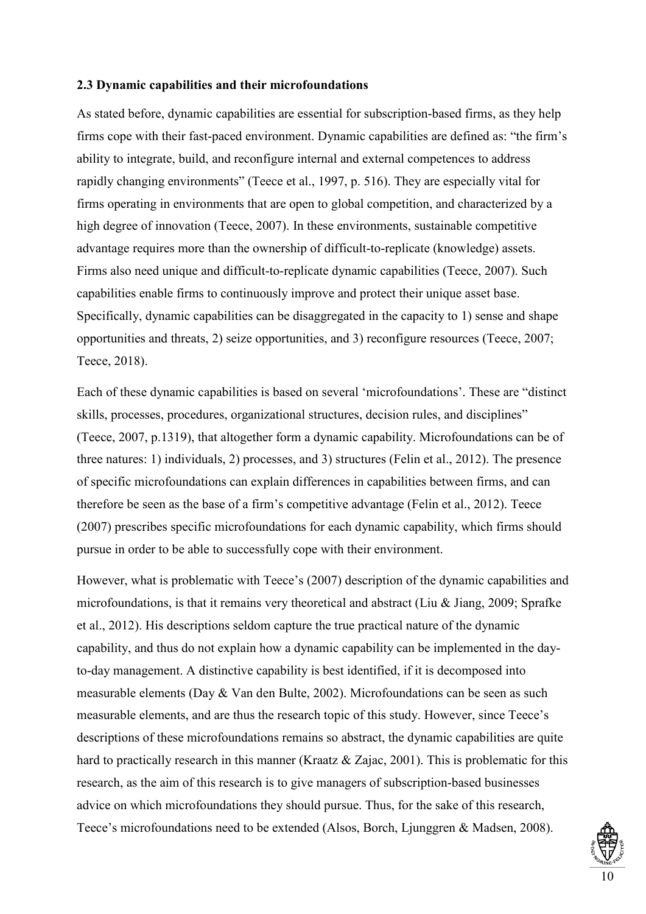### 2.3 Dynamic capabilities and their microfoundations

As stated before, dynamic capabilities are essential for subscription-based firms, as they help firms cope with their fast-paced environment. Dynamic capabilities are defined as: "the firm's ability to integrate, build, and reconfigure internal and external competences to address rapidly changing environments" (Teece et al., 1997, p. 516). They are especially vital for firms operating in environments that are open to global competition, and characterized by a high degree of innovation (Teece, 2007). In these environments, sustainable competitive advantage requires more than the ownership of difficult-to-replicate (knowledge) assets. Firms also need unique and difficult-to-replicate dynamic capabilities (Teece, 2007). Such capabilities enable firms to continuously improve and protect their unique asset base. Specifically, dynamic capabilities can be disaggregated in the capacity to 1) sense and shape opportunities and threats, 2) seize opportunities, and 3) reconfigure resources (Teece, 2007; Teece, 2018).

Each of these dynamic capabilities is based on several 'microfoundations'. These are "distinct skills, processes, procedures, organizational structures, decision rules, and disciplines" (Teece, 2007, p.1319), that altogether form a dynamic capability. Microfoundations can be of three natures: 1) individuals, 2) processes, and 3) structures (Felin et al., 2012). The presence of specific microfoundations can explain differences in capabilities between firms, and can therefore be seen as the base of a firm's competitive advantage (Felin et al., 2012). Teece (2007) prescribes specific microfoundations for each dynamic capability, which firms should pursue in order to be able to successfully cope with their environment.

However, what is problematic with Teece's (2007) description of the dynamic capabilities and microfoundations, is that it remains very theoretical and abstract (Liu & Jiang, 2009; Sprafke et al., 2012). His descriptions seldom capture the true practical nature of the dynamic capability, and thus do not explain how a dynamic capability can be implemented in the day-to-day management. A distinctive capability is best identified, if it is decomposed into measurable elements (Day & Van den Bulte, 2002). Microfoundations can be seen as such measurable elements, and are thus the research topic of this study. However, since Teece's descriptions of these microfoundations remains so abstract, the dynamic capabilities are quite hard to practically research in this manner (Kraatz & Zajac, 2001). This is problematic for this research, as the aim of this research is to give managers of subscription-based businesses advice on which microfoundations they should pursue. Thus, for the sake of this research, Teece's microfoundations need to be extended (Alsos, Borch, Ljunggren & Madsen, 2008).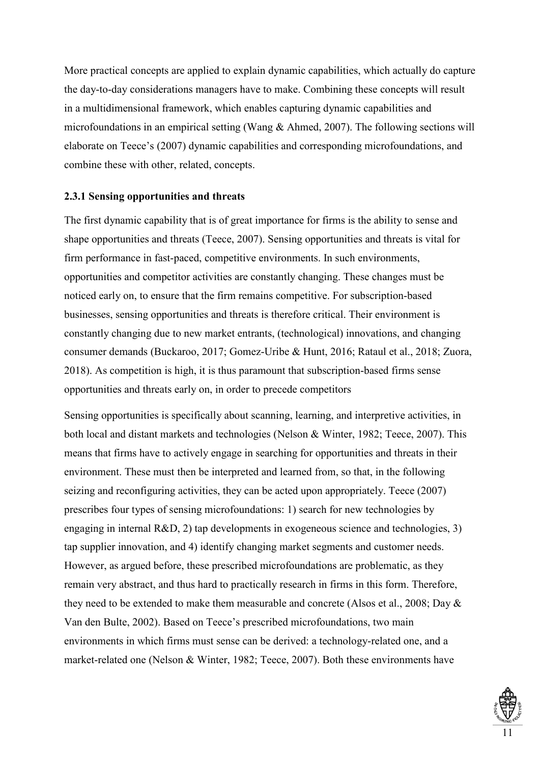More practical concepts are applied to explain dynamic capabilities, which actually do capture the day-to-day considerations managers have to make. Combining these concepts will result in a multidimensional framework, which enables capturing dynamic capabilities and microfoundations in an empirical setting (Wang & Ahmed, 2007). The following sections will elaborate on Teece's (2007) dynamic capabilities and corresponding microfoundations, and combine these with other, related, concepts.

### 2.3.1 Sensing opportunities and threats

The first dynamic capability that is of great importance for firms is the ability to sense and shape opportunities and threats (Teece, 2007). Sensing opportunities and threats is vital for firm performance in fast-paced, competitive environments. In such environments, opportunities and competitor activities are constantly changing. These changes must be noticed early on, to ensure that the firm remains competitive. For subscription-based businesses, sensing opportunities and threats is therefore critical. Their environment is constantly changing due to new market entrants, (technological) innovations, and changing consumer demands (Buckaroo, 2017; Gomez-Uribe & Hunt, 2016; Rataul et al., 2018; Zuora, 2018). As competition is high, it is thus paramount that subscription-based firms sense opportunities and threats early on, in order to precede competitors

Sensing opportunities is specifically about scanning, learning, and interpretive activities, in both local and distant markets and technologies (Nelson & Winter, 1982; Teece, 2007). This means that firms have to actively engage in searching for opportunities and threats in their environment. These must then be interpreted and learned from, so that, in the following seizing and reconfiguring activities, they can be acted upon appropriately. Teece (2007) prescribes four types of sensing microfoundations: 1) search for new technologies by engaging in internal R&D, 2) tap developments in exogeneous science and technologies, 3) tap supplier innovation, and 4) identify changing market segments and customer needs. However, as argued before, these prescribed microfoundations are problematic, as they remain very abstract, and thus hard to practically research in firms in this form. Therefore, they need to be extended to make them measurable and concrete (Alsos et al., 2008; Day & Van den Bulte, 2002). Based on Teece's prescribed microfoundations, two main environments in which firms must sense can be derived: a technology-related one, and a market-related one (Nelson & Winter, 1982; Teece, 2007). Both these environments have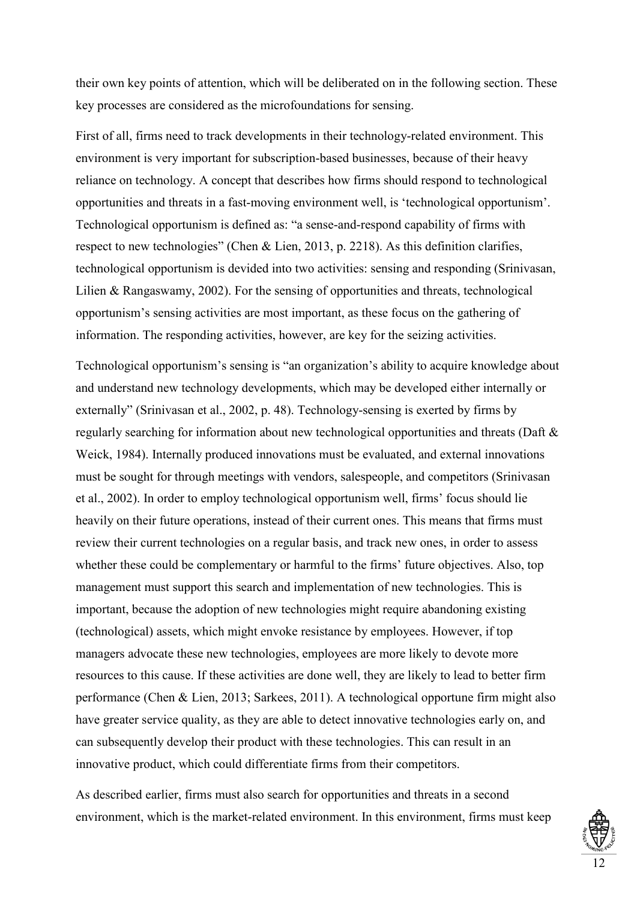their own key points of attention, which will be deliberated on in the following section. These key processes are considered as the microfoundations for sensing.

First of all, firms need to track developments in their technology-related environment. This environment is very important for subscription-based businesses, because of their heavy reliance on technology. A concept that describes how firms should respond to technological opportunities and threats in a fast-moving environment well, is 'technological opportunism'. Technological opportunism is defined as: "a sense-and-respond capability of firms with respect to new technologies" (Chen & Lien, 2013, p. 2218). As this definition clarifies, technological opportunism is devided into two activities: sensing and responding (Srinivasan, Lilien & Rangaswamy, 2002). For the sensing of opportunities and threats, technological opportunism's sensing activities are most important, as these focus on the gathering of information. The responding activities, however, are key for the seizing activities.

Technological opportunism's sensing is "an organization's ability to acquire knowledge about and understand new technology developments, which may be developed either internally or externally" (Srinivasan et al., 2002, p. 48). Technology-sensing is exerted by firms by regularly searching for information about new technological opportunities and threats (Daft & Weick, 1984). Internally produced innovations must be evaluated, and external innovations must be sought for through meetings with vendors, salespeople, and competitors (Srinivasan et al., 2002). In order to employ technological opportunism well, firms' focus should lie heavily on their future operations, instead of their current ones. This means that firms must review their current technologies on a regular basis, and track new ones, in order to assess whether these could be complementary or harmful to the firms' future objectives. Also, top management must support this search and implementation of new technologies. This is important, because the adoption of new technologies might require abandoning existing (technological) assets, which might envoke resistance by employees. However, if top managers advocate these new technologies, employees are more likely to devote more resources to this cause. If these activities are done well, they are likely to lead to better firm performance (Chen & Lien, 2013; Sarkees, 2011). A technological opportune firm might also have greater service quality, as they are able to detect innovative technologies early on, and can subsequently develop their product with these technologies. This can result in an innovative product, which could differentiate firms from their competitors.

As described earlier, firms must also search for opportunities and threats in a second environment, which is the market-related environment. In this environment, firms must keep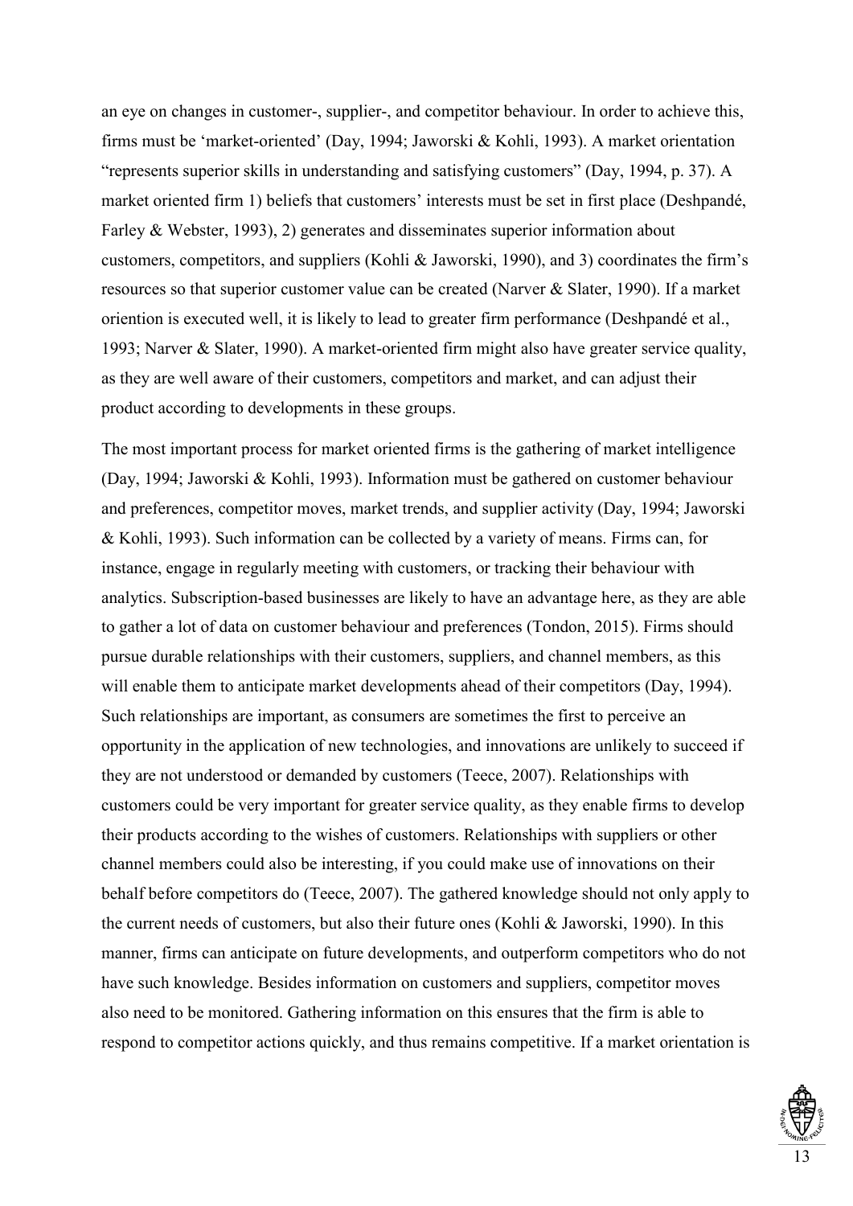an eye on changes in customer-, supplier-, and competitor behaviour. In order to achieve this, firms must be 'market-oriented' (Day, 1994; Jaworski & Kohli, 1993). A market orientation "represents superior skills in understanding and satisfying customers" (Day, 1994, p. 37). A market oriented firm 1) beliefs that customers' interests must be set in first place (Deshpandé, Farley & Webster, 1993), 2) generates and disseminates superior information about customers, competitors, and suppliers (Kohli & Jaworski, 1990), and 3) coordinates the firm's resources so that superior customer value can be created (Narver & Slater, 1990). If a market oriention is executed well, it is likely to lead to greater firm performance (Deshpandé et al., 1993; Narver & Slater, 1990). A market-oriented firm might also have greater service quality, as they are well aware of their customers, competitors and market, and can adjust their product according to developments in these groups.

The most important process for market oriented firms is the gathering of market intelligence (Day, 1994; Jaworski & Kohli, 1993). Information must be gathered on customer behaviour and preferences, competitor moves, market trends, and supplier activity (Day, 1994; Jaworski & Kohli, 1993). Such information can be collected by a variety of means. Firms can, for instance, engage in regularly meeting with customers, or tracking their behaviour with analytics. Subscription-based businesses are likely to have an advantage here, as they are able to gather a lot of data on customer behaviour and preferences (Tondon, 2015). Firms should pursue durable relationships with their customers, suppliers, and channel members, as this will enable them to anticipate market developments ahead of their competitors (Day, 1994). Such relationships are important, as consumers are sometimes the first to perceive an opportunity in the application of new technologies, and innovations are unlikely to succeed if they are not understood or demanded by customers (Teece, 2007). Relationships with customers could be very important for greater service quality, as they enable firms to develop their products according to the wishes of customers. Relationships with suppliers or other channel members could also be interesting, if you could make use of innovations on their behalf before competitors do (Teece, 2007). The gathered knowledge should not only apply to the current needs of customers, but also their future ones (Kohli & Jaworski, 1990). In this manner, firms can anticipate on future developments, and outperform competitors who do not have such knowledge. Besides information on customers and suppliers, competitor moves also need to be monitored. Gathering information on this ensures that the firm is able to respond to competitor actions quickly, and thus remains competitive. If a market orientation is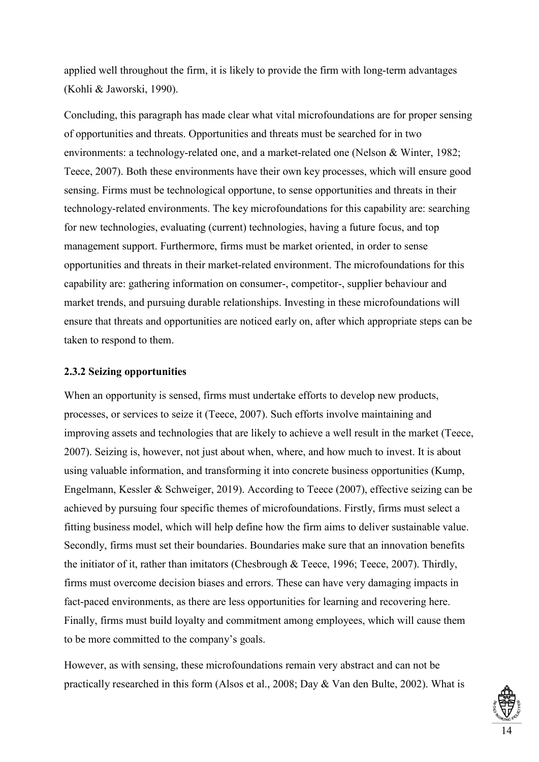applied well throughout the firm, it is likely to provide the firm with long-term advantages (Kohli & Jaworski, 1990).

Concluding, this paragraph has made clear what vital microfoundations are for proper sensing of opportunities and threats. Opportunities and threats must be searched for in two environments: a technology-related one, and a market-related one (Nelson & Winter, 1982; Teece, 2007). Both these environments have their own key processes, which will ensure good sensing. Firms must be technological opportune, to sense opportunities and threats in their technology-related environments. The key microfoundations for this capability are: searching for new technologies, evaluating (current) technologies, having a future focus, and top management support. Furthermore, firms must be market oriented, in order to sense opportunities and threats in their market-related environment. The microfoundations for this capability are: gathering information on consumer-, competitor-, supplier behaviour and market trends, and pursuing durable relationships. Investing in these microfoundations will ensure that threats and opportunities are noticed early on, after which appropriate steps can be taken to respond to them.

### 2.3.2 Seizing opportunities

When an opportunity is sensed, firms must undertake efforts to develop new products, processes, or services to seize it (Teece, 2007). Such efforts involve maintaining and improving assets and technologies that are likely to achieve a well result in the market (Teece, 2007). Seizing is, however, not just about when, where, and how much to invest. It is about using valuable information, and transforming it into concrete business opportunities (Kump, Engelmann, Kessler & Schweiger, 2019). According to Teece (2007), effective seizing can be achieved by pursuing four specific themes of microfoundations. Firstly, firms must select a fitting business model, which will help define how the firm aims to deliver sustainable value. Secondly, firms must set their boundaries. Boundaries make sure that an innovation benefits the initiator of it, rather than imitators (Chesbrough & Teece, 1996; Teece, 2007). Thirdly, firms must overcome decision biases and errors. These can have very damaging impacts in fact-paced environments, as there are less opportunities for learning and recovering here. Finally, firms must build loyalty and commitment among employees, which will cause them to be more committed to the company's goals.

However, as with sensing, these microfoundations remain very abstract and can not be practically researched in this form (Alsos et al., 2008; Day & Van den Bulte, 2002). What is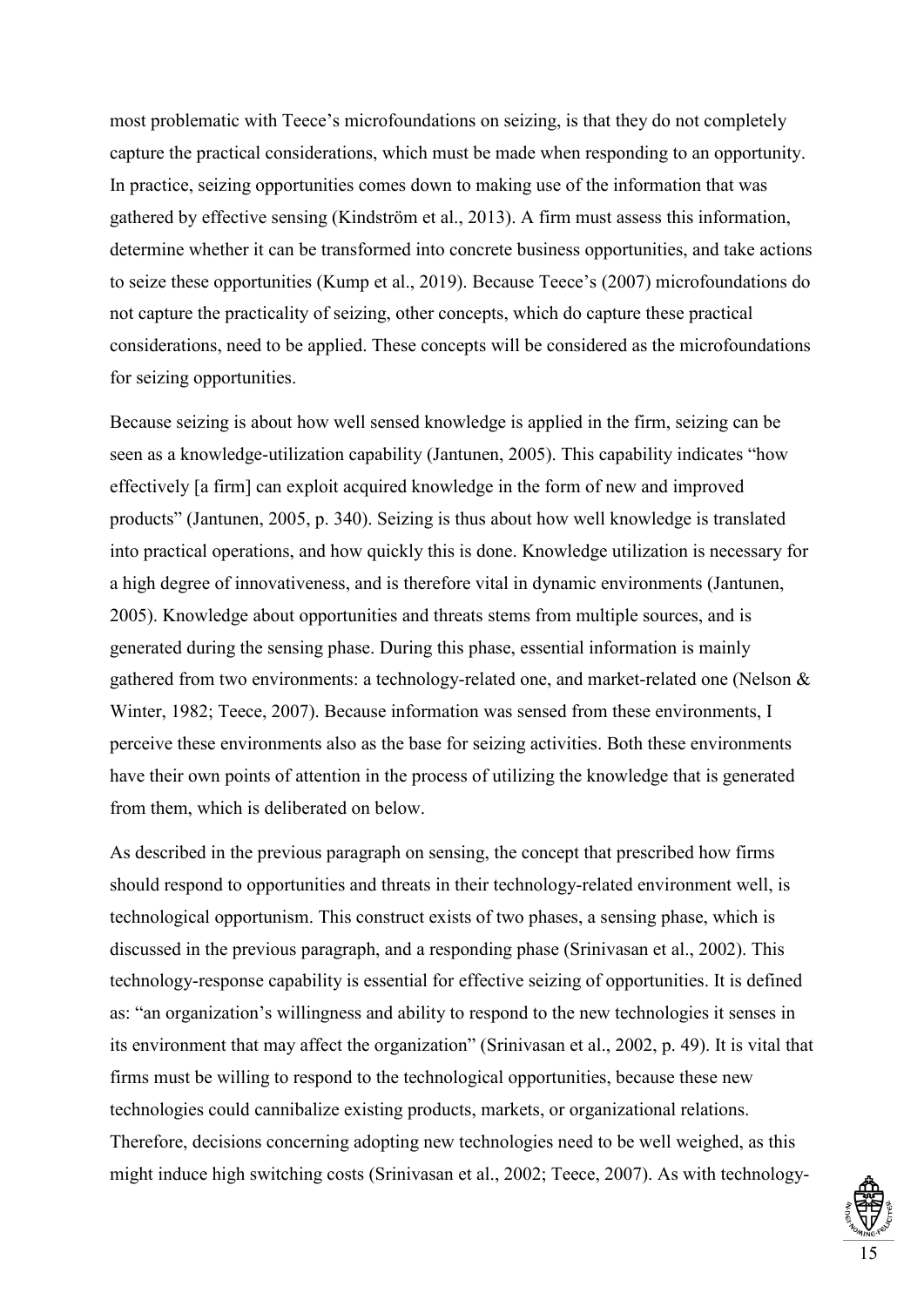most problematic with Teece's microfoundations on seizing, is that they do not completely capture the practical considerations, which must be made when responding to an opportunity. In practice, seizing opportunities comes down to making use of the information that was gathered by effective sensing (Kindström et al., 2013). A firm must assess this information, determine whether it can be transformed into concrete business opportunities, and take actions to seize these opportunities (Kump et al., 2019). Because Teece's (2007) microfoundations do not capture the practicality of seizing, other concepts, which do capture these practical considerations, need to be applied. These concepts will be considered as the microfoundations for seizing opportunities.

Because seizing is about how well sensed knowledge is applied in the firm, seizing can be seen as a knowledge-utilization capability (Jantunen, 2005). This capability indicates "how effectively [a firm] can exploit acquired knowledge in the form of new and improved products" (Jantunen, 2005, p. 340). Seizing is thus about how well knowledge is translated into practical operations, and how quickly this is done. Knowledge utilization is necessary for a high degree of innovativeness, and is therefore vital in dynamic environments (Jantunen, 2005). Knowledge about opportunities and threats stems from multiple sources, and is generated during the sensing phase. During this phase, essential information is mainly gathered from two environments: a technology-related one, and market-related one (Nelson & Winter, 1982; Teece, 2007). Because information was sensed from these environments, I perceive these environments also as the base for seizing activities. Both these environments have their own points of attention in the process of utilizing the knowledge that is generated from them, which is deliberated on below.

As described in the previous paragraph on sensing, the concept that prescribed how firms should respond to opportunities and threats in their technology-related environment well, is technological opportunism. This construct exists of two phases, a sensing phase, which is discussed in the previous paragraph, and a responding phase (Srinivasan et al., 2002). This technology-response capability is essential for effective seizing of opportunities. It is defined as: "an organization's willingness and ability to respond to the new technologies it senses in its environment that may affect the organization" (Srinivasan et al., 2002, p. 49). It is vital that firms must be willing to respond to the technological opportunities, because these new technologies could cannibalize existing products, markets, or organizational relations. Therefore, decisions concerning adopting new technologies need to be well weighed, as this might induce high switching costs (Srinivasan et al., 2002; Teece, 2007). As with technology-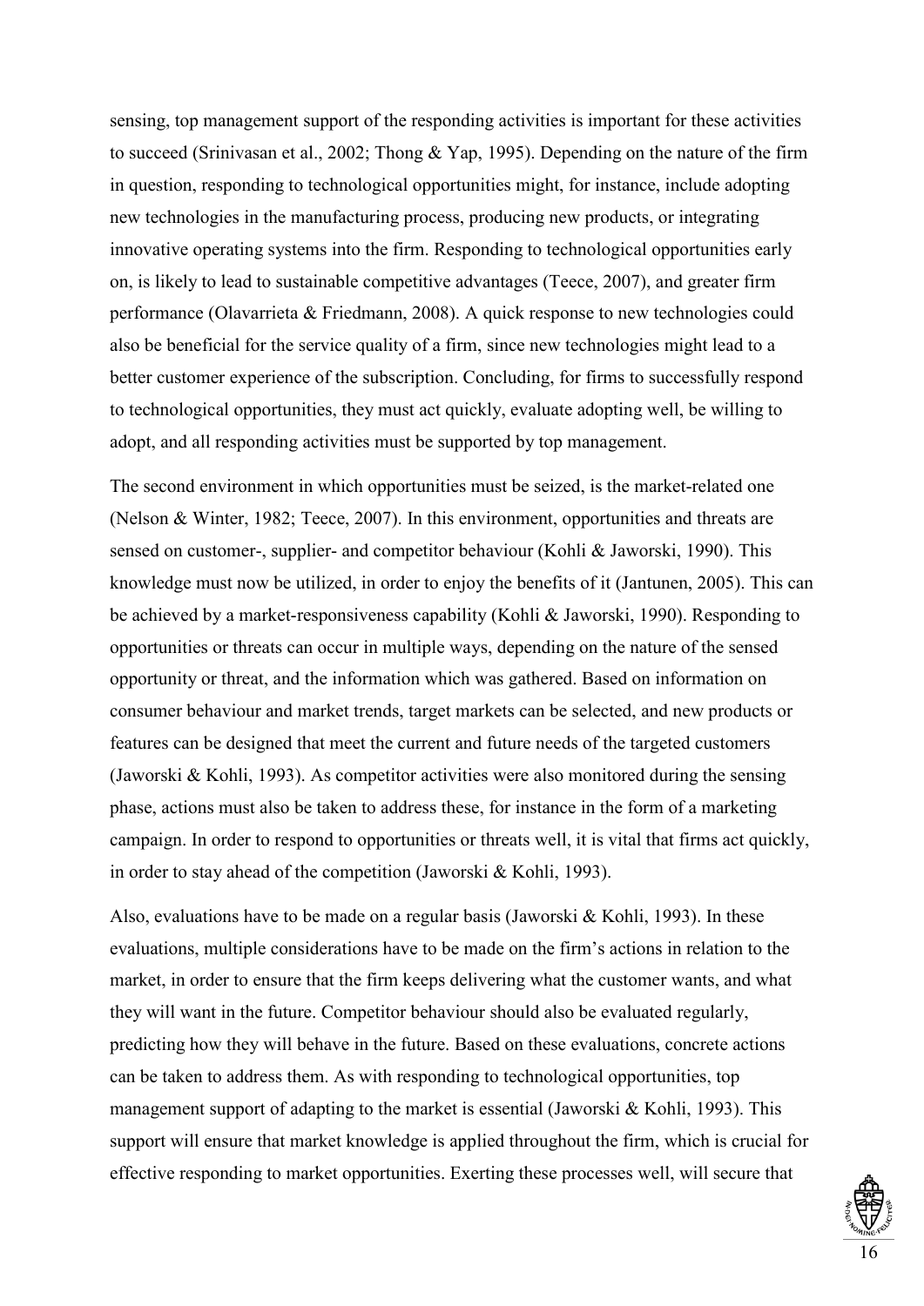sensing, top management support of the responding activities is important for these activities to succeed (Srinivasan et al., 2002; Thong & Yap, 1995). Depending on the nature of the firm in question, responding to technological opportunities might, for instance, include adopting new technologies in the manufacturing process, producing new products, or integrating innovative operating systems into the firm. Responding to technological opportunities early on, is likely to lead to sustainable competitive advantages (Teece, 2007), and greater firm performance (Olavarrieta & Friedmann, 2008). A quick response to new technologies could also be beneficial for the service quality of a firm, since new technologies might lead to a better customer experience of the subscription. Concluding, for firms to successfully respond to technological opportunities, they must act quickly, evaluate adopting well, be willing to adopt, and all responding activities must be supported by top management.

The second environment in which opportunities must be seized, is the market-related one (Nelson & Winter, 1982; Teece, 2007). In this environment, opportunities and threats are sensed on customer-, supplier- and competitor behaviour (Kohli & Jaworski, 1990). This knowledge must now be utilized, in order to enjoy the benefits of it (Jantunen, 2005). This can be achieved by a market-responsiveness capability (Kohli & Jaworski, 1990). Responding to opportunities or threats can occur in multiple ways, depending on the nature of the sensed opportunity or threat, and the information which was gathered. Based on information on consumer behaviour and market trends, target markets can be selected, and new products or features can be designed that meet the current and future needs of the targeted customers (Jaworski & Kohli, 1993). As competitor activities were also monitored during the sensing phase, actions must also be taken to address these, for instance in the form of a marketing campaign. In order to respond to opportunities or threats well, it is vital that firms act quickly, in order to stay ahead of the competition (Jaworski & Kohli, 1993).

Also, evaluations have to be made on a regular basis (Jaworski & Kohli, 1993). In these evaluations, multiple considerations have to be made on the firm's actions in relation to the market, in order to ensure that the firm keeps delivering what the customer wants, and what they will want in the future. Competitor behaviour should also be evaluated regularly, predicting how they will behave in the future. Based on these evaluations, concrete actions can be taken to address them. As with responding to technological opportunities, top management support of adapting to the market is essential (Jaworski & Kohli, 1993). This support will ensure that market knowledge is applied throughout the firm, which is crucial for effective responding to market opportunities. Exerting these processes well, will secure that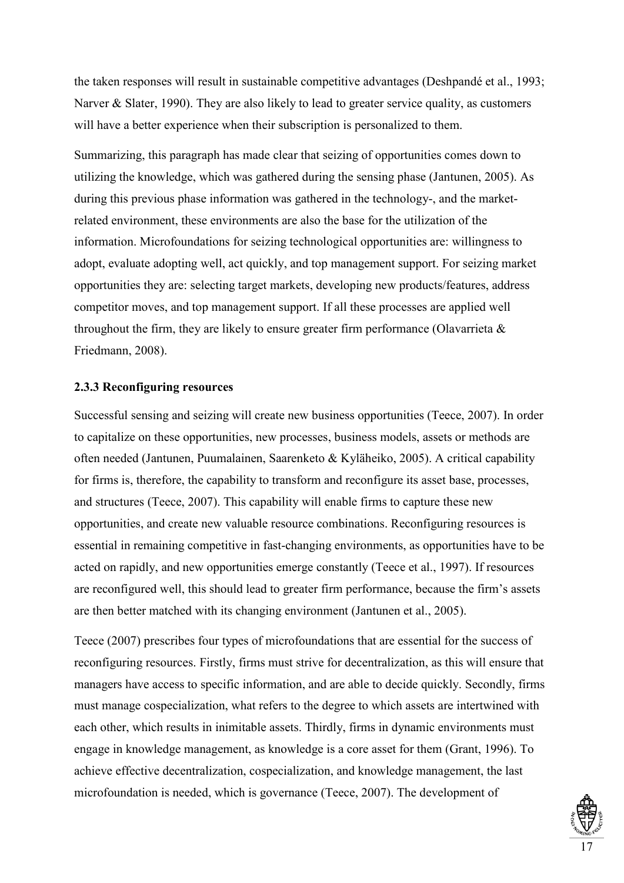the taken responses will result in sustainable competitive advantages (Deshpandé et al., 1993; Narver & Slater, 1990). They are also likely to lead to greater service quality, as customers will have a better experience when their subscription is personalized to them.

Summarizing, this paragraph has made clear that seizing of opportunities comes down to utilizing the knowledge, which was gathered during the sensing phase (Jantunen, 2005). As during this previous phase information was gathered in the technology-, and the market-related environment, these environments are also the base for the utilization of the information. Microfoundations for seizing technological opportunities are: willingness to adopt, evaluate adopting well, act quickly, and top management support. For seizing market opportunities they are: selecting target markets, developing new products/features, address competitor moves, and top management support. If all these processes are applied well throughout the firm, they are likely to ensure greater firm performance (Olavarrieta & Friedmann, 2008).

### 2.3.3 Reconfiguring resources

Successful sensing and seizing will create new business opportunities (Teece, 2007). In order to capitalize on these opportunities, new processes, business models, assets or methods are often needed (Jantunen, Puumalainen, Saarenketo & Kyläheiko, 2005). A critical capability for firms is, therefore, the capability to transform and reconfigure its asset base, processes, and structures (Teece, 2007). This capability will enable firms to capture these new opportunities, and create new valuable resource combinations. Reconfiguring resources is essential in remaining competitive in fast-changing environments, as opportunities have to be acted on rapidly, and new opportunities emerge constantly (Teece et al., 1997). If resources are reconfigured well, this should lead to greater firm performance, because the firm's assets are then better matched with its changing environment (Jantunen et al., 2005).

Teece (2007) prescribes four types of microfoundations that are essential for the success of reconfiguring resources. Firstly, firms must strive for decentralization, as this will ensure that managers have access to specific information, and are able to decide quickly. Secondly, firms must manage cospecialization, what refers to the degree to which assets are intertwined with each other, which results in inimitable assets. Thirdly, firms in dynamic environments must engage in knowledge management, as knowledge is a core asset for them (Grant, 1996). To achieve effective decentralization, cospecialization, and knowledge management, the last microfoundation is needed, which is governance (Teece, 2007). The development of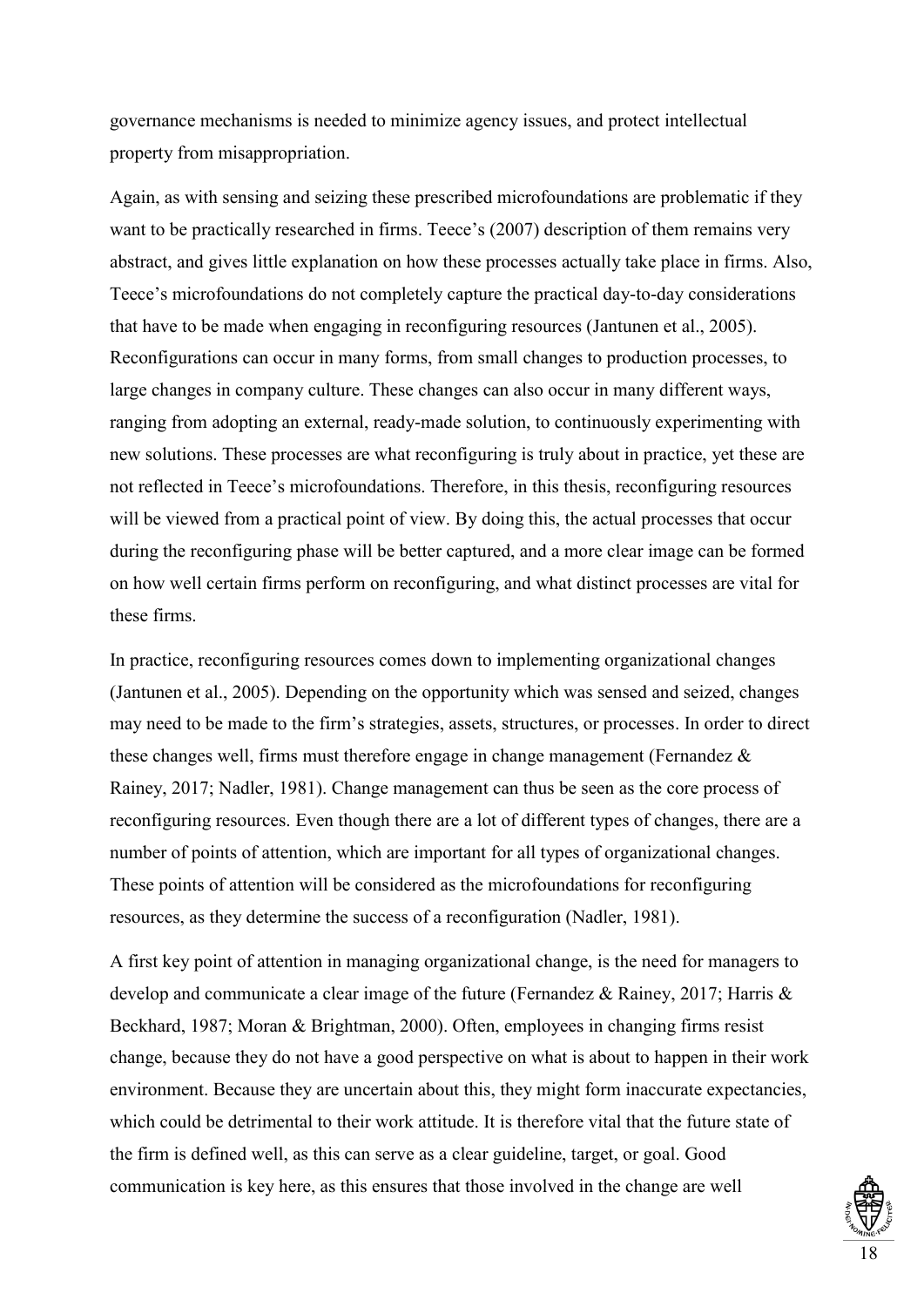governance mechanisms is needed to minimize agency issues, and protect intellectual property from misappropriation.

Again, as with sensing and seizing these prescribed microfoundations are problematic if they want to be practically researched in firms. Teece's (2007) description of them remains very abstract, and gives little explanation on how these processes actually take place in firms. Also, Teece's microfoundations do not completely capture the practical day-to-day considerations that have to be made when engaging in reconfiguring resources (Jantunen et al., 2005). Reconfigurations can occur in many forms, from small changes to production processes, to large changes in company culture. These changes can also occur in many different ways, ranging from adopting an external, ready-made solution, to continuously experimenting with new solutions. These processes are what reconfiguring is truly about in practice, yet these are not reflected in Teece's microfoundations. Therefore, in this thesis, reconfiguring resources will be viewed from a practical point of view. By doing this, the actual processes that occur during the reconfiguring phase will be better captured, and a more clear image can be formed on how well certain firms perform on reconfiguring, and what distinct processes are vital for these firms.

In practice, reconfiguring resources comes down to implementing organizational changes (Jantunen et al., 2005). Depending on the opportunity which was sensed and seized, changes may need to be made to the firm's strategies, assets, structures, or processes. In order to direct these changes well, firms must therefore engage in change management (Fernandez & Rainey, 2017; Nadler, 1981). Change management can thus be seen as the core process of reconfiguring resources. Even though there are a lot of different types of changes, there are a number of points of attention, which are important for all types of organizational changes. These points of attention will be considered as the microfoundations for reconfiguring resources, as they determine the success of a reconfiguration (Nadler, 1981).

A first key point of attention in managing organizational change, is the need for managers to develop and communicate a clear image of the future (Fernandez & Rainey, 2017; Harris & Beckhard, 1987; Moran & Brightman, 2000). Often, employees in changing firms resist change, because they do not have a good perspective on what is about to happen in their work environment. Because they are uncertain about this, they might form inaccurate expectancies, which could be detrimental to their work attitude. It is therefore vital that the future state of the firm is defined well, as this can serve as a clear guideline, target, or goal. Good communication is key here, as this ensures that those involved in the change are well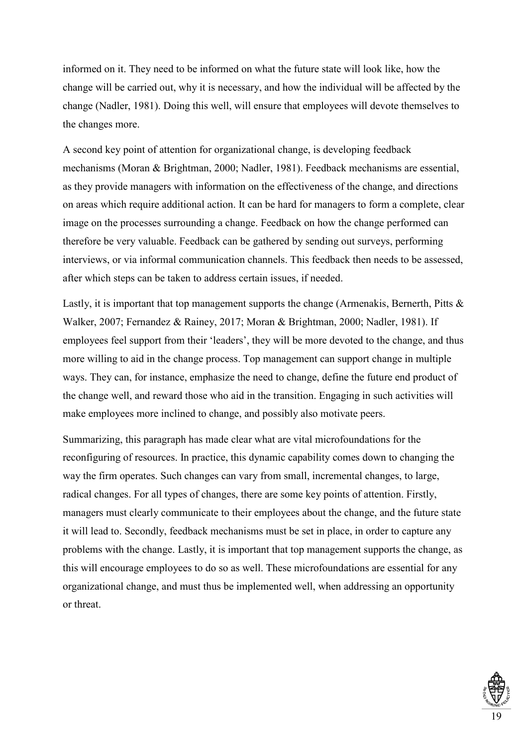informed on it. They need to be informed on what the future state will look like, how the change will be carried out, why it is necessary, and how the individual will be affected by the change (Nadler, 1981). Doing this well, will ensure that employees will devote themselves to the changes more.

A second key point of attention for organizational change, is developing feedback mechanisms (Moran & Brightman, 2000; Nadler, 1981). Feedback mechanisms are essential, as they provide managers with information on the effectiveness of the change, and directions on areas which require additional action. It can be hard for managers to form a complete, clear image on the processes surrounding a change. Feedback on how the change performed can therefore be very valuable. Feedback can be gathered by sending out surveys, performing interviews, or via informal communication channels. This feedback then needs to be assessed, after which steps can be taken to address certain issues, if needed.

Lastly, it is important that top management supports the change (Armenakis, Bernerth, Pitts & Walker, 2007; Fernandez & Rainey, 2017; Moran & Brightman, 2000; Nadler, 1981). If employees feel support from their 'leaders', they will be more devoted to the change, and thus more willing to aid in the change process. Top management can support change in multiple ways. They can, for instance, emphasize the need to change, define the future end product of the change well, and reward those who aid in the transition. Engaging in such activities will make employees more inclined to change, and possibly also motivate peers.

Summarizing, this paragraph has made clear what are vital microfoundations for the reconfiguring of resources. In practice, this dynamic capability comes down to changing the way the firm operates. Such changes can vary from small, incremental changes, to large, radical changes. For all types of changes, there are some key points of attention. Firstly, managers must clearly communicate to their employees about the change, and the future state it will lead to. Secondly, feedback mechanisms must be set in place, in order to capture any problems with the change. Lastly, it is important that top management supports the change, as this will encourage employees to do so as well. These microfoundations are essential for any organizational change, and must thus be implemented well, when addressing an opportunity or threat.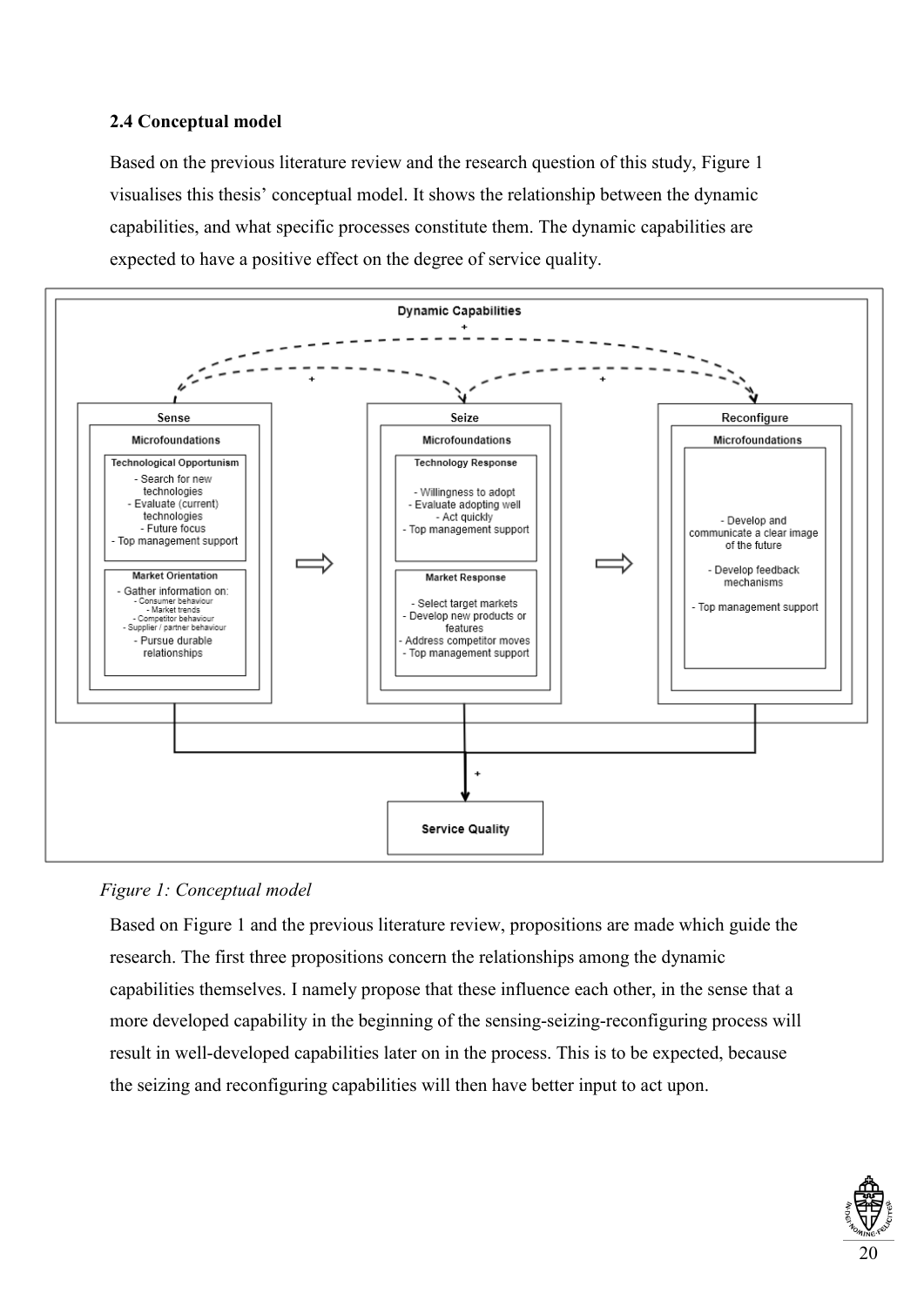## 2.4 Conceptual model

Based on the previous literature review and the research question of this study, Figure 1 visualises this thesis' conceptual model. It shows the relationship between the dynamic capabilities, and what specific processes constitute them. The dynamic capabilities are expected to have a positive effect on the degree of service quality.

*Figure 1: Conceptual model*

Based on Figure 1 and the previous literature review, propositions are made which guide the research. The first three propositions concern the relationships among the dynamic capabilities themselves. I namely propose that these influence each other, in the sense that a more developed capability in the beginning of the sensing-seizing-reconfiguring process will result in well-developed capabilities later on in the process. This is to be expected, because the seizing and reconfiguring capabilities will then have better input to act upon.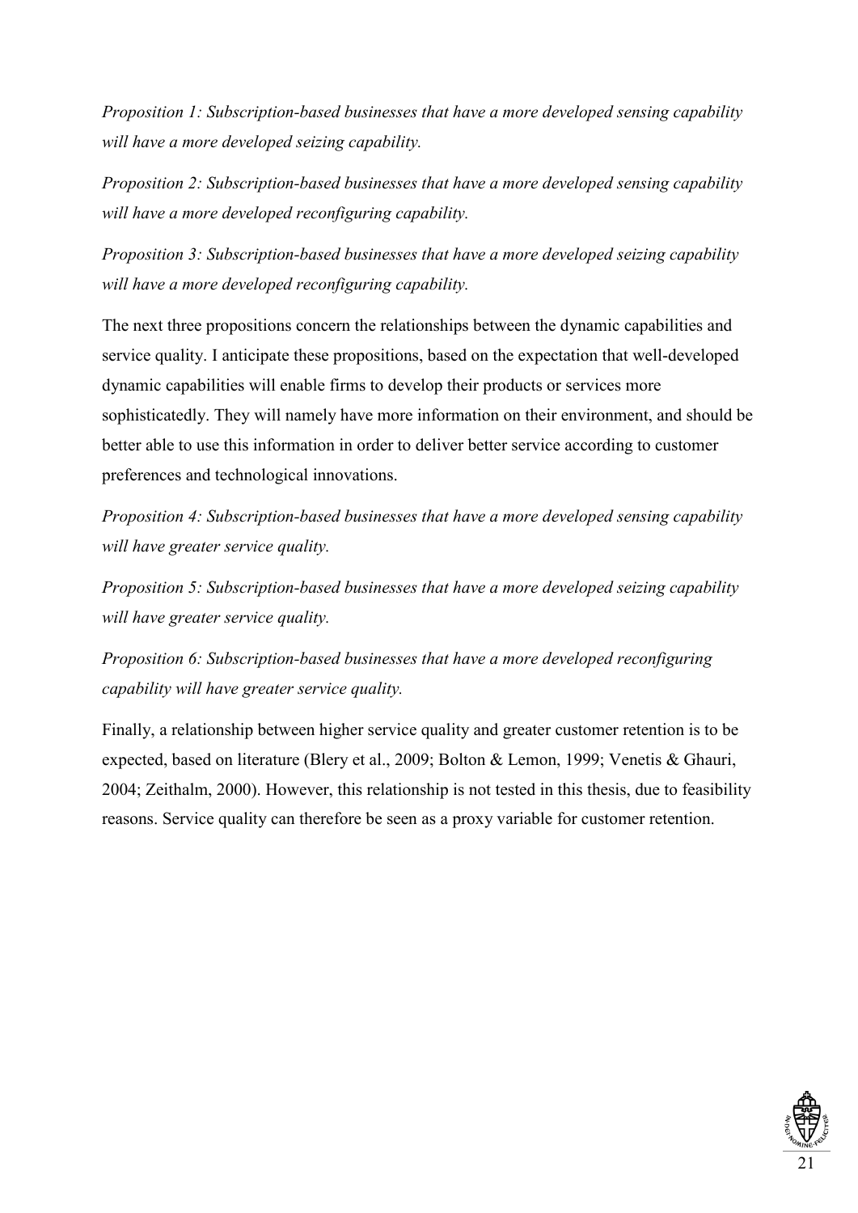*Proposition 1: Subscription-based businesses that have a more developed sensing capability will have a more developed seizing capability.*

*Proposition 2: Subscription-based businesses that have a more developed sensing capability will have a more developed reconfiguring capability.*

*Proposition 3: Subscription-based businesses that have a more developed seizing capability will have a more developed reconfiguring capability.*

The next three propositions concern the relationships between the dynamic capabilities and service quality. I anticipate these propositions, based on the expectation that well-developed dynamic capabilities will enable firms to develop their products or services more sophisticatedly. They will namely have more information on their environment, and should be better able to use this information in order to deliver better service according to customer preferences and technological innovations.

*Proposition 4: Subscription-based businesses that have a more developed sensing capability will have greater service quality.*

*Proposition 5: Subscription-based businesses that have a more developed seizing capability will have greater service quality.*

*Proposition 6: Subscription-based businesses that have a more developed reconfiguring capability will have greater service quality.*

Finally, a relationship between higher service quality and greater customer retention is to be expected, based on literature (Blery et al., 2009; Bolton & Lemon, 1999; Venetis & Ghauri, 2004; Zeithalm, 2000). However, this relationship is not tested in this thesis, due to feasibility reasons. Service quality can therefore be seen as a proxy variable for customer retention.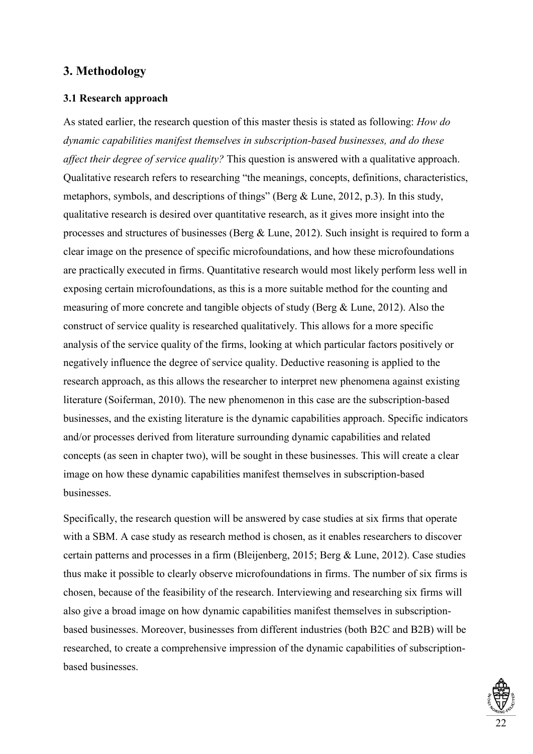## 3. Methodology

### 3.1 Research approach

As stated earlier, the research question of this master thesis is stated as following: *How do dynamic capabilities manifest themselves in subscription-based businesses, and do these affect their degree of service quality?* This question is answered with a qualitative approach. Qualitative research refers to researching "the meanings, concepts, definitions, characteristics, metaphors, symbols, and descriptions of things" (Berg & Lune, 2012, p.3). In this study, qualitative research is desired over quantitative research, as it gives more insight into the processes and structures of businesses (Berg & Lune, 2012). Such insight is required to form a clear image on the presence of specific microfoundations, and how these microfoundations are practically executed in firms. Quantitative research would most likely perform less well in exposing certain microfoundations, as this is a more suitable method for the counting and measuring of more concrete and tangible objects of study (Berg & Lune, 2012). Also the construct of service quality is researched qualitatively. This allows for a more specific analysis of the service quality of the firms, looking at which particular factors positively or negatively influence the degree of service quality. Deductive reasoning is applied to the research approach, as this allows the researcher to interpret new phenomena against existing literature (Soiferman, 2010). The new phenomenon in this case are the subscription-based businesses, and the existing literature is the dynamic capabilities approach. Specific indicators and/or processes derived from literature surrounding dynamic capabilities and related concepts (as seen in chapter two), will be sought in these businesses. This will create a clear image on how these dynamic capabilities manifest themselves in subscription-based businesses.

Specifically, the research question will be answered by case studies at six firms that operate with a SBM. A case study as research method is chosen, as it enables researchers to discover certain patterns and processes in a firm (Bleijenberg, 2015; Berg & Lune, 2012). Case studies thus make it possible to clearly observe microfoundations in firms. The number of six firms is chosen, because of the feasibility of the research. Interviewing and researching six firms will also give a broad image on how dynamic capabilities manifest themselves in subscription-based businesses. Moreover, businesses from different industries (both B2C and B2B) will be researched, to create a comprehensive impression of the dynamic capabilities of subscription-based businesses.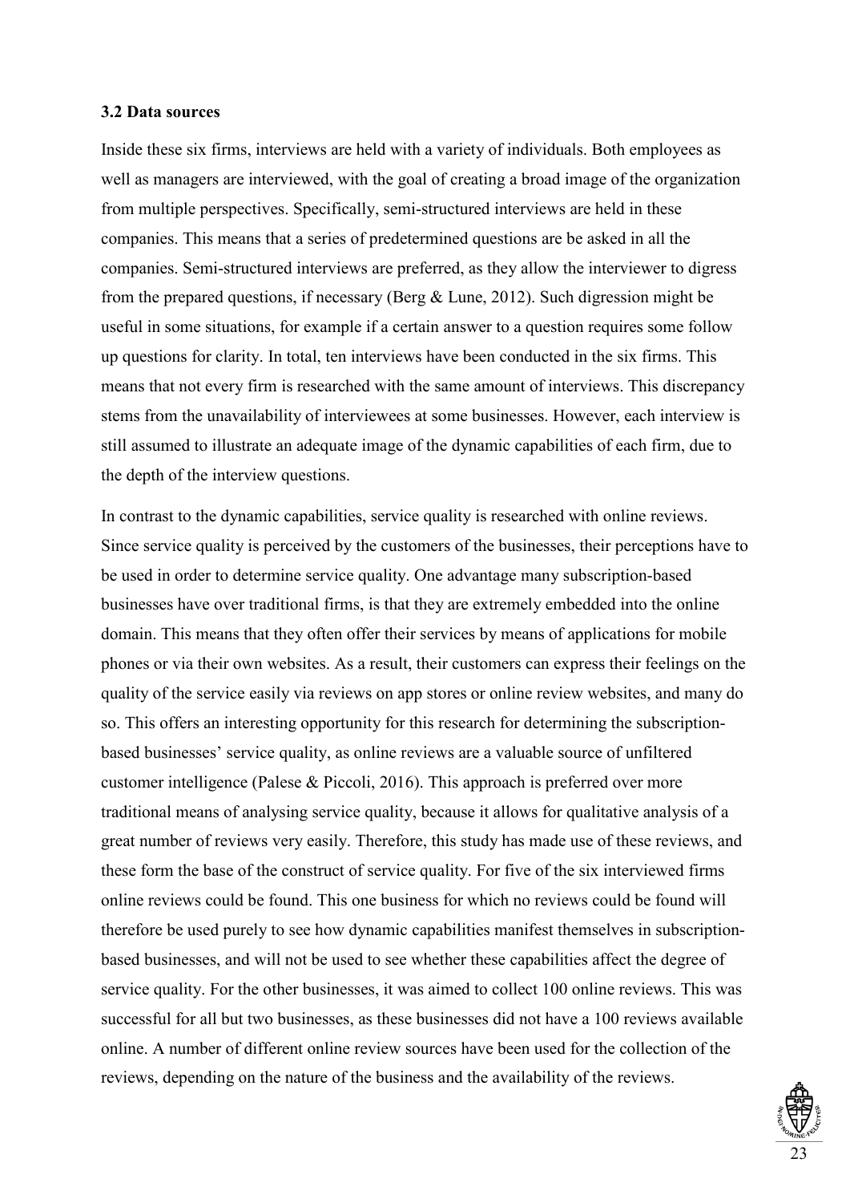### 3.2 Data sources

Inside these six firms, interviews are held with a variety of individuals. Both employees as well as managers are interviewed, with the goal of creating a broad image of the organization from multiple perspectives. Specifically, semi-structured interviews are held in these companies. This means that a series of predetermined questions are be asked in all the companies. Semi-structured interviews are preferred, as they allow the interviewer to digress from the prepared questions, if necessary (Berg & Lune, 2012). Such digression might be useful in some situations, for example if a certain answer to a question requires some follow up questions for clarity. In total, ten interviews have been conducted in the six firms. This means that not every firm is researched with the same amount of interviews. This discrepancy stems from the unavailability of interviewees at some businesses. However, each interview is still assumed to illustrate an adequate image of the dynamic capabilities of each firm, due to the depth of the interview questions.

In contrast to the dynamic capabilities, service quality is researched with online reviews. Since service quality is perceived by the customers of the businesses, their perceptions have to be used in order to determine service quality. One advantage many subscription-based businesses have over traditional firms, is that they are extremely embedded into the online domain. This means that they often offer their services by means of applications for mobile phones or via their own websites. As a result, their customers can express their feelings on the quality of the service easily via reviews on app stores or online review websites, and many do so. This offers an interesting opportunity for this research for determining the subscription-based businesses' service quality, as online reviews are a valuable source of unfiltered customer intelligence (Palese & Piccoli, 2016). This approach is preferred over more traditional means of analysing service quality, because it allows for qualitative analysis of a great number of reviews very easily. Therefore, this study has made use of these reviews, and these form the base of the construct of service quality. For five of the six interviewed firms online reviews could be found. This one business for which no reviews could be found will therefore be used purely to see how dynamic capabilities manifest themselves in subscription-based businesses, and will not be used to see whether these capabilities affect the degree of service quality. For the other businesses, it was aimed to collect 100 online reviews. This was successful for all but two businesses, as these businesses did not have a 100 reviews available online. A number of different online review sources have been used for the collection of the reviews, depending on the nature of the business and the availability of the reviews.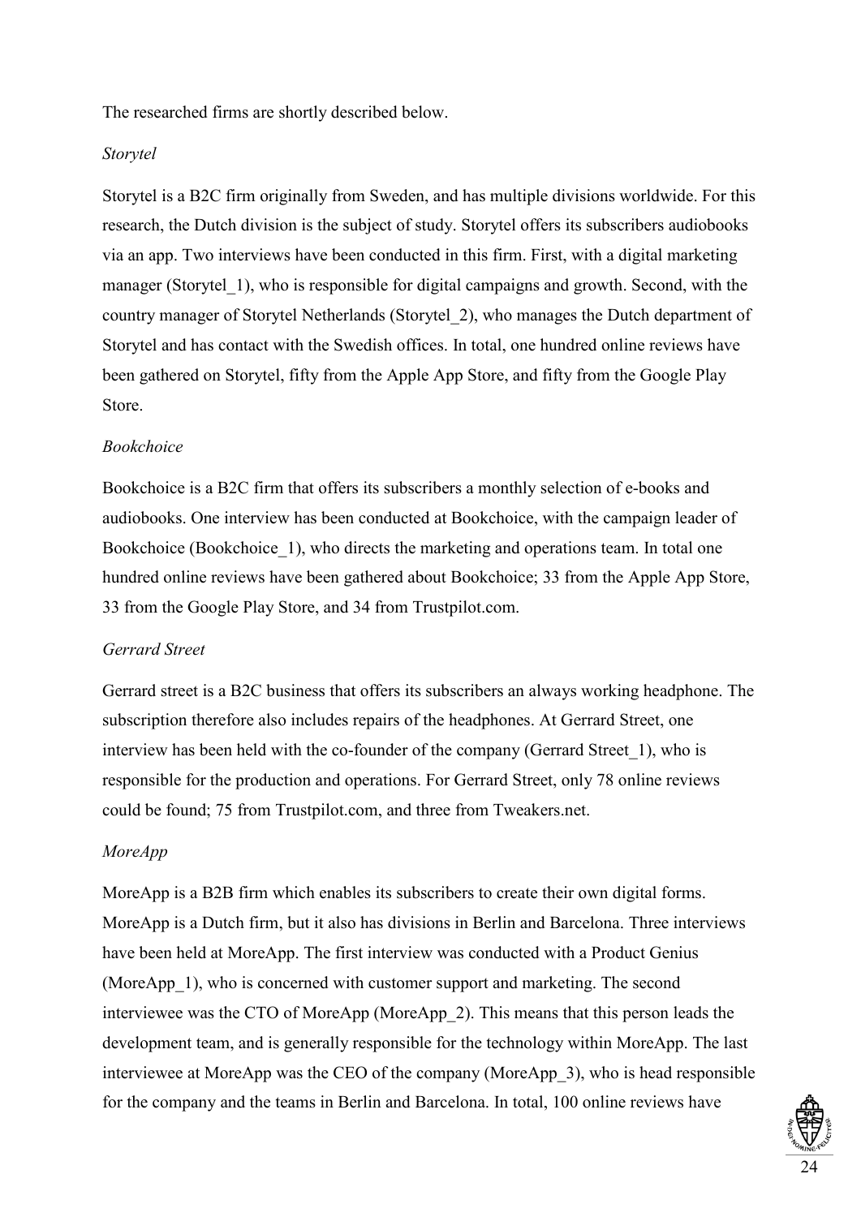The researched firms are shortly described below.

*Storytel*

Storytel is a B2C firm originally from Sweden, and has multiple divisions worldwide. For this research, the Dutch division is the subject of study. Storytel offers its subscribers audiobooks via an app. Two interviews have been conducted in this firm. First, with a digital marketing manager (Storytel_1), who is responsible for digital campaigns and growth. Second, with the country manager of Storytel Netherlands (Storytel_2), who manages the Dutch department of Storytel and has contact with the Swedish offices. In total, one hundred online reviews have been gathered on Storytel, fifty from the Apple App Store, and fifty from the Google Play Store.

*Bookchoice*

Bookchoice is a B2C firm that offers its subscribers a monthly selection of e-books and audiobooks. One interview has been conducted at Bookchoice, with the campaign leader of Bookchoice (Bookchoice_1), who directs the marketing and operations team. In total one hundred online reviews have been gathered about Bookchoice; 33 from the Apple App Store, 33 from the Google Play Store, and 34 from Trustpilot.com.

*Gerrard Street*

Gerrard street is a B2C business that offers its subscribers an always working headphone. The subscription therefore also includes repairs of the headphones. At Gerrard Street, one interview has been held with the co-founder of the company (Gerrard Street_1), who is responsible for the production and operations. For Gerrard Street, only 78 online reviews could be found; 75 from Trustpilot.com, and three from Tweakers.net.

*MoreApp*

MoreApp is a B2B firm which enables its subscribers to create their own digital forms. MoreApp is a Dutch firm, but it also has divisions in Berlin and Barcelona. Three interviews have been held at MoreApp. The first interview was conducted with a Product Genius (MoreApp_1), who is concerned with customer support and marketing. The second interviewee was the CTO of MoreApp (MoreApp_2). This means that this person leads the development team, and is generally responsible for the technology within MoreApp. The last interviewee at MoreApp was the CEO of the company (MoreApp_3), who is head responsible for the company and the teams in Berlin and Barcelona. In total, 100 online reviews have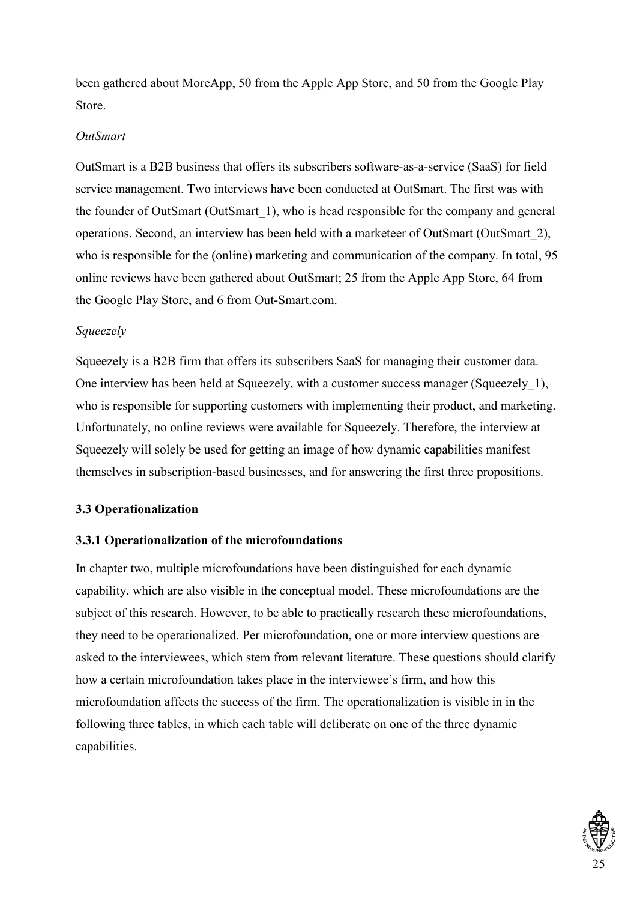been gathered about MoreApp, 50 from the Apple App Store, and 50 from the Google Play Store.

*OutSmart*

OutSmart is a B2B business that offers its subscribers software-as-a-service (SaaS) for field service management. Two interviews have been conducted at OutSmart. The first was with the founder of OutSmart (OutSmart_1), who is head responsible for the company and general operations. Second, an interview has been held with a marketeer of OutSmart (OutSmart_2), who is responsible for the (online) marketing and communication of the company. In total, 95 online reviews have been gathered about OutSmart; 25 from the Apple App Store, 64 from the Google Play Store, and 6 from Out-Smart.com.

*Squeezely*

Squeezely is a B2B firm that offers its subscribers SaaS for managing their customer data. One interview has been held at Squeezely, with a customer success manager (Squeezely_1), who is responsible for supporting customers with implementing their product, and marketing. Unfortunately, no online reviews were available for Squeezely. Therefore, the interview at Squeezely will solely be used for getting an image of how dynamic capabilities manifest themselves in subscription-based businesses, and for answering the first three propositions.

### 3.3 Operationalization

#### 3.3.1 Operationalization of the microfoundations

In chapter two, multiple microfoundations have been distinguished for each dynamic capability, which are also visible in the conceptual model. These microfoundations are the subject of this research. However, to be able to practically research these microfoundations, they need to be operationalized. Per microfoundation, one or more interview questions are asked to the interviewees, which stem from relevant literature. These questions should clarify how a certain microfoundation takes place in the interviewee's firm, and how this microfoundation affects the success of the firm. The operationalization is visible in in the following three tables, in which each table will deliberate on one of the three dynamic capabilities.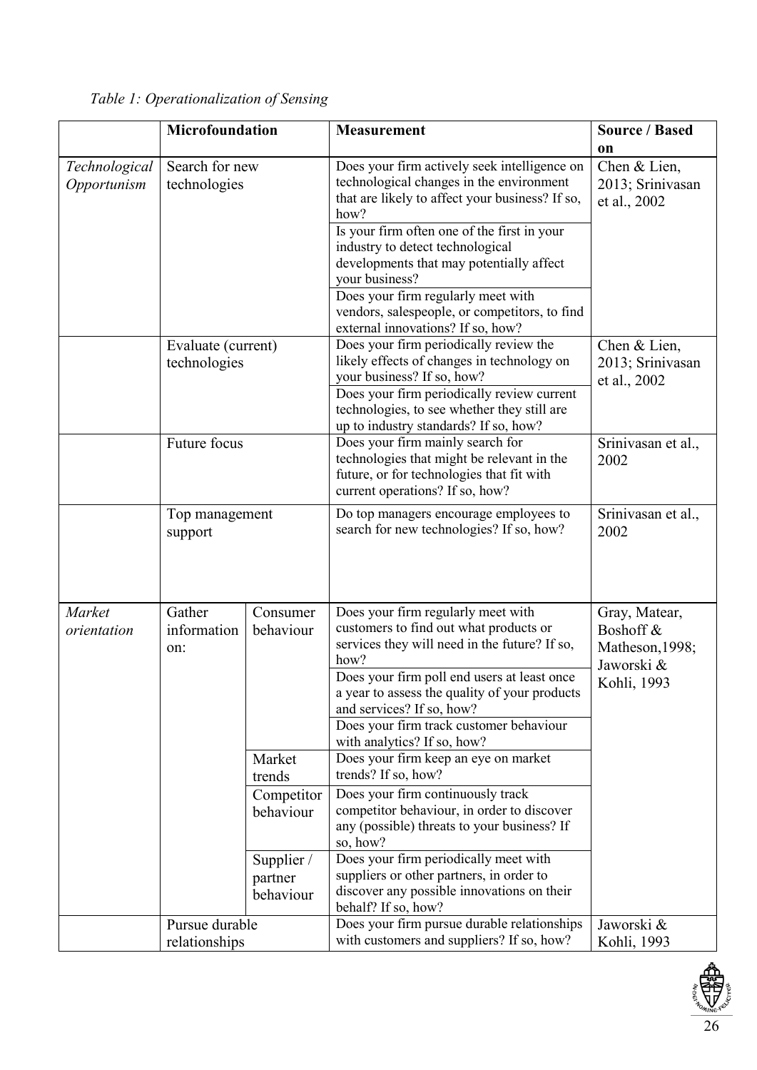*Table 1: Operationalization of Sensing*

| | Microfoundation | | Measurement | Source / Based on |
|---|---|---|---|---|
| *Technological Opportunism* | Search for new technologies | | Does your firm actively seek intelligence on technological changes in the environment that are likely to affect your business? If so, how? | Chen & Lien, 2013; Srinivasan et al., 2002 |
| | | | Is your firm often one of the first in your industry to detect technological developments that may potentially affect your business? | |
| | | | Does your firm regularly meet with vendors, salespeople, or competitors, to find external innovations? If so, how? | |
| | Evaluate (current) technologies | | Does your firm periodically review the likely effects of changes in technology on your business? If so, how? | Chen & Lien, 2013; Srinivasan et al., 2002 |
| | | | Does your firm periodically review current technologies, to see whether they still are up to industry standards? If so, how? | |
| | Future focus | | Does your firm mainly search for technologies that might be relevant in the future, or for technologies that fit with current operations? If so, how? | Srinivasan et al., 2002 |
| | Top management support | | Do top managers encourage employees to search for new technologies? If so, how? | Srinivasan et al., 2002 |
| *Market orientation* | Gather information on: | Consumer behaviour | Does your firm regularly meet with customers to find out what products or services they will need in the future? If so, how? | Gray, Matear, Boshoff & Matheson,1998; Jaworski & Kohli, 1993 |
| | | | Does your firm poll end users at least once a year to assess the quality of your products and services? If so, how? | |
| | | | Does your firm track customer behaviour with analytics? If so, how? | |
| | | Market trends | Does your firm keep an eye on market trends? If so, how? | |
| | | Competitor behaviour | Does your firm continuously track competitor behaviour, in order to discover any (possible) threats to your business? If so, how? | |
| | | Supplier / partner behaviour | Does your firm periodically meet with suppliers or other partners, in order to discover any possible innovations on their behalf? If so, how? | |
| | Pursue durable relationships | | Does your firm pursue durable relationships with customers and suppliers? If so, how? | Jaworski & Kohli, 1993 |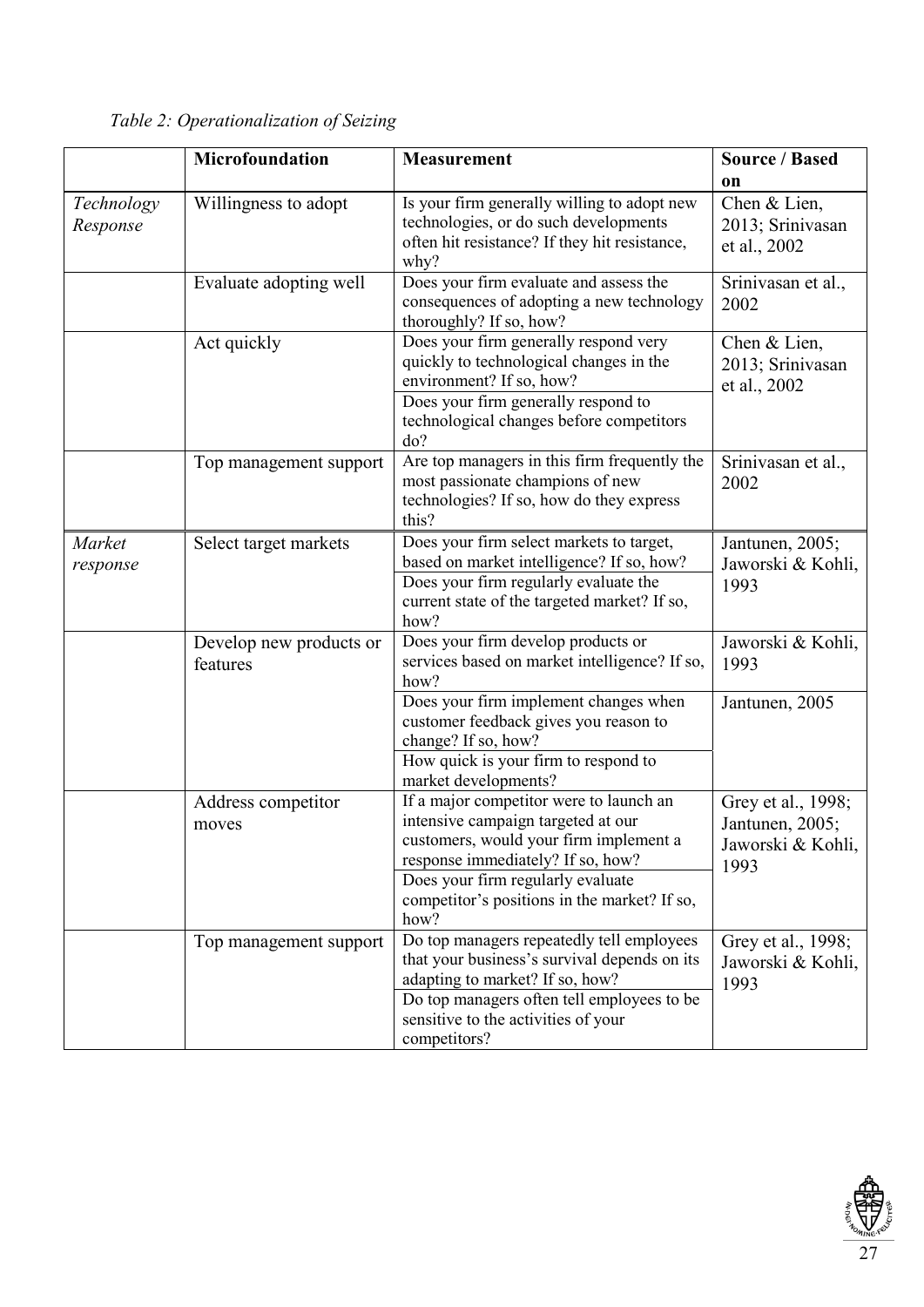*Table 2: Operationalization of Seizing*

| | Microfoundation | Measurement | Source / Based on |
|---|---|---|---|
| *Technology Response* | Willingness to adopt | Is your firm generally willing to adopt new technologies, or do such developments often hit resistance? If they hit resistance, why? | Chen & Lien, 2013; Srinivasan et al., 2002 |
| | Evaluate adopting well | Does your firm evaluate and assess the consequences of adopting a new technology thoroughly? If so, how? | Srinivasan et al., 2002 |
| | Act quickly | Does your firm generally respond very quickly to technological changes in the environment? If so, how? | Chen & Lien, 2013; Srinivasan et al., 2002 |
| | | Does your firm generally respond to technological changes before competitors do? | |
| | Top management support | Are top managers in this firm frequently the most passionate champions of new technologies? If so, how do they express this? | Srinivasan et al., 2002 |
| *Market response* | Select target markets | Does your firm select markets to target, based on market intelligence? If so, how? | Jantunen, 2005; Jaworski & Kohli, 1993 |
| | | Does your firm regularly evaluate the current state of the targeted market? If so, how? | |
| | Develop new products or features | Does your firm develop products or services based on market intelligence? If so, how? | Jaworski & Kohli, 1993 |
| | | Does your firm implement changes when customer feedback gives you reason to change? If so, how? | Jantunen, 2005 |
| | | How quick is your firm to respond to market developments? | |
| | Address competitor moves | If a major competitor were to launch an intensive campaign targeted at our customers, would your firm implement a response immediately? If so, how? | Grey et al., 1998; Jantunen, 2005; Jaworski & Kohli, 1993 |
| | | Does your firm regularly evaluate competitor's positions in the market? If so, how? | |
| | Top management support | Do top managers repeatedly tell employees that your business's survival depends on its adapting to market? If so, how? | Grey et al., 1998; Jaworski & Kohli, 1993 |
| | | Do top managers often tell employees to be sensitive to the activities of your competitors? | |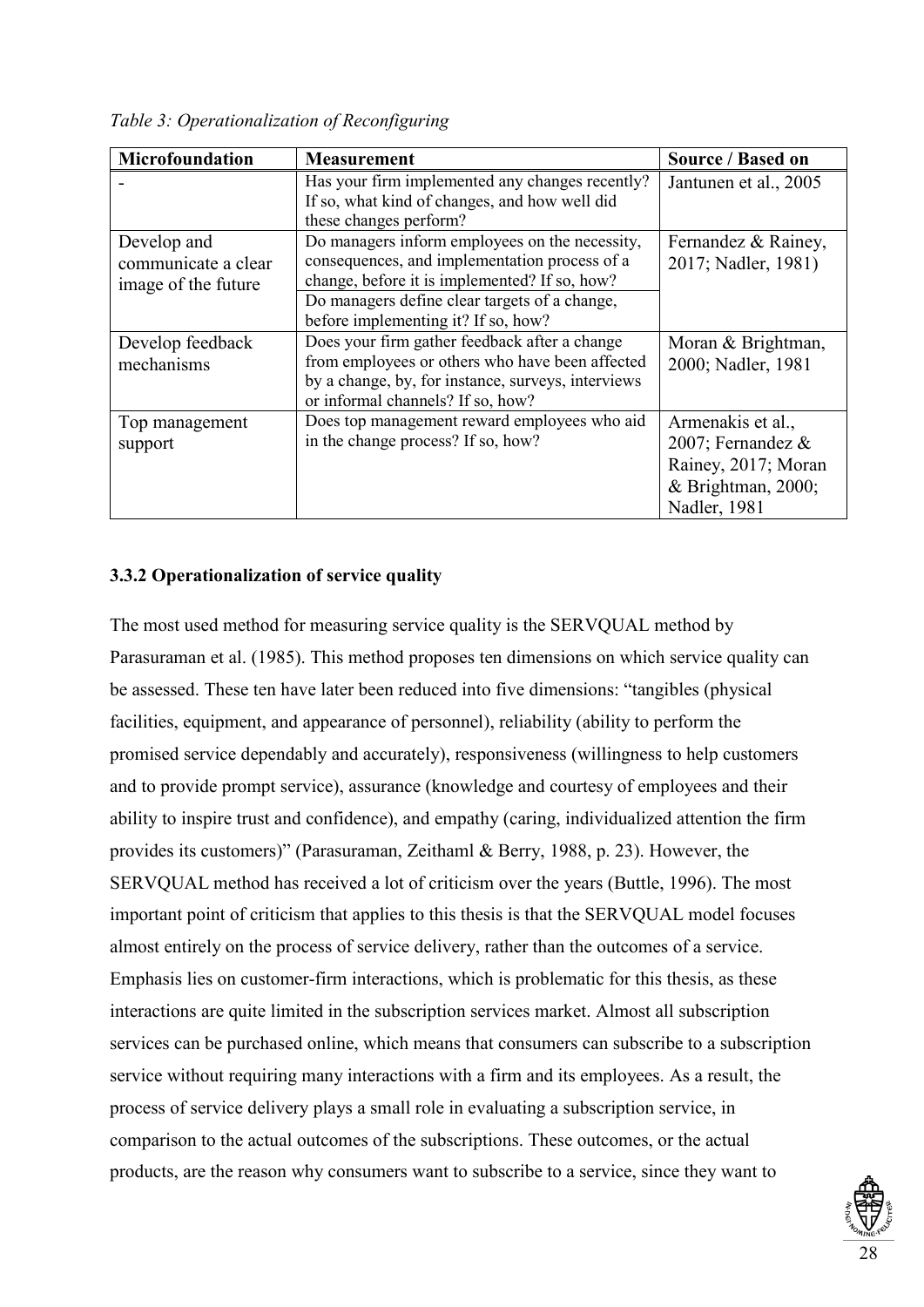*Table 3: Operationalization of Reconfiguring*

| Microfoundation | Measurement | Source / Based on |
|---|---|---|
| - | Has your firm implemented any changes recently? If so, what kind of changes, and how well did these changes perform? | Jantunen et al., 2005 |
| Develop and communicate a clear image of the future | Do managers inform employees on the necessity, consequences, and implementation process of a change, before it is implemented? If so, how? | Fernandez & Rainey, 2017; Nadler, 1981) |
| | Do managers define clear targets of a change, before implementing it? If so, how? | |
| Develop feedback mechanisms | Does your firm gather feedback after a change from employees or others who have been affected by a change, by, for instance, surveys, interviews or informal channels? If so, how? | Moran & Brightman, 2000; Nadler, 1981 |
| Top management support | Does top management reward employees who aid in the change process? If so, how? | Armenakis et al., 2007; Fernandez & Rainey, 2017; Moran & Brightman, 2000; Nadler, 1981 |

### 3.3.2 Operationalization of service quality

The most used method for measuring service quality is the SERVQUAL method by Parasuraman et al. (1985). This method proposes ten dimensions on which service quality can be assessed. These ten have later been reduced into five dimensions: "tangibles (physical facilities, equipment, and appearance of personnel), reliability (ability to perform the promised service dependably and accurately), responsiveness (willingness to help customers and to provide prompt service), assurance (knowledge and courtesy of employees and their ability to inspire trust and confidence), and empathy (caring, individualized attention the firm provides its customers)" (Parasuraman, Zeithaml & Berry, 1988, p. 23). However, the SERVQUAL method has received a lot of criticism over the years (Buttle, 1996). The most important point of criticism that applies to this thesis is that the SERVQUAL model focuses almost entirely on the process of service delivery, rather than the outcomes of a service. Emphasis lies on customer-firm interactions, which is problematic for this thesis, as these interactions are quite limited in the subscription services market. Almost all subscription services can be purchased online, which means that consumers can subscribe to a subscription service without requiring many interactions with a firm and its employees. As a result, the process of service delivery plays a small role in evaluating a subscription service, in comparison to the actual outcomes of the subscriptions. These outcomes, or the actual products, are the reason why consumers want to subscribe to a service, since they want to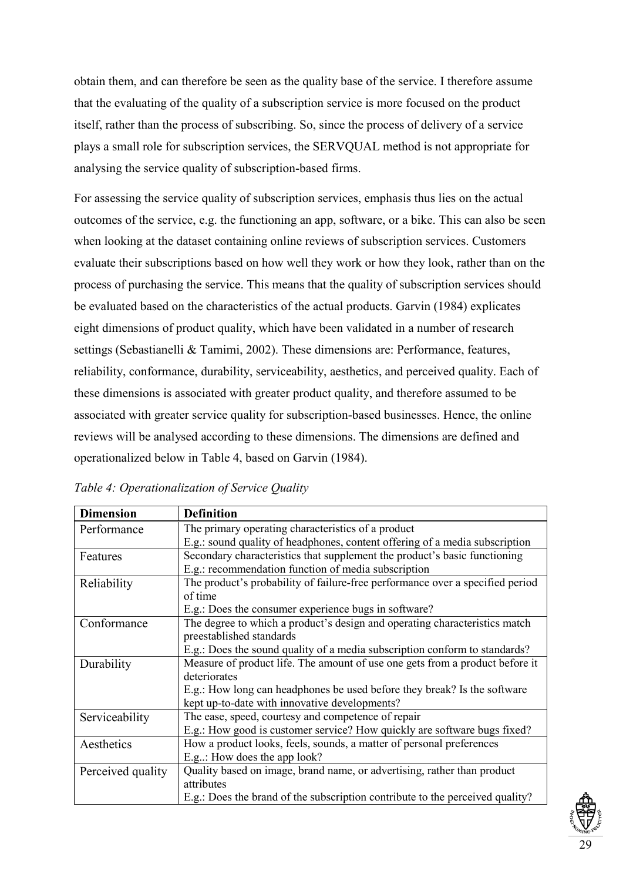obtain them, and can therefore be seen as the quality base of the service. I therefore assume that the evaluating of the quality of a subscription service is more focused on the product itself, rather than the process of subscribing. So, since the process of delivery of a service plays a small role for subscription services, the SERVQUAL method is not appropriate for analysing the service quality of subscription-based firms.

For assessing the service quality of subscription services, emphasis thus lies on the actual outcomes of the service, e.g. the functioning an app, software, or a bike. This can also be seen when looking at the dataset containing online reviews of subscription services. Customers evaluate their subscriptions based on how well they work or how they look, rather than on the process of purchasing the service. This means that the quality of subscription services should be evaluated based on the characteristics of the actual products. Garvin (1984) explicates eight dimensions of product quality, which have been validated in a number of research settings (Sebastianelli & Tamimi, 2002). These dimensions are: Performance, features, reliability, conformance, durability, serviceability, aesthetics, and perceived quality. Each of these dimensions is associated with greater product quality, and therefore assumed to be associated with greater service quality for subscription-based businesses. Hence, the online reviews will be analysed according to these dimensions. The dimensions are defined and operationalized below in Table 4, based on Garvin (1984).

*Table 4: Operationalization of Service Quality*

| Dimension | Definition |
|---|---|
| Performance | The primary operating characteristics of a product<br>E.g.: sound quality of headphones, content offering of a media subscription |
| Features | Secondary characteristics that supplement the product's basic functioning<br>E.g.: recommendation function of media subscription |
| Reliability | The product's probability of failure-free performance over a specified period of time<br>E.g.: Does the consumer experience bugs in software? |
| Conformance | The degree to which a product's design and operating characteristics match preestablished standards<br>E.g.: Does the sound quality of a media subscription conform to standards? |
| Durability | Measure of product life. The amount of use one gets from a product before it deteriorates<br>E.g.: How long can headphones be used before they break? Is the software kept up-to-date with innovative developments? |
| Serviceability | The ease, speed, courtesy and competence of repair<br>E.g.: How good is customer service? How quickly are software bugs fixed? |
| Aesthetics | How a product looks, feels, sounds, a matter of personal preferences<br>E.g..: How does the app look? |
| Perceived quality | Quality based on image, brand name, or advertising, rather than product attributes<br>E.g.: Does the brand of the subscription contribute to the perceived quality? |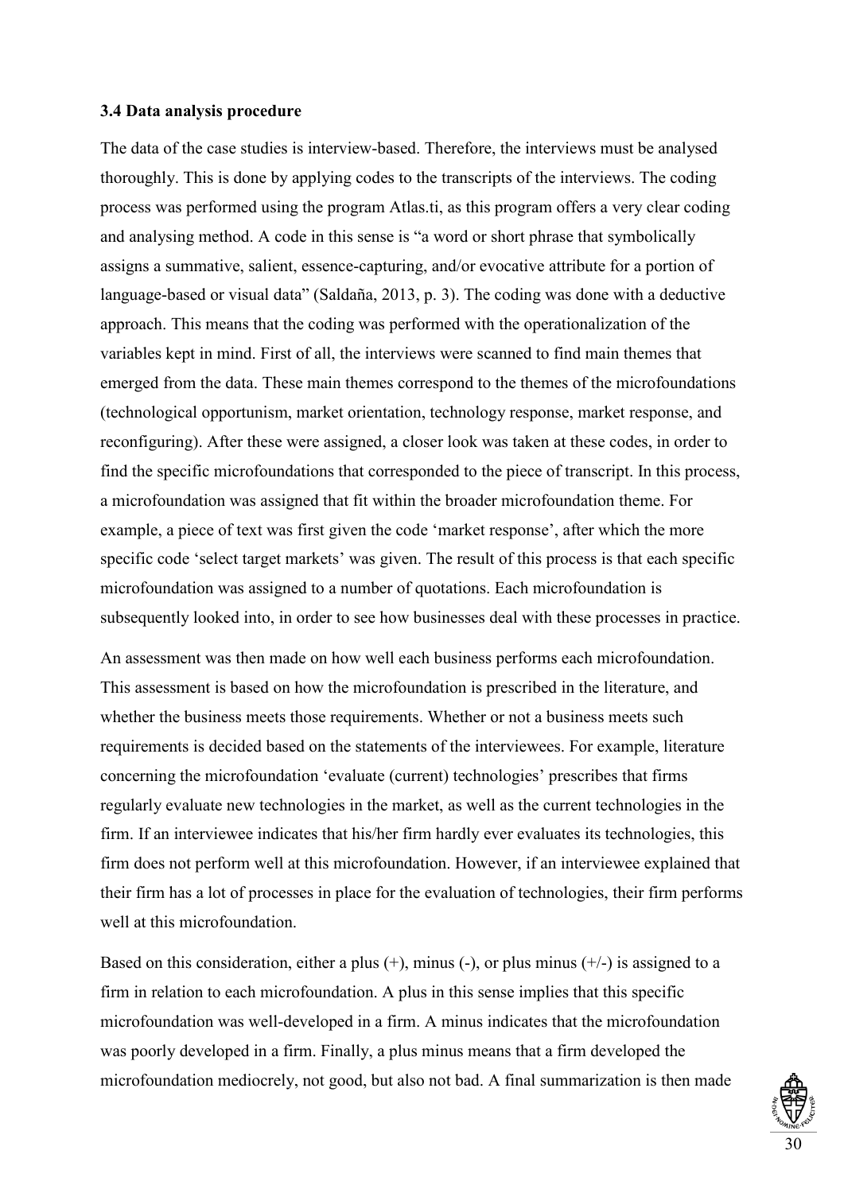### 3.4 Data analysis procedure

The data of the case studies is interview-based. Therefore, the interviews must be analysed thoroughly. This is done by applying codes to the transcripts of the interviews. The coding process was performed using the program Atlas.ti, as this program offers a very clear coding and analysing method. A code in this sense is "a word or short phrase that symbolically assigns a summative, salient, essence-capturing, and/or evocative attribute for a portion of language-based or visual data" (Saldaña, 2013, p. 3). The coding was done with a deductive approach. This means that the coding was performed with the operationalization of the variables kept in mind. First of all, the interviews were scanned to find main themes that emerged from the data. These main themes correspond to the themes of the microfoundations (technological opportunism, market orientation, technology response, market response, and reconfiguring). After these were assigned, a closer look was taken at these codes, in order to find the specific microfoundations that corresponded to the piece of transcript. In this process, a microfoundation was assigned that fit within the broader microfoundation theme. For example, a piece of text was first given the code 'market response', after which the more specific code 'select target markets' was given. The result of this process is that each specific microfoundation was assigned to a number of quotations. Each microfoundation is subsequently looked into, in order to see how businesses deal with these processes in practice.

An assessment was then made on how well each business performs each microfoundation. This assessment is based on how the microfoundation is prescribed in the literature, and whether the business meets those requirements. Whether or not a business meets such requirements is decided based on the statements of the interviewees. For example, literature concerning the microfoundation 'evaluate (current) technologies' prescribes that firms regularly evaluate new technologies in the market, as well as the current technologies in the firm. If an interviewee indicates that his/her firm hardly ever evaluates its technologies, this firm does not perform well at this microfoundation. However, if an interviewee explained that their firm has a lot of processes in place for the evaluation of technologies, their firm performs well at this microfoundation.

Based on this consideration, either a plus (+), minus (-), or plus minus (+/-) is assigned to a firm in relation to each microfoundation. A plus in this sense implies that this specific microfoundation was well-developed in a firm. A minus indicates that the microfoundation was poorly developed in a firm. Finally, a plus minus means that a firm developed the microfoundation mediocrely, not good, but also not bad. A final summarization is then made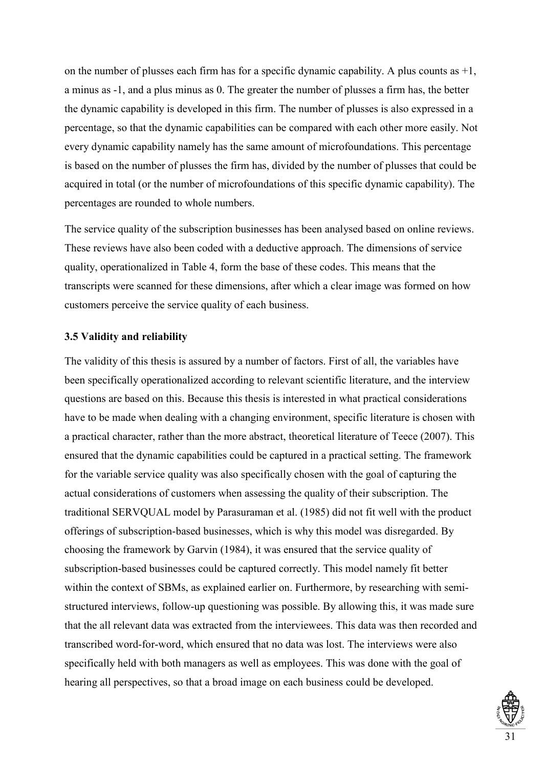on the number of plusses each firm has for a specific dynamic capability. A plus counts as +1, a minus as -1, and a plus minus as 0. The greater the number of plusses a firm has, the better the dynamic capability is developed in this firm. The number of plusses is also expressed in a percentage, so that the dynamic capabilities can be compared with each other more easily. Not every dynamic capability namely has the same amount of microfoundations. This percentage is based on the number of plusses the firm has, divided by the number of plusses that could be acquired in total (or the number of microfoundations of this specific dynamic capability). The percentages are rounded to whole numbers.

The service quality of the subscription businesses has been analysed based on online reviews. These reviews have also been coded with a deductive approach. The dimensions of service quality, operationalized in Table 4, form the base of these codes. This means that the transcripts were scanned for these dimensions, after which a clear image was formed on how customers perceive the service quality of each business.

### 3.5 Validity and reliability

The validity of this thesis is assured by a number of factors. First of all, the variables have been specifically operationalized according to relevant scientific literature, and the interview questions are based on this. Because this thesis is interested in what practical considerations have to be made when dealing with a changing environment, specific literature is chosen with a practical character, rather than the more abstract, theoretical literature of Teece (2007). This ensured that the dynamic capabilities could be captured in a practical setting. The framework for the variable service quality was also specifically chosen with the goal of capturing the actual considerations of customers when assessing the quality of their subscription. The traditional SERVQUAL model by Parasuraman et al. (1985) did not fit well with the product offerings of subscription-based businesses, which is why this model was disregarded. By choosing the framework by Garvin (1984), it was ensured that the service quality of subscription-based businesses could be captured correctly. This model namely fit better within the context of SBMs, as explained earlier on. Furthermore, by researching with semi-structured interviews, follow-up questioning was possible. By allowing this, it was made sure that the all relevant data was extracted from the interviewees. This data was then recorded and transcribed word-for-word, which ensured that no data was lost. The interviews were also specifically held with both managers as well as employees. This was done with the goal of hearing all perspectives, so that a broad image on each business could be developed.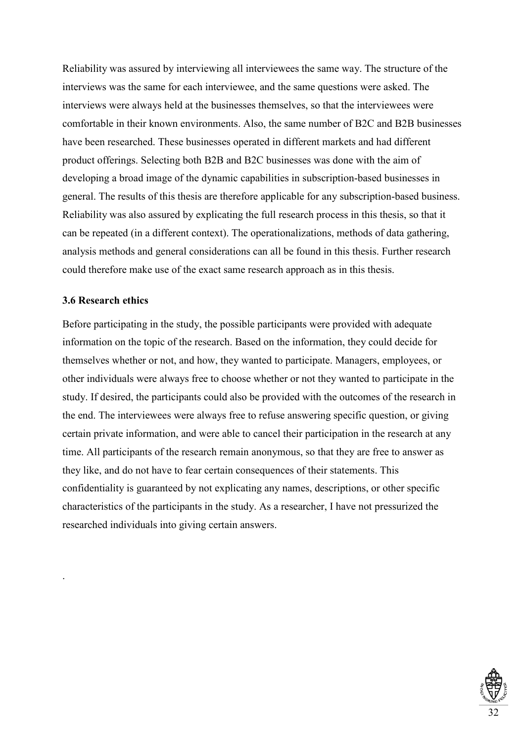Reliability was assured by interviewing all interviewees the same way. The structure of the interviews was the same for each interviewee, and the same questions were asked. The interviews were always held at the businesses themselves, so that the interviewees were comfortable in their known environments. Also, the same number of B2C and B2B businesses have been researched. These businesses operated in different markets and had different product offerings. Selecting both B2B and B2C businesses was done with the aim of developing a broad image of the dynamic capabilities in subscription-based businesses in general. The results of this thesis are therefore applicable for any subscription-based business. Reliability was also assured by explicating the full research process in this thesis, so that it can be repeated (in a different context). The operationalizations, methods of data gathering, analysis methods and general considerations can all be found in this thesis. Further research could therefore make use of the exact same research approach as in this thesis.

### 3.6 Research ethics

Before participating in the study, the possible participants were provided with adequate information on the topic of the research. Based on the information, they could decide for themselves whether or not, and how, they wanted to participate. Managers, employees, or other individuals were always free to choose whether or not they wanted to participate in the study. If desired, the participants could also be provided with the outcomes of the research in the end. The interviewees were always free to refuse answering specific question, or giving certain private information, and were able to cancel their participation in the research at any time. All participants of the research remain anonymous, so that they are free to answer as they like, and do not have to fear certain consequences of their statements. This confidentiality is guaranteed by not explicating any names, descriptions, or other specific characteristics of the participants in the study. As a researcher, I have not pressurized the researched individuals into giving certain answers.

.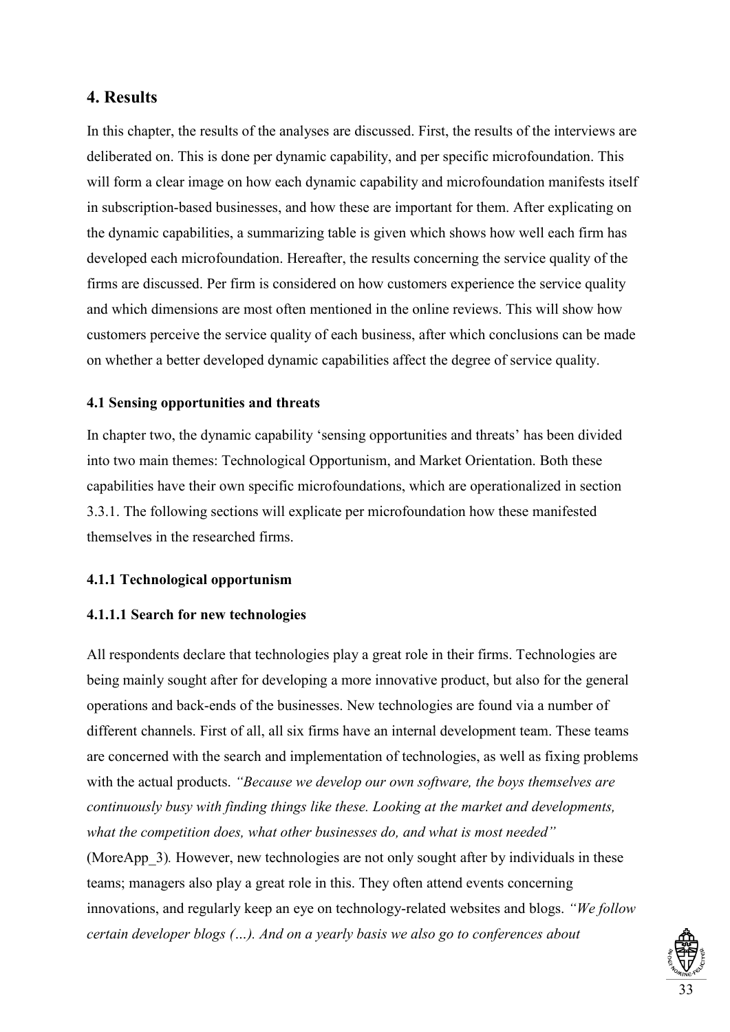## 4. Results

In this chapter, the results of the analyses are discussed. First, the results of the interviews are deliberated on. This is done per dynamic capability, and per specific microfoundation. This will form a clear image on how each dynamic capability and microfoundation manifests itself in subscription-based businesses, and how these are important for them. After explicating on the dynamic capabilities, a summarizing table is given which shows how well each firm has developed each microfoundation. Hereafter, the results concerning the service quality of the firms are discussed. Per firm is considered on how customers experience the service quality and which dimensions are most often mentioned in the online reviews. This will show how customers perceive the service quality of each business, after which conclusions can be made on whether a better developed dynamic capabilities affect the degree of service quality.

#### 4.1 Sensing opportunities and threats

In chapter two, the dynamic capability 'sensing opportunities and threats' has been divided into two main themes: Technological Opportunism, and Market Orientation. Both these capabilities have their own specific microfoundations, which are operationalized in section 3.3.1. The following sections will explicate per microfoundation how these manifested themselves in the researched firms.

#### 4.1.1 Technological opportunism

#### 4.1.1.1 Search for new technologies

All respondents declare that technologies play a great role in their firms. Technologies are being mainly sought after for developing a more innovative product, but also for the general operations and back-ends of the businesses. New technologies are found via a number of different channels. First of all, all six firms have an internal development team. These teams are concerned with the search and implementation of technologies, as well as fixing problems with the actual products. *"Because we develop our own software, the boys themselves are continuously busy with finding things like these. Looking at the market and developments, what the competition does, what other businesses do, and what is most needed"* (MoreApp_3). However, new technologies are not only sought after by individuals in these teams; managers also play a great role in this. They often attend events concerning innovations, and regularly keep an eye on technology-related websites and blogs. *"We follow certain developer blogs (…). And on a yearly basis we also go to conferences about*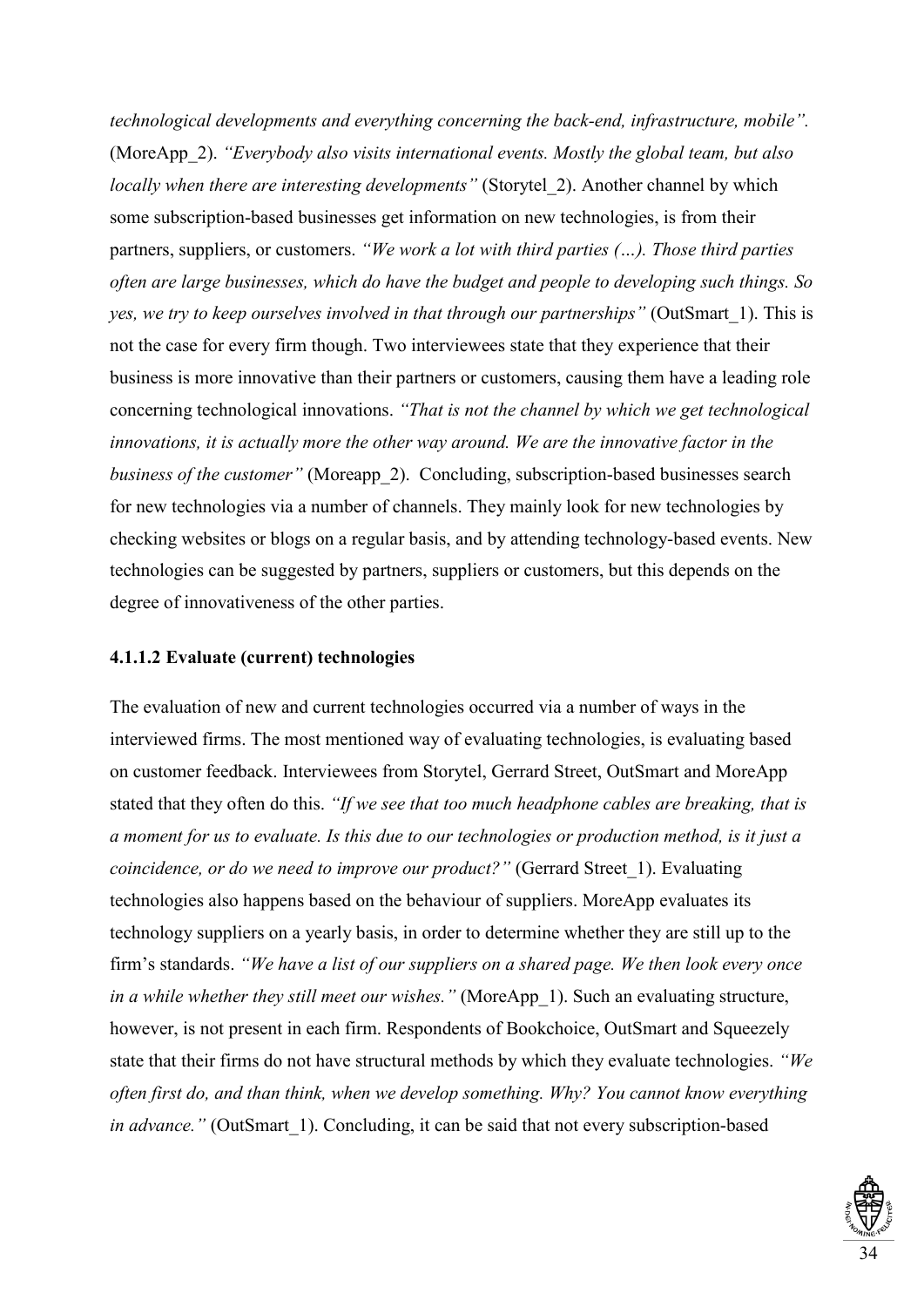*technological developments and everything concerning the back-end, infrastructure, mobile".* (MoreApp_2). *"Everybody also visits international events. Mostly the global team, but also locally when there are interesting developments"* (Storytel_2). Another channel by which some subscription-based businesses get information on new technologies, is from their partners, suppliers, or customers. *"We work a lot with third parties (…). Those third parties often are large businesses, which do have the budget and people to developing such things. So yes, we try to keep ourselves involved in that through our partnerships"* (OutSmart_1). This is not the case for every firm though. Two interviewees state that they experience that their business is more innovative than their partners or customers, causing them have a leading role concerning technological innovations. *"That is not the channel by which we get technological innovations, it is actually more the other way around. We are the innovative factor in the business of the customer"* (Moreapp_2). Concluding, subscription-based businesses search for new technologies via a number of channels. They mainly look for new technologies by checking websites or blogs on a regular basis, and by attending technology-based events. New technologies can be suggested by partners, suppliers or customers, but this depends on the degree of innovativeness of the other parties.

#### 4.1.1.2 Evaluate (current) technologies

The evaluation of new and current technologies occurred via a number of ways in the interviewed firms. The most mentioned way of evaluating technologies, is evaluating based on customer feedback. Interviewees from Storytel, Gerrard Street, OutSmart and MoreApp stated that they often do this. *"If we see that too much headphone cables are breaking, that is a moment for us to evaluate. Is this due to our technologies or production method, is it just a coincidence, or do we need to improve our product?"* (Gerrard Street_1). Evaluating technologies also happens based on the behaviour of suppliers. MoreApp evaluates its technology suppliers on a yearly basis, in order to determine whether they are still up to the firm's standards. *"We have a list of our suppliers on a shared page. We then look every once in a while whether they still meet our wishes."* (MoreApp_1). Such an evaluating structure, however, is not present in each firm. Respondents of Bookchoice, OutSmart and Squeezely state that their firms do not have structural methods by which they evaluate technologies. *"We often first do, and than think, when we develop something. Why? You cannot know everything in advance."* (OutSmart_1). Concluding, it can be said that not every subscription-based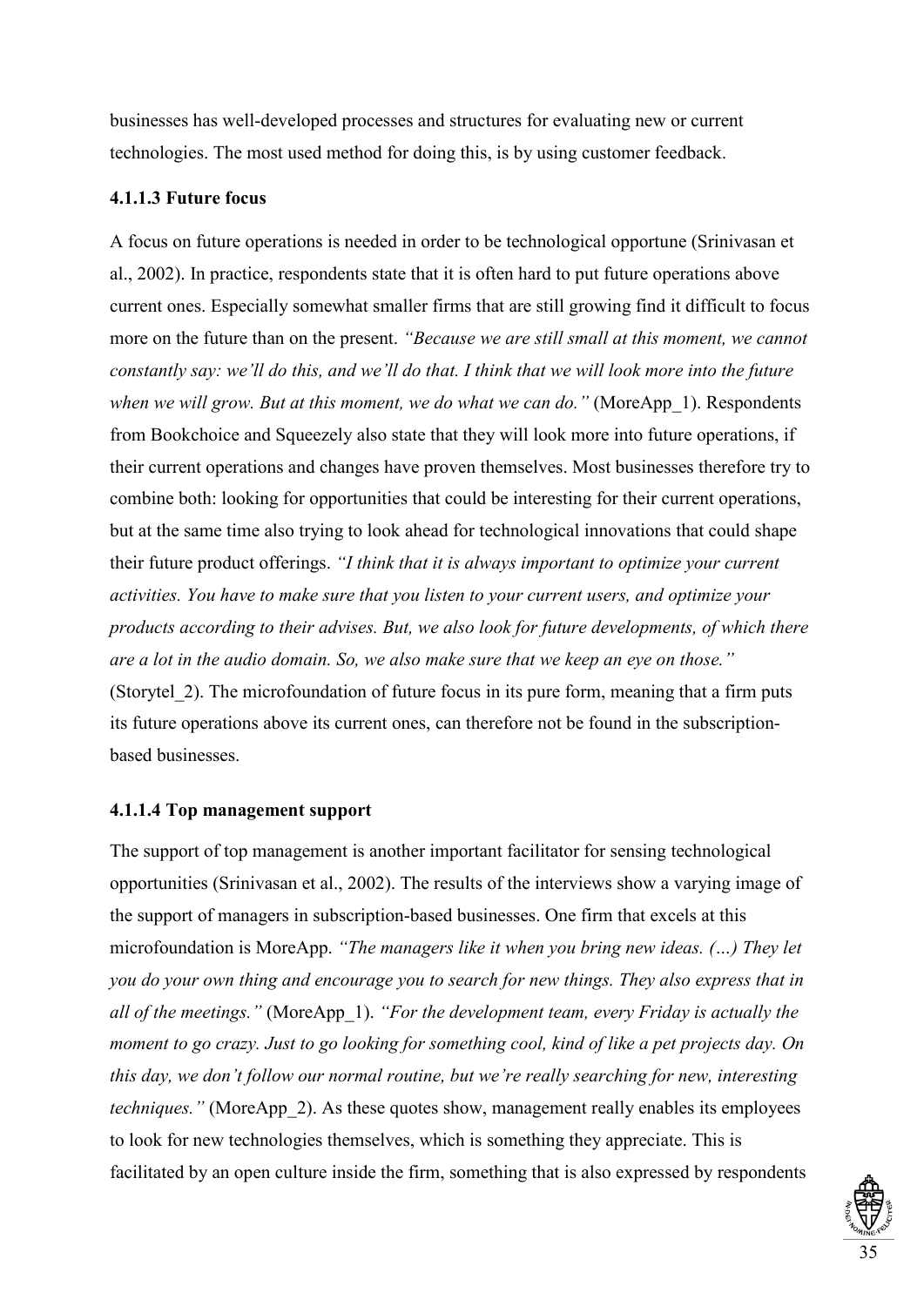businesses has well-developed processes and structures for evaluating new or current technologies. The most used method for doing this, is by using customer feedback.

#### 4.1.1.3 Future focus

A focus on future operations is needed in order to be technological opportune (Srinivasan et al., 2002). In practice, respondents state that it is often hard to put future operations above current ones. Especially somewhat smaller firms that are still growing find it difficult to focus more on the future than on the present. *"Because we are still small at this moment, we cannot constantly say: we'll do this, and we'll do that. I think that we will look more into the future when we will grow. But at this moment, we do what we can do."* (MoreApp_1). Respondents from Bookchoice and Squeezely also state that they will look more into future operations, if their current operations and changes have proven themselves. Most businesses therefore try to combine both: looking for opportunities that could be interesting for their current operations, but at the same time also trying to look ahead for technological innovations that could shape their future product offerings. *"I think that it is always important to optimize your current activities. You have to make sure that you listen to your current users, and optimize your products according to their advises. But, we also look for future developments, of which there are a lot in the audio domain. So, we also make sure that we keep an eye on those."* (Storytel_2). The microfoundation of future focus in its pure form, meaning that a firm puts its future operations above its current ones, can therefore not be found in the subscription-based businesses.

#### 4.1.1.4 Top management support

The support of top management is another important facilitator for sensing technological opportunities (Srinivasan et al., 2002). The results of the interviews show a varying image of the support of managers in subscription-based businesses. One firm that excels at this microfoundation is MoreApp. *"The managers like it when you bring new ideas. (…) They let you do your own thing and encourage you to search for new things. They also express that in all of the meetings."* (MoreApp_1). *"For the development team, every Friday is actually the moment to go crazy. Just to go looking for something cool, kind of like a pet projects day. On this day, we don't follow our normal routine, but we're really searching for new, interesting techniques."* (MoreApp_2). As these quotes show, management really enables its employees to look for new technologies themselves, which is something they appreciate. This is facilitated by an open culture inside the firm, something that is also expressed by respondents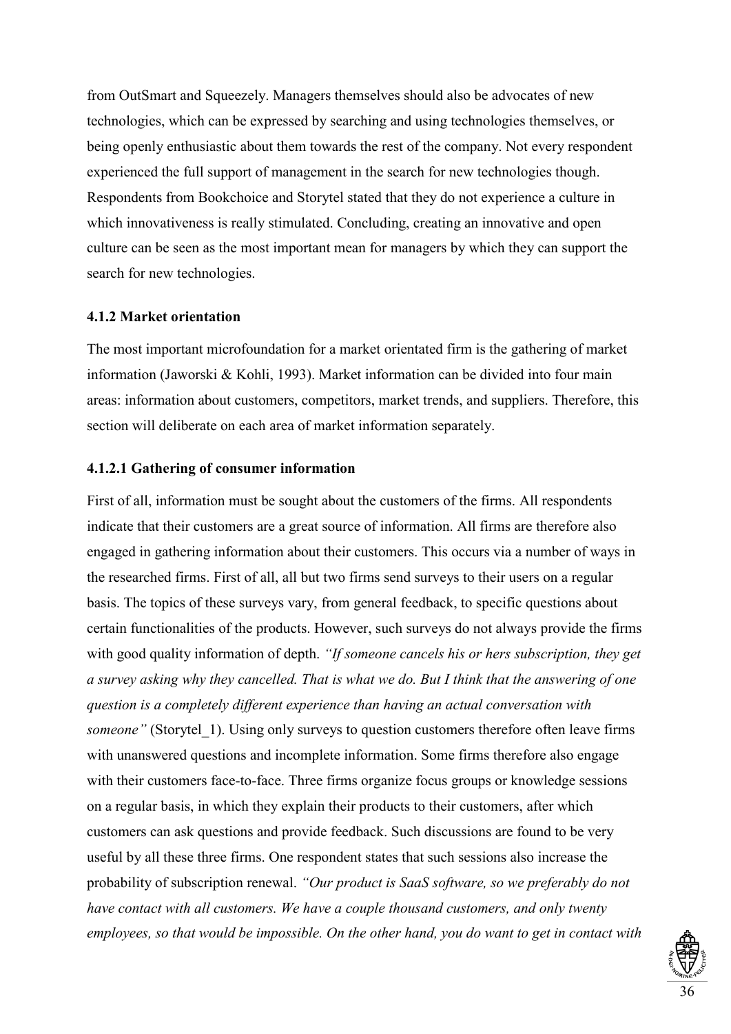from OutSmart and Squeezely. Managers themselves should also be advocates of new technologies, which can be expressed by searching and using technologies themselves, or being openly enthusiastic about them towards the rest of the company. Not every respondent experienced the full support of management in the search for new technologies though. Respondents from Bookchoice and Storytel stated that they do not experience a culture in which innovativeness is really stimulated. Concluding, creating an innovative and open culture can be seen as the most important mean for managers by which they can support the search for new technologies.

#### 4.1.2 Market orientation

The most important microfoundation for a market orientated firm is the gathering of market information (Jaworski & Kohli, 1993). Market information can be divided into four main areas: information about customers, competitors, market trends, and suppliers. Therefore, this section will deliberate on each area of market information separately.

##### 4.1.2.1 Gathering of consumer information

First of all, information must be sought about the customers of the firms. All respondents indicate that their customers are a great source of information. All firms are therefore also engaged in gathering information about their customers. This occurs via a number of ways in the researched firms. First of all, all but two firms send surveys to their users on a regular basis. The topics of these surveys vary, from general feedback, to specific questions about certain functionalities of the products. However, such surveys do not always provide the firms with good quality information of depth. *"If someone cancels his or hers subscription, they get a survey asking why they cancelled. That is what we do. But I think that the answering of one question is a completely different experience than having an actual conversation with someone"* (Storytel_1). Using only surveys to question customers therefore often leave firms with unanswered questions and incomplete information. Some firms therefore also engage with their customers face-to-face. Three firms organize focus groups or knowledge sessions on a regular basis, in which they explain their products to their customers, after which customers can ask questions and provide feedback. Such discussions are found to be very useful by all these three firms. One respondent states that such sessions also increase the probability of subscription renewal. *"Our product is SaaS software, so we preferably do not have contact with all customers. We have a couple thousand customers, and only twenty employees, so that would be impossible. On the other hand, you do want to get in contact with*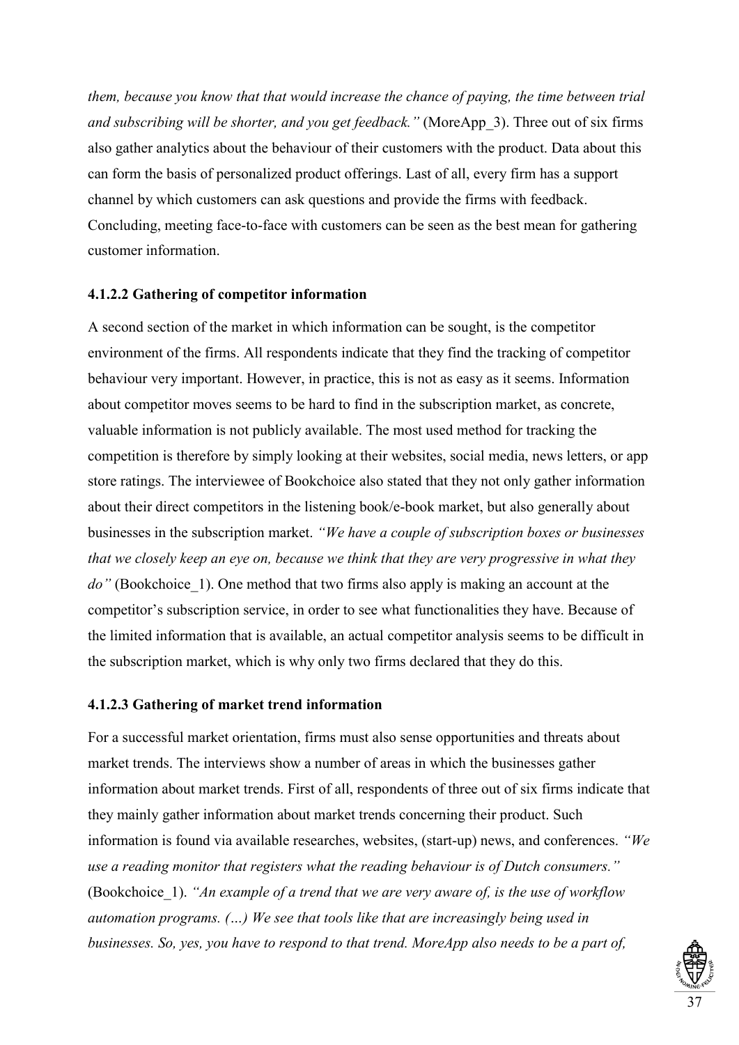*them, because you know that that would increase the chance of paying, the time between trial and subscribing will be shorter, and you get feedback."* (MoreApp_3). Three out of six firms also gather analytics about the behaviour of their customers with the product. Data about this can form the basis of personalized product offerings. Last of all, every firm has a support channel by which customers can ask questions and provide the firms with feedback. Concluding, meeting face-to-face with customers can be seen as the best mean for gathering customer information.

#### 4.1.2.2 Gathering of competitor information

A second section of the market in which information can be sought, is the competitor environment of the firms. All respondents indicate that they find the tracking of competitor behaviour very important. However, in practice, this is not as easy as it seems. Information about competitor moves seems to be hard to find in the subscription market, as concrete, valuable information is not publicly available. The most used method for tracking the competition is therefore by simply looking at their websites, social media, news letters, or app store ratings. The interviewee of Bookchoice also stated that they not only gather information about their direct competitors in the listening book/e-book market, but also generally about businesses in the subscription market. *"We have a couple of subscription boxes or businesses that we closely keep an eye on, because we think that they are very progressive in what they do"* (Bookchoice_1). One method that two firms also apply is making an account at the competitor's subscription service, in order to see what functionalities they have. Because of the limited information that is available, an actual competitor analysis seems to be difficult in the subscription market, which is why only two firms declared that they do this.

#### 4.1.2.3 Gathering of market trend information

For a successful market orientation, firms must also sense opportunities and threats about market trends. The interviews show a number of areas in which the businesses gather information about market trends. First of all, respondents of three out of six firms indicate that they mainly gather information about market trends concerning their product. Such information is found via available researches, websites, (start-up) news, and conferences. *"We use a reading monitor that registers what the reading behaviour is of Dutch consumers."* (Bookchoice_1). *"An example of a trend that we are very aware of, is the use of workflow automation programs. (…) We see that tools like that are increasingly being used in businesses. So, yes, you have to respond to that trend. MoreApp also needs to be a part of,*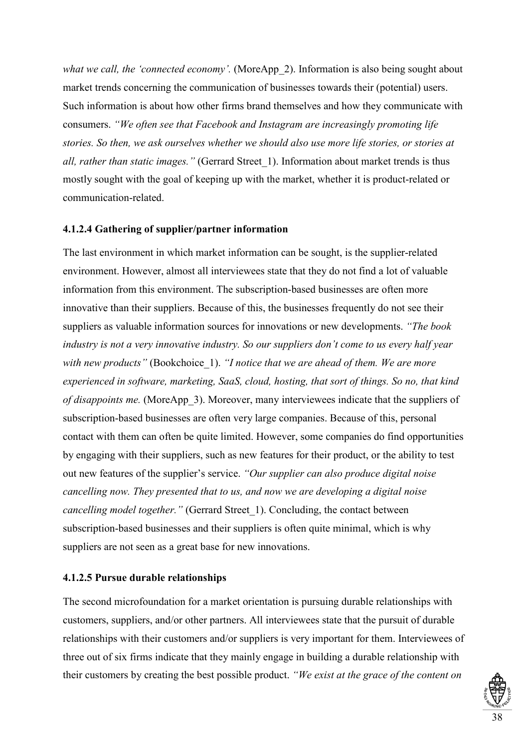*what we call, the 'connected economy'.* (MoreApp_2). Information is also being sought about market trends concerning the communication of businesses towards their (potential) users. Such information is about how other firms brand themselves and how they communicate with consumers. *"We often see that Facebook and Instagram are increasingly promoting life stories. So then, we ask ourselves whether we should also use more life stories, or stories at all, rather than static images."* (Gerrard Street_1). Information about market trends is thus mostly sought with the goal of keeping up with the market, whether it is product-related or communication-related.

#### 4.1.2.4 Gathering of supplier/partner information

The last environment in which market information can be sought, is the supplier-related environment. However, almost all interviewees state that they do not find a lot of valuable information from this environment. The subscription-based businesses are often more innovative than their suppliers. Because of this, the businesses frequently do not see their suppliers as valuable information sources for innovations or new developments. *"The book industry is not a very innovative industry. So our suppliers don't come to us every half year with new products"* (Bookchoice_1). *"I notice that we are ahead of them. We are more experienced in software, marketing, SaaS, cloud, hosting, that sort of things. So no, that kind of disappoints me.* (MoreApp_3). Moreover, many interviewees indicate that the suppliers of subscription-based businesses are often very large companies. Because of this, personal contact with them can often be quite limited. However, some companies do find opportunities by engaging with their suppliers, such as new features for their product, or the ability to test out new features of the supplier's service. *"Our supplier can also produce digital noise cancelling now. They presented that to us, and now we are developing a digital noise cancelling model together."* (Gerrard Street_1). Concluding, the contact between subscription-based businesses and their suppliers is often quite minimal, which is why suppliers are not seen as a great base for new innovations.

#### 4.1.2.5 Pursue durable relationships

The second microfoundation for a market orientation is pursuing durable relationships with customers, suppliers, and/or other partners. All interviewees state that the pursuit of durable relationships with their customers and/or suppliers is very important for them. Interviewees of three out of six firms indicate that they mainly engage in building a durable relationship with their customers by creating the best possible product. *"We exist at the grace of the content on*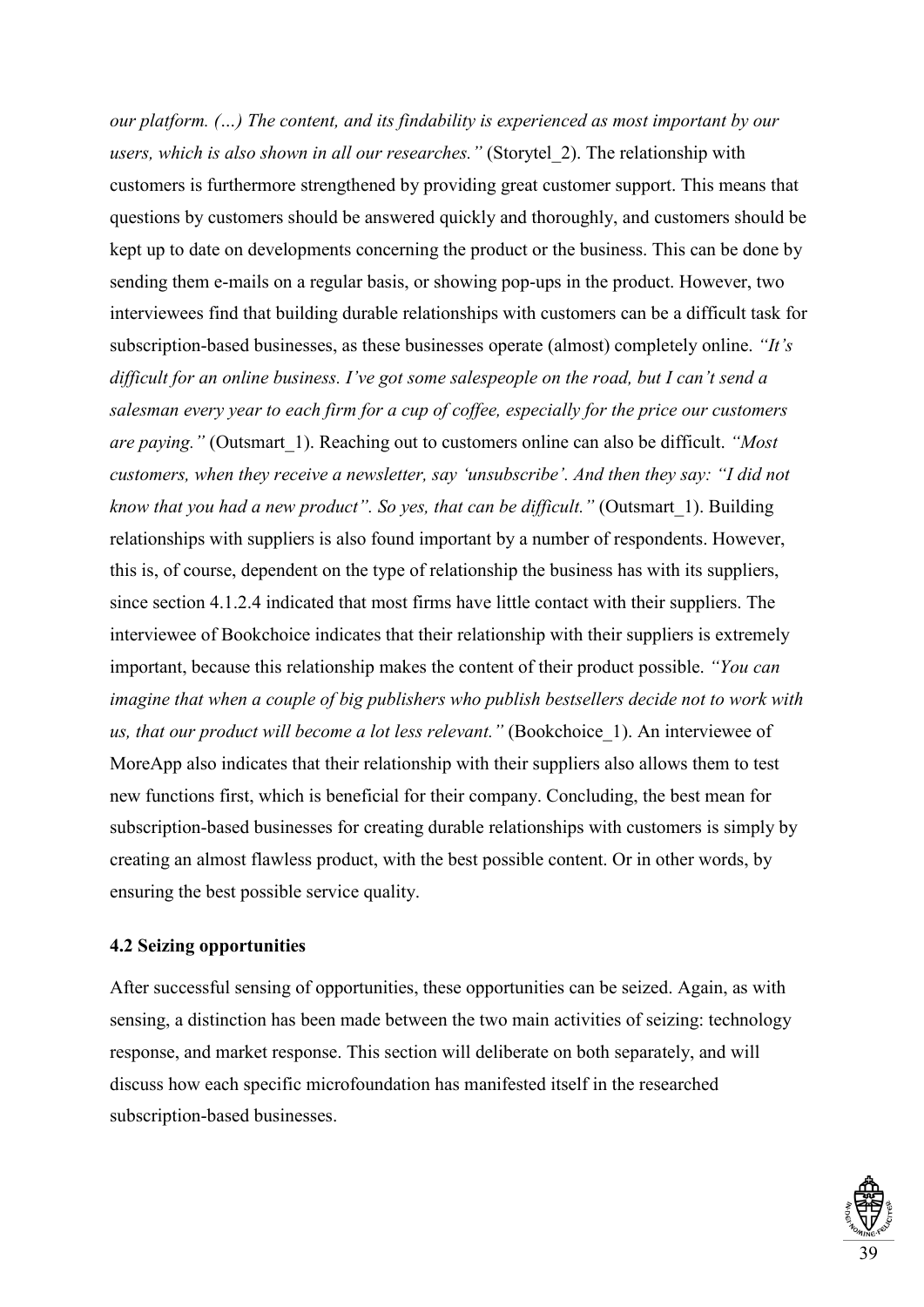*our platform. (…) The content, and its findability is experienced as most important by our users, which is also shown in all our researches."* (Storytel_2). The relationship with customers is furthermore strengthened by providing great customer support. This means that questions by customers should be answered quickly and thoroughly, and customers should be kept up to date on developments concerning the product or the business. This can be done by sending them e-mails on a regular basis, or showing pop-ups in the product. However, two interviewees find that building durable relationships with customers can be a difficult task for subscription-based businesses, as these businesses operate (almost) completely online. *"It's difficult for an online business. I've got some salespeople on the road, but I can't send a salesman every year to each firm for a cup of coffee, especially for the price our customers are paying."* (Outsmart_1). Reaching out to customers online can also be difficult. *"Most customers, when they receive a newsletter, say 'unsubscribe'. And then they say: "I did not know that you had a new product". So yes, that can be difficult."* (Outsmart_1). Building relationships with suppliers is also found important by a number of respondents. However, this is, of course, dependent on the type of relationship the business has with its suppliers, since section 4.1.2.4 indicated that most firms have little contact with their suppliers. The interviewee of Bookchoice indicates that their relationship with their suppliers is extremely important, because this relationship makes the content of their product possible. *"You can imagine that when a couple of big publishers who publish bestsellers decide not to work with us, that our product will become a lot less relevant."* (Bookchoice_1). An interviewee of MoreApp also indicates that their relationship with their suppliers also allows them to test new functions first, which is beneficial for their company. Concluding, the best mean for subscription-based businesses for creating durable relationships with customers is simply by creating an almost flawless product, with the best possible content. Or in other words, by ensuring the best possible service quality.

### 4.2 Seizing opportunities

After successful sensing of opportunities, these opportunities can be seized. Again, as with sensing, a distinction has been made between the two main activities of seizing: technology response, and market response. This section will deliberate on both separately, and will discuss how each specific microfoundation has manifested itself in the researched subscription-based businesses.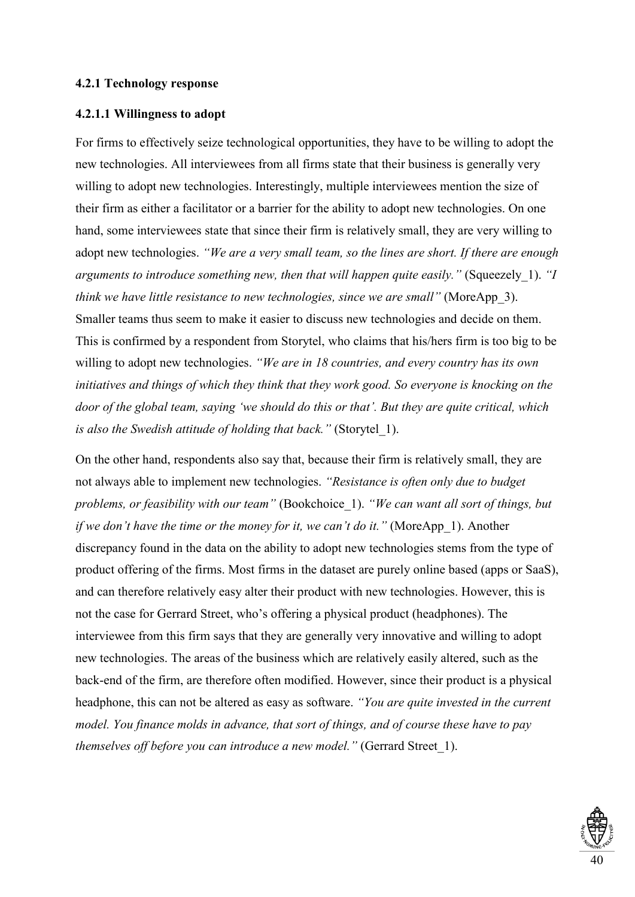#### 4.2.1 Technology response

##### 4.2.1.1 Willingness to adopt

For firms to effectively seize technological opportunities, they have to be willing to adopt the new technologies. All interviewees from all firms state that their business is generally very willing to adopt new technologies. Interestingly, multiple interviewees mention the size of their firm as either a facilitator or a barrier for the ability to adopt new technologies. On one hand, some interviewees state that since their firm is relatively small, they are very willing to adopt new technologies. *"We are a very small team, so the lines are short. If there are enough arguments to introduce something new, then that will happen quite easily."* (Squeezely_1). *"I think we have little resistance to new technologies, since we are small"* (MoreApp_3). Smaller teams thus seem to make it easier to discuss new technologies and decide on them. This is confirmed by a respondent from Storytel, who claims that his/hers firm is too big to be willing to adopt new technologies. *"We are in 18 countries, and every country has its own initiatives and things of which they think that they work good. So everyone is knocking on the door of the global team, saying 'we should do this or that'. But they are quite critical, which is also the Swedish attitude of holding that back."* (Storytel_1).

On the other hand, respondents also say that, because their firm is relatively small, they are not always able to implement new technologies. *"Resistance is often only due to budget problems, or feasibility with our team"* (Bookchoice_1). *"We can want all sort of things, but if we don't have the time or the money for it, we can't do it."* (MoreApp_1). Another discrepancy found in the data on the ability to adopt new technologies stems from the type of product offering of the firms. Most firms in the dataset are purely online based (apps or SaaS), and can therefore relatively easy alter their product with new technologies. However, this is not the case for Gerrard Street, who's offering a physical product (headphones). The interviewee from this firm says that they are generally very innovative and willing to adopt new technologies. The areas of the business which are relatively easily altered, such as the back-end of the firm, are therefore often modified. However, since their product is a physical headphone, this can not be altered as easy as software. *"You are quite invested in the current model. You finance molds in advance, that sort of things, and of course these have to pay themselves off before you can introduce a new model."* (Gerrard Street_1).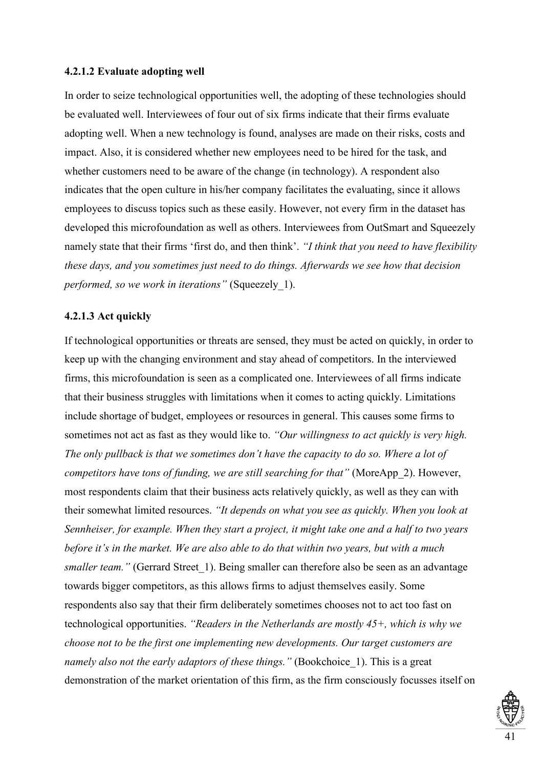#### 4.2.1.2 Evaluate adopting well

In order to seize technological opportunities well, the adopting of these technologies should be evaluated well. Interviewees of four out of six firms indicate that their firms evaluate adopting well. When a new technology is found, analyses are made on their risks, costs and impact. Also, it is considered whether new employees need to be hired for the task, and whether customers need to be aware of the change (in technology). A respondent also indicates that the open culture in his/her company facilitates the evaluating, since it allows employees to discuss topics such as these easily. However, not every firm in the dataset has developed this microfoundation as well as others. Interviewees from OutSmart and Squeezely namely state that their firms 'first do, and then think'. *"I think that you need to have flexibility these days, and you sometimes just need to do things. Afterwards we see how that decision performed, so we work in iterations"* (Squeezely_1).

#### 4.2.1.3 Act quickly

If technological opportunities or threats are sensed, they must be acted on quickly, in order to keep up with the changing environment and stay ahead of competitors. In the interviewed firms, this microfoundation is seen as a complicated one. Interviewees of all firms indicate that their business struggles with limitations when it comes to acting quickly. Limitations include shortage of budget, employees or resources in general. This causes some firms to sometimes not act as fast as they would like to. *"Our willingness to act quickly is very high. The only pullback is that we sometimes don't have the capacity to do so. Where a lot of competitors have tons of funding, we are still searching for that"* (MoreApp_2). However, most respondents claim that their business acts relatively quickly, as well as they can with their somewhat limited resources. *"It depends on what you see as quickly. When you look at Sennheiser, for example. When they start a project, it might take one and a half to two years before it's in the market. We are also able to do that within two years, but with a much smaller team."* (Gerrard Street_1). Being smaller can therefore also be seen as an advantage towards bigger competitors, as this allows firms to adjust themselves easily. Some respondents also say that their firm deliberately sometimes chooses not to act too fast on technological opportunities. *"Readers in the Netherlands are mostly 45+, which is why we choose not to be the first one implementing new developments. Our target customers are namely also not the early adaptors of these things."* (Bookchoice_1). This is a great demonstration of the market orientation of this firm, as the firm consciously focusses itself on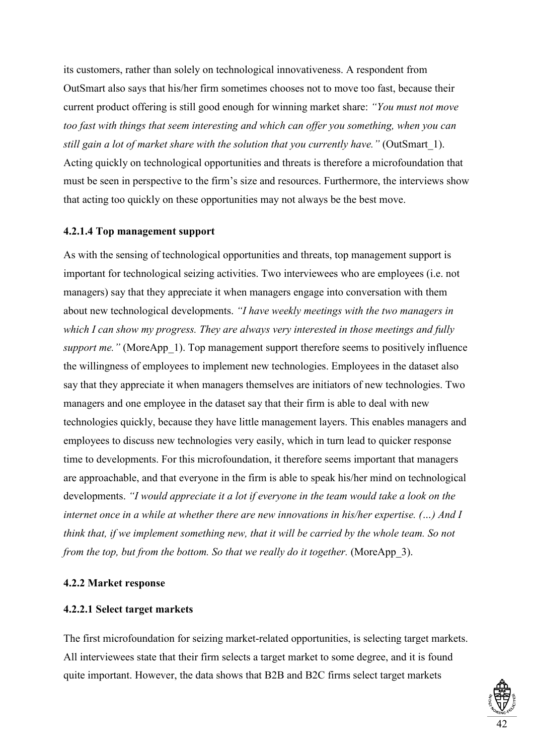its customers, rather than solely on technological innovativeness. A respondent from OutSmart also says that his/her firm sometimes chooses not to move too fast, because their current product offering is still good enough for winning market share: *"You must not move too fast with things that seem interesting and which can offer you something, when you can still gain a lot of market share with the solution that you currently have."* (OutSmart_1). Acting quickly on technological opportunities and threats is therefore a microfoundation that must be seen in perspective to the firm's size and resources. Furthermore, the interviews show that acting too quickly on these opportunities may not always be the best move.

#### 4.2.1.4 Top management support

As with the sensing of technological opportunities and threats, top management support is important for technological seizing activities. Two interviewees who are employees (i.e. not managers) say that they appreciate it when managers engage into conversation with them about new technological developments. *"I have weekly meetings with the two managers in which I can show my progress. They are always very interested in those meetings and fully support me."* (MoreApp_1). Top management support therefore seems to positively influence the willingness of employees to implement new technologies. Employees in the dataset also say that they appreciate it when managers themselves are initiators of new technologies. Two managers and one employee in the dataset say that their firm is able to deal with new technologies quickly, because they have little management layers. This enables managers and employees to discuss new technologies very easily, which in turn lead to quicker response time to developments. For this microfoundation, it therefore seems important that managers are approachable, and that everyone in the firm is able to speak his/her mind on technological developments. *"I would appreciate it a lot if everyone in the team would take a look on the internet once in a while at whether there are new innovations in his/her expertise. (…) And I think that, if we implement something new, that it will be carried by the whole team. So not from the top, but from the bottom. So that we really do it together.* (MoreApp_3).

### 4.2.2 Market response

#### 4.2.2.1 Select target markets

The first microfoundation for seizing market-related opportunities, is selecting target markets. All interviewees state that their firm selects a target market to some degree, and it is found quite important. However, the data shows that B2B and B2C firms select target markets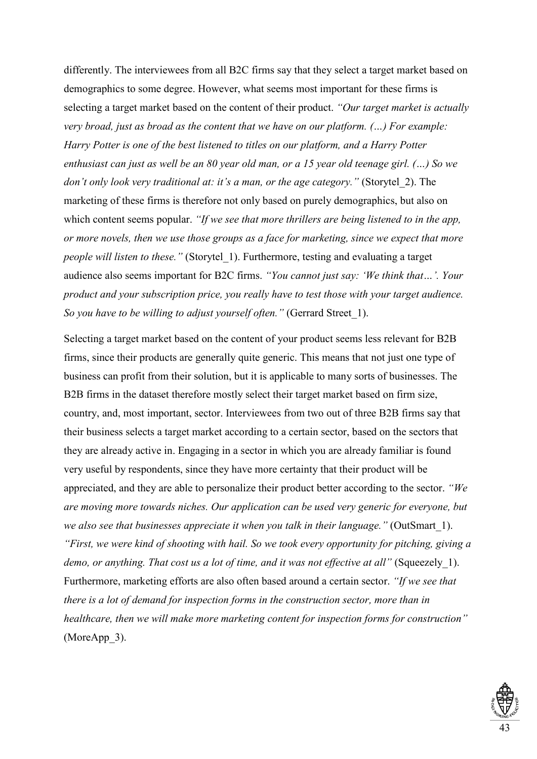differently. The interviewees from all B2C firms say that they select a target market based on demographics to some degree. However, what seems most important for these firms is selecting a target market based on the content of their product. *"Our target market is actually very broad, just as broad as the content that we have on our platform. (…) For example: Harry Potter is one of the best listened to titles on our platform, and a Harry Potter enthusiast can just as well be an 80 year old man, or a 15 year old teenage girl. (…) So we don't only look very traditional at: it's a man, or the age category."* (Storytel_2). The marketing of these firms is therefore not only based on purely demographics, but also on which content seems popular. *"If we see that more thrillers are being listened to in the app, or more novels, then we use those groups as a face for marketing, since we expect that more people will listen to these."* (Storytel_1). Furthermore, testing and evaluating a target audience also seems important for B2C firms. *"You cannot just say: 'We think that…'. Your product and your subscription price, you really have to test those with your target audience. So you have to be willing to adjust yourself often."* (Gerrard Street_1).

Selecting a target market based on the content of your product seems less relevant for B2B firms, since their products are generally quite generic. This means that not just one type of business can profit from their solution, but it is applicable to many sorts of businesses. The B2B firms in the dataset therefore mostly select their target market based on firm size, country, and, most important, sector. Interviewees from two out of three B2B firms say that their business selects a target market according to a certain sector, based on the sectors that they are already active in. Engaging in a sector in which you are already familiar is found very useful by respondents, since they have more certainty that their product will be appreciated, and they are able to personalize their product better according to the sector. *"We are moving more towards niches. Our application can be used very generic for everyone, but we also see that businesses appreciate it when you talk in their language."* (OutSmart_1). *"First, we were kind of shooting with hail. So we took every opportunity for pitching, giving a demo, or anything. That cost us a lot of time, and it was not effective at all"* (Squeezely_1). Furthermore, marketing efforts are also often based around a certain sector. *"If we see that there is a lot of demand for inspection forms in the construction sector, more than in healthcare, then we will make more marketing content for inspection forms for construction"* (MoreApp_3).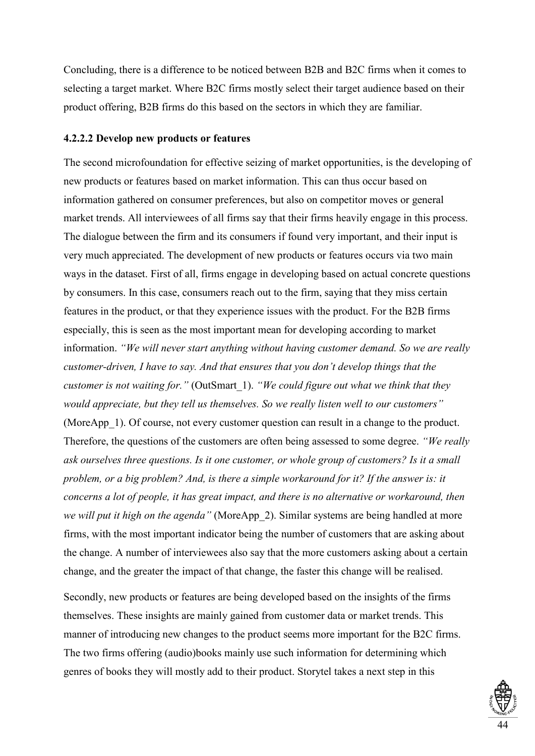Concluding, there is a difference to be noticed between B2B and B2C firms when it comes to selecting a target market. Where B2C firms mostly select their target audience based on their product offering, B2B firms do this based on the sectors in which they are familiar.

#### 4.2.2.2 Develop new products or features

The second microfoundation for effective seizing of market opportunities, is the developing of new products or features based on market information. This can thus occur based on information gathered on consumer preferences, but also on competitor moves or general market trends. All interviewees of all firms say that their firms heavily engage in this process. The dialogue between the firm and its consumers if found very important, and their input is very much appreciated. The development of new products or features occurs via two main ways in the dataset. First of all, firms engage in developing based on actual concrete questions by consumers. In this case, consumers reach out to the firm, saying that they miss certain features in the product, or that they experience issues with the product. For the B2B firms especially, this is seen as the most important mean for developing according to market information. *"We will never start anything without having customer demand. So we are really customer-driven, I have to say. And that ensures that you don't develop things that the customer is not waiting for."* (OutSmart_1). *"We could figure out what we think that they would appreciate, but they tell us themselves. So we really listen well to our customers"* (MoreApp_1). Of course, not every customer question can result in a change to the product. Therefore, the questions of the customers are often being assessed to some degree. *"We really ask ourselves three questions. Is it one customer, or whole group of customers? Is it a small problem, or a big problem? And, is there a simple workaround for it? If the answer is: it concerns a lot of people, it has great impact, and there is no alternative or workaround, then we will put it high on the agenda"* (MoreApp_2). Similar systems are being handled at more firms, with the most important indicator being the number of customers that are asking about the change. A number of interviewees also say that the more customers asking about a certain change, and the greater the impact of that change, the faster this change will be realised.

Secondly, new products or features are being developed based on the insights of the firms themselves. These insights are mainly gained from customer data or market trends. This manner of introducing new changes to the product seems more important for the B2C firms. The two firms offering (audio)books mainly use such information for determining which genres of books they will mostly add to their product. Storytel takes a next step in this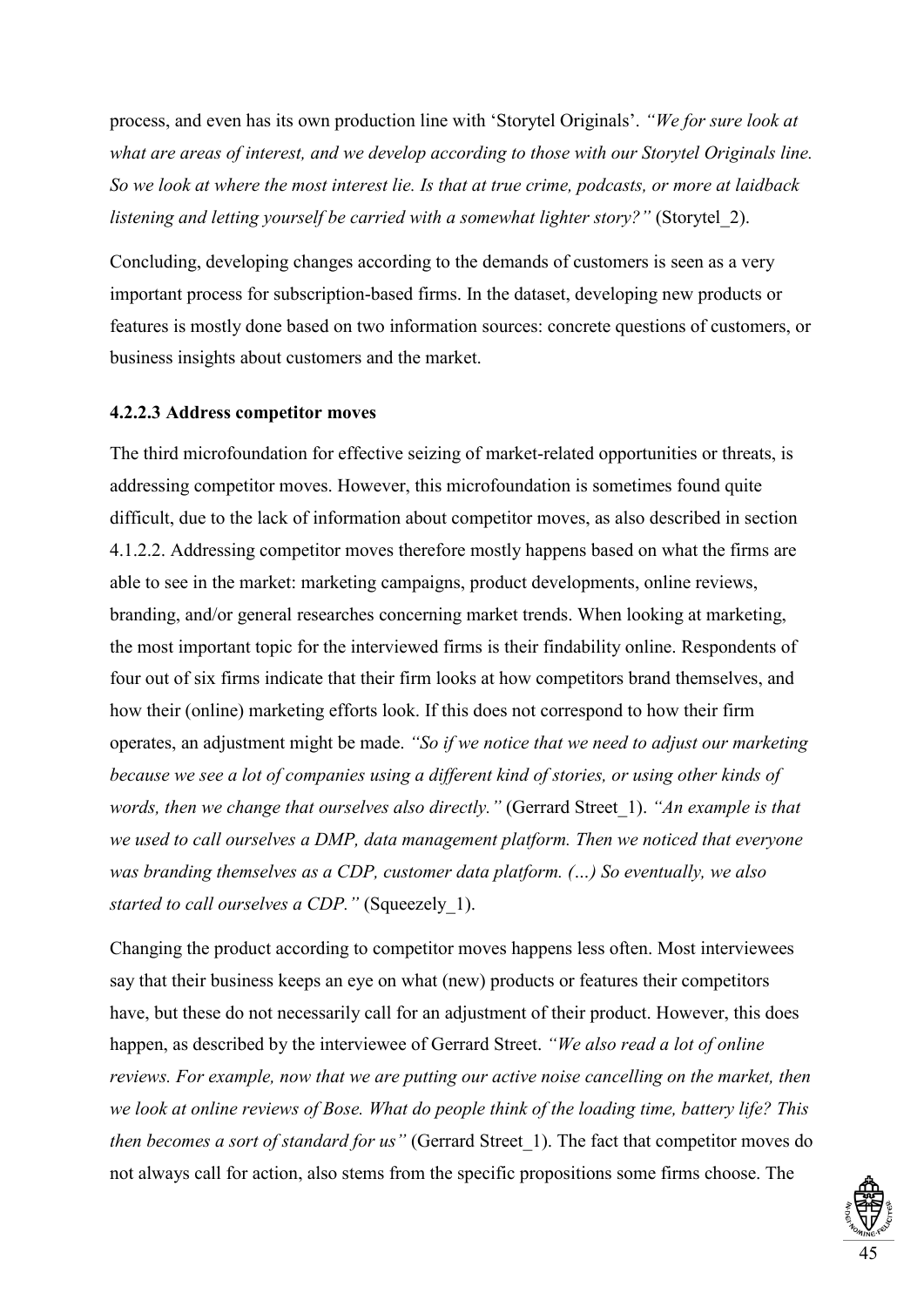process, and even has its own production line with 'Storytel Originals'. *"We for sure look at what are areas of interest, and we develop according to those with our Storytel Originals line. So we look at where the most interest lie. Is that at true crime, podcasts, or more at laidback listening and letting yourself be carried with a somewhat lighter story?"* (Storytel_2).

Concluding, developing changes according to the demands of customers is seen as a very important process for subscription-based firms. In the dataset, developing new products or features is mostly done based on two information sources: concrete questions of customers, or business insights about customers and the market.

#### 4.2.2.3 Address competitor moves

The third microfoundation for effective seizing of market-related opportunities or threats, is addressing competitor moves. However, this microfoundation is sometimes found quite difficult, due to the lack of information about competitor moves, as also described in section 4.1.2.2. Addressing competitor moves therefore mostly happens based on what the firms are able to see in the market: marketing campaigns, product developments, online reviews, branding, and/or general researches concerning market trends. When looking at marketing, the most important topic for the interviewed firms is their findability online. Respondents of four out of six firms indicate that their firm looks at how competitors brand themselves, and how their (online) marketing efforts look. If this does not correspond to how their firm operates, an adjustment might be made. *"So if we notice that we need to adjust our marketing because we see a lot of companies using a different kind of stories, or using other kinds of words, then we change that ourselves also directly."* (Gerrard Street_1). *"An example is that we used to call ourselves a DMP, data management platform. Then we noticed that everyone was branding themselves as a CDP, customer data platform. (…) So eventually, we also started to call ourselves a CDP."* (Squeezely_1).

Changing the product according to competitor moves happens less often. Most interviewees say that their business keeps an eye on what (new) products or features their competitors have, but these do not necessarily call for an adjustment of their product. However, this does happen, as described by the interviewee of Gerrard Street. *"We also read a lot of online reviews. For example, now that we are putting our active noise cancelling on the market, then we look at online reviews of Bose. What do people think of the loading time, battery life? This then becomes a sort of standard for us"* (Gerrard Street_1). The fact that competitor moves do not always call for action, also stems from the specific propositions some firms choose. The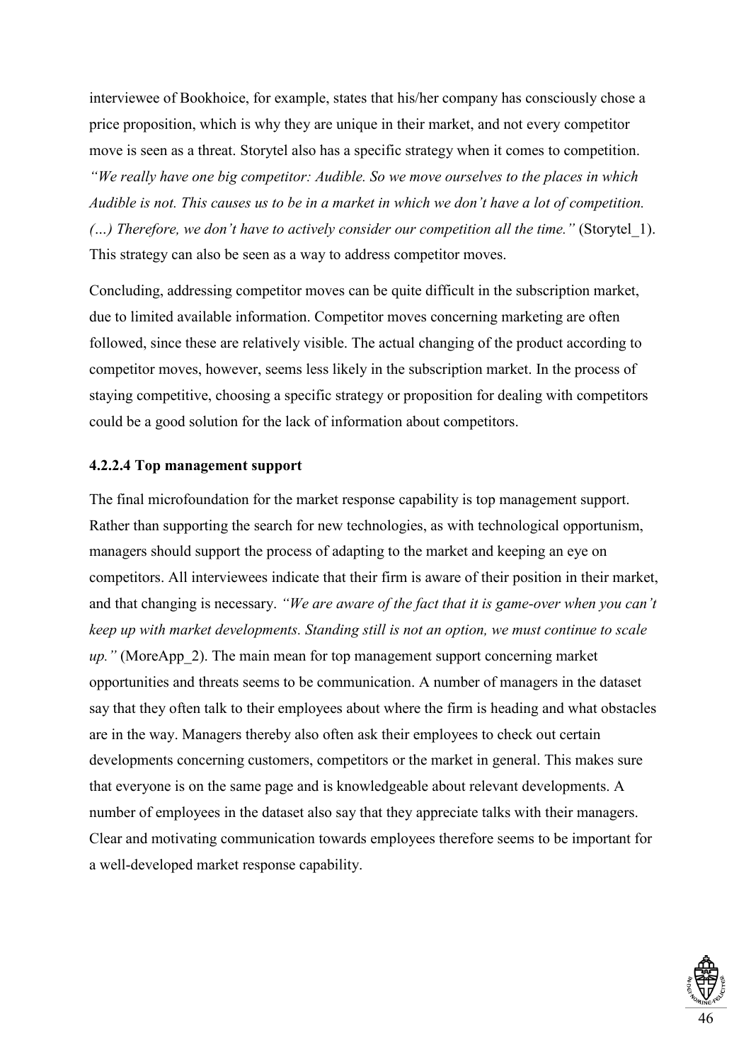interviewee of Bookhoice, for example, states that his/her company has consciously chose a price proposition, which is why they are unique in their market, and not every competitor move is seen as a threat. Storytel also has a specific strategy when it comes to competition. *"We really have one big competitor: Audible. So we move ourselves to the places in which Audible is not. This causes us to be in a market in which we don't have a lot of competition. (…) Therefore, we don't have to actively consider our competition all the time."* (Storytel_1). This strategy can also be seen as a way to address competitor moves.

Concluding, addressing competitor moves can be quite difficult in the subscription market, due to limited available information. Competitor moves concerning marketing are often followed, since these are relatively visible. The actual changing of the product according to competitor moves, however, seems less likely in the subscription market. In the process of staying competitive, choosing a specific strategy or proposition for dealing with competitors could be a good solution for the lack of information about competitors.

#### 4.2.2.4 Top management support

The final microfoundation for the market response capability is top management support. Rather than supporting the search for new technologies, as with technological opportunism, managers should support the process of adapting to the market and keeping an eye on competitors. All interviewees indicate that their firm is aware of their position in their market, and that changing is necessary. *"We are aware of the fact that it is game-over when you can't keep up with market developments. Standing still is not an option, we must continue to scale up."* (MoreApp_2). The main mean for top management support concerning market opportunities and threats seems to be communication. A number of managers in the dataset say that they often talk to their employees about where the firm is heading and what obstacles are in the way. Managers thereby also often ask their employees to check out certain developments concerning customers, competitors or the market in general. This makes sure that everyone is on the same page and is knowledgeable about relevant developments. A number of employees in the dataset also say that they appreciate talks with their managers. Clear and motivating communication towards employees therefore seems to be important for a well-developed market response capability.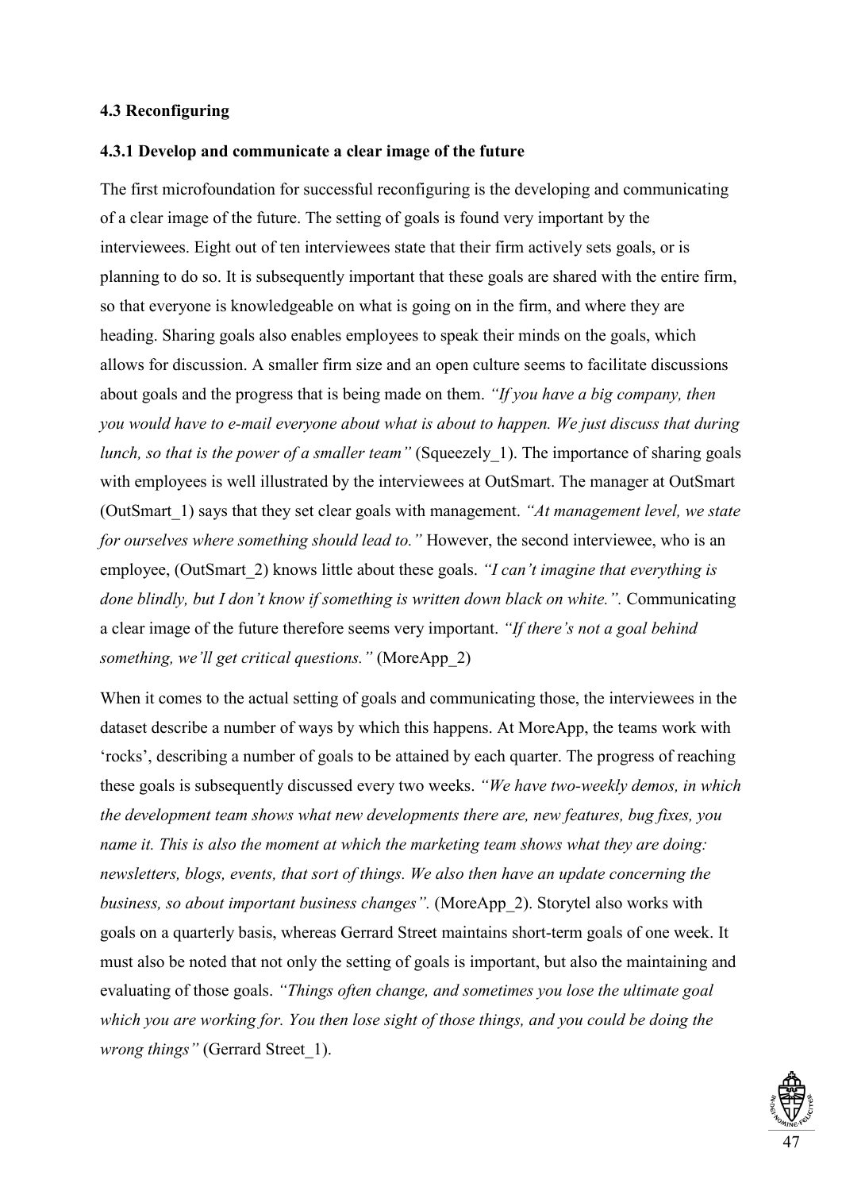### 4.3 Reconfiguring

#### 4.3.1 Develop and communicate a clear image of the future

The first microfoundation for successful reconfiguring is the developing and communicating of a clear image of the future. The setting of goals is found very important by the interviewees. Eight out of ten interviewees state that their firm actively sets goals, or is planning to do so. It is subsequently important that these goals are shared with the entire firm, so that everyone is knowledgeable on what is going on in the firm, and where they are heading. Sharing goals also enables employees to speak their minds on the goals, which allows for discussion. A smaller firm size and an open culture seems to facilitate discussions about goals and the progress that is being made on them. *"If you have a big company, then you would have to e-mail everyone about what is about to happen. We just discuss that during lunch, so that is the power of a smaller team"* (Squeezely_1). The importance of sharing goals with employees is well illustrated by the interviewees at OutSmart. The manager at OutSmart (OutSmart_1) says that they set clear goals with management. *"At management level, we state for ourselves where something should lead to."* However, the second interviewee, who is an employee, (OutSmart_2) knows little about these goals. *"I can't imagine that everything is done blindly, but I don't know if something is written down black on white.".* Communicating a clear image of the future therefore seems very important. *"If there's not a goal behind something, we'll get critical questions."* (MoreApp_2)

When it comes to the actual setting of goals and communicating those, the interviewees in the dataset describe a number of ways by which this happens. At MoreApp, the teams work with 'rocks', describing a number of goals to be attained by each quarter. The progress of reaching these goals is subsequently discussed every two weeks. *"We have two-weekly demos, in which the development team shows what new developments there are, new features, bug fixes, you name it. This is also the moment at which the marketing team shows what they are doing: newsletters, blogs, events, that sort of things. We also then have an update concerning the business, so about important business changes".* (MoreApp_2). Storytel also works with goals on a quarterly basis, whereas Gerrard Street maintains short-term goals of one week. It must also be noted that not only the setting of goals is important, but also the maintaining and evaluating of those goals. *"Things often change, and sometimes you lose the ultimate goal which you are working for. You then lose sight of those things, and you could be doing the wrong things"* (Gerrard Street_1).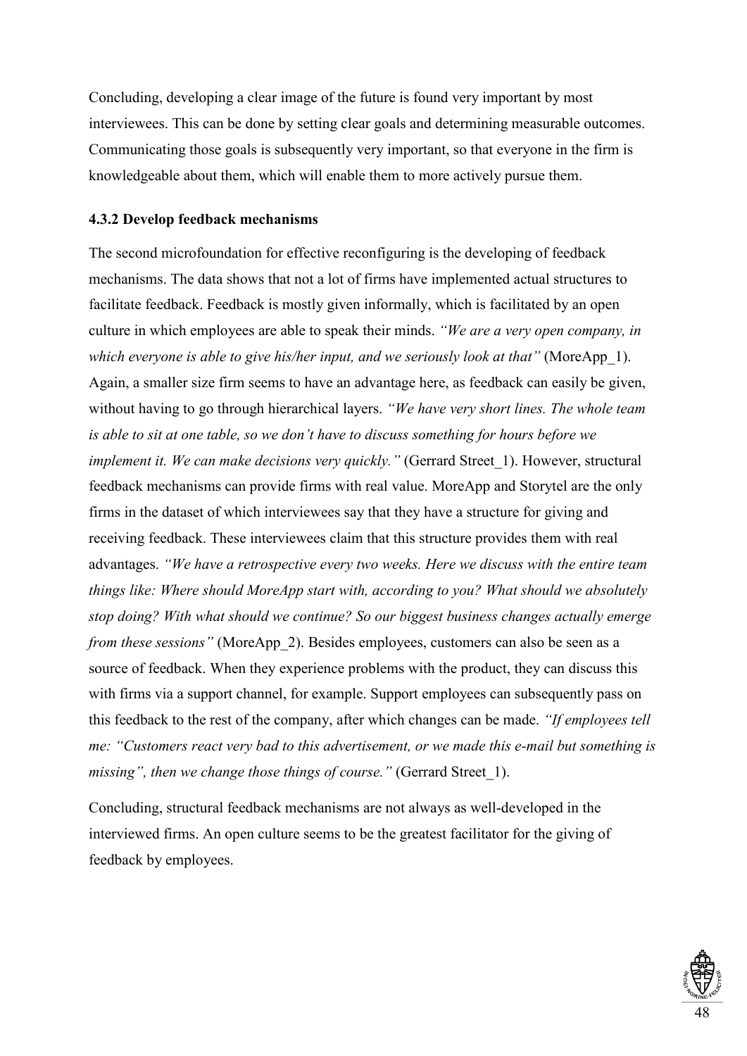Concluding, developing a clear image of the future is found very important by most interviewees. This can be done by setting clear goals and determining measurable outcomes. Communicating those goals is subsequently very important, so that everyone in the firm is knowledgeable about them, which will enable them to more actively pursue them.

### 4.3.2 Develop feedback mechanisms

The second microfoundation for effective reconfiguring is the developing of feedback mechanisms. The data shows that not a lot of firms have implemented actual structures to facilitate feedback. Feedback is mostly given informally, which is facilitated by an open culture in which employees are able to speak their minds. *"We are a very open company, in which everyone is able to give his/her input, and we seriously look at that"* (MoreApp_1). Again, a smaller size firm seems to have an advantage here, as feedback can easily be given, without having to go through hierarchical layers. *"We have very short lines. The whole team is able to sit at one table, so we don't have to discuss something for hours before we implement it. We can make decisions very quickly."* (Gerrard Street_1). However, structural feedback mechanisms can provide firms with real value. MoreApp and Storytel are the only firms in the dataset of which interviewees say that they have a structure for giving and receiving feedback. These interviewees claim that this structure provides them with real advantages. *"We have a retrospective every two weeks. Here we discuss with the entire team things like: Where should MoreApp start with, according to you? What should we absolutely stop doing? With what should we continue? So our biggest business changes actually emerge from these sessions"* (MoreApp_2). Besides employees, customers can also be seen as a source of feedback. When they experience problems with the product, they can discuss this with firms via a support channel, for example. Support employees can subsequently pass on this feedback to the rest of the company, after which changes can be made. *"If employees tell me: "Customers react very bad to this advertisement, or we made this e-mail but something is missing", then we change those things of course."* (Gerrard Street_1).

Concluding, structural feedback mechanisms are not always as well-developed in the interviewed firms. An open culture seems to be the greatest facilitator for the giving of feedback by employees.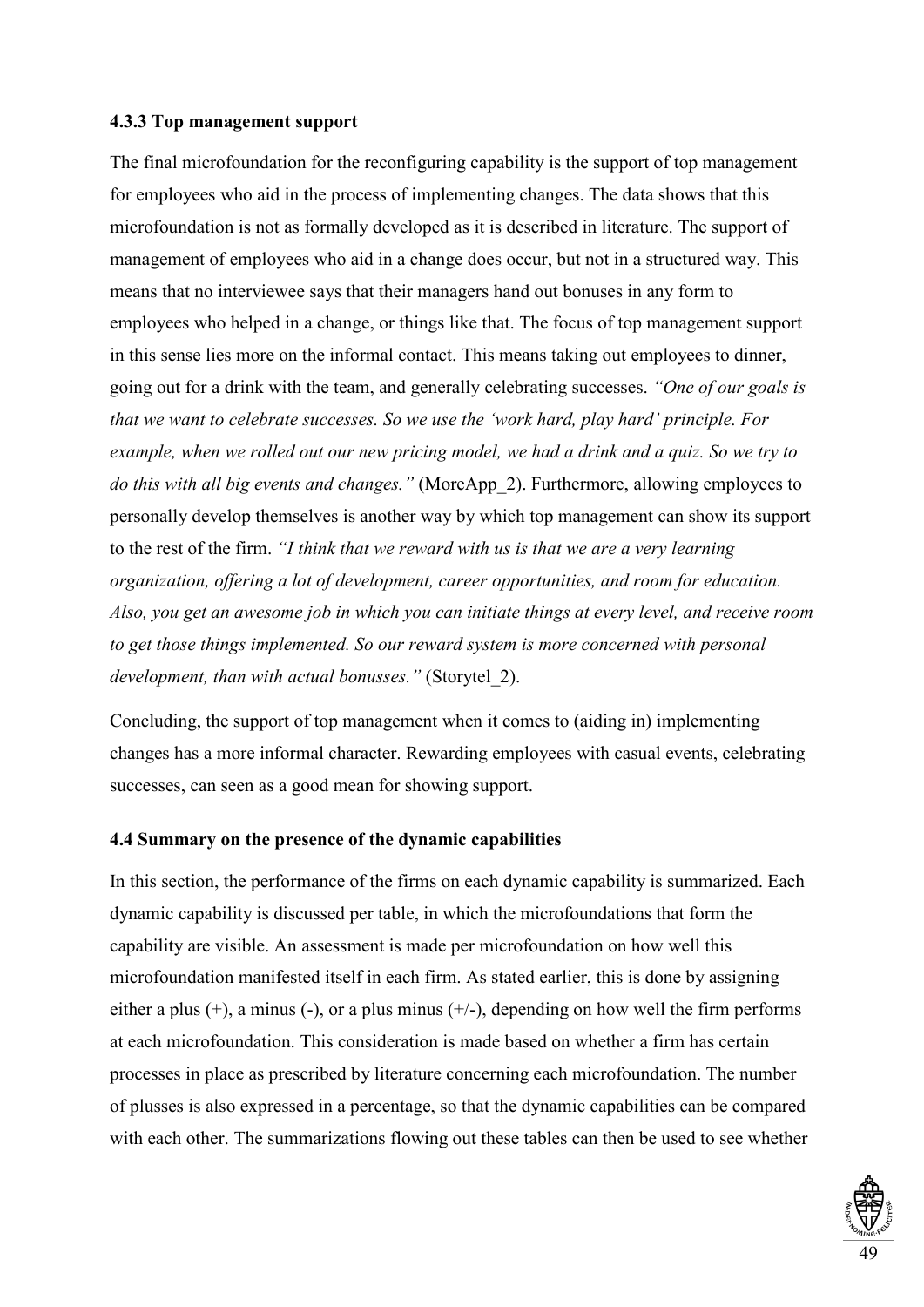### 4.3.3 Top management support

The final microfoundation for the reconfiguring capability is the support of top management for employees who aid in the process of implementing changes. The data shows that this microfoundation is not as formally developed as it is described in literature. The support of management of employees who aid in a change does occur, but not in a structured way. This means that no interviewee says that their managers hand out bonuses in any form to employees who helped in a change, or things like that. The focus of top management support in this sense lies more on the informal contact. This means taking out employees to dinner, going out for a drink with the team, and generally celebrating successes. *"One of our goals is that we want to celebrate successes. So we use the 'work hard, play hard' principle. For example, when we rolled out our new pricing model, we had a drink and a quiz. So we try to do this with all big events and changes."* (MoreApp_2). Furthermore, allowing employees to personally develop themselves is another way by which top management can show its support to the rest of the firm. *"I think that we reward with us is that we are a very learning organization, offering a lot of development, career opportunities, and room for education. Also, you get an awesome job in which you can initiate things at every level, and receive room to get those things implemented. So our reward system is more concerned with personal development, than with actual bonusses."* (Storytel_2).

Concluding, the support of top management when it comes to (aiding in) implementing changes has a more informal character. Rewarding employees with casual events, celebrating successes, can seen as a good mean for showing support.

## 4.4 Summary on the presence of the dynamic capabilities

In this section, the performance of the firms on each dynamic capability is summarized. Each dynamic capability is discussed per table, in which the microfoundations that form the capability are visible. An assessment is made per microfoundation on how well this microfoundation manifested itself in each firm. As stated earlier, this is done by assigning either a plus (+), a minus (-), or a plus minus (+/-), depending on how well the firm performs at each microfoundation. This consideration is made based on whether a firm has certain processes in place as prescribed by literature concerning each microfoundation. The number of plusses is also expressed in a percentage, so that the dynamic capabilities can be compared with each other. The summarizations flowing out these tables can then be used to see whether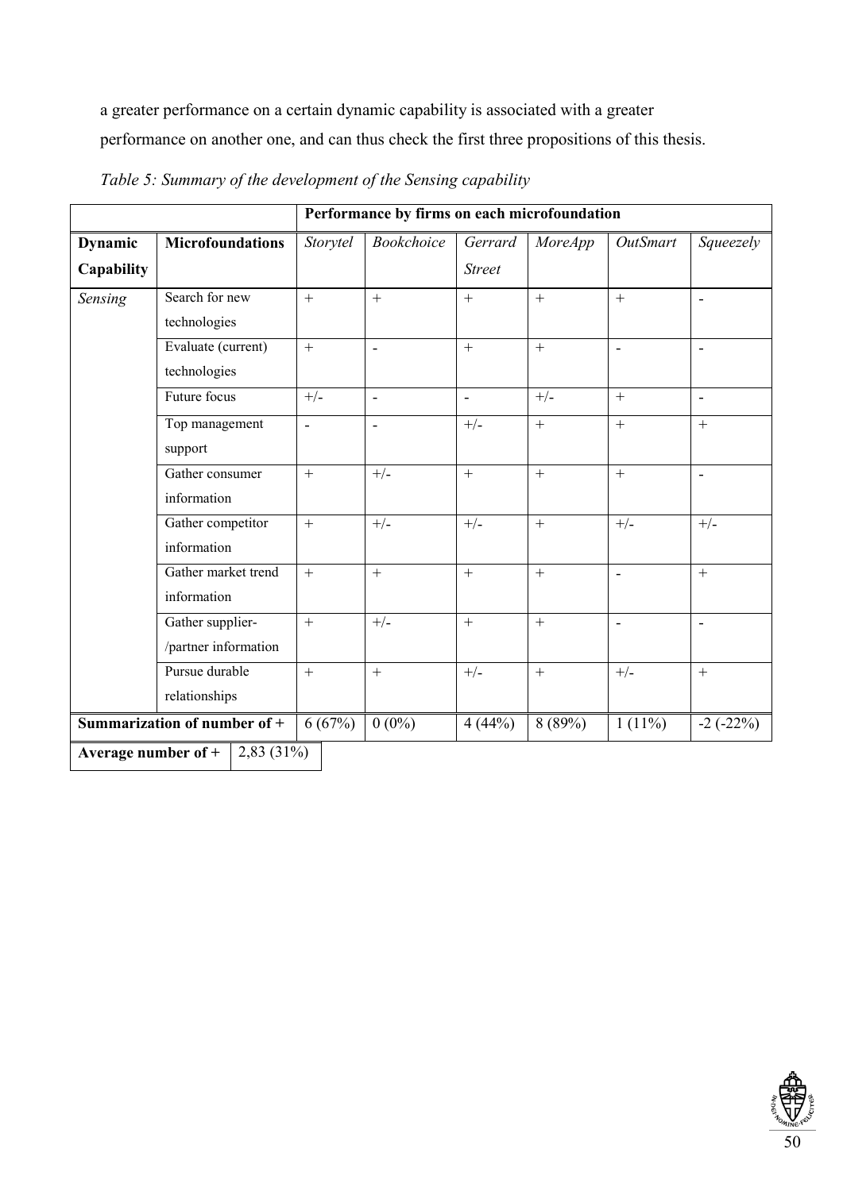a greater performance on a certain dynamic capability is associated with a greater performance on another one, and can thus check the first three propositions of this thesis.

*Table 5: Summary of the development of the Sensing capability*

| | | Performance by firms on each microfoundation | | | | | |
|---|---|---|---|---|---|---|---|
| **Dynamic Capability** | **Microfoundations** | *Storytel* | *Bookchoice* | *Gerrard Street* | *MoreApp* | *OutSmart* | *Squeezely* |
| *Sensing* | Search for new technologies | + | + | + | + | + | - |
| | Evaluate (current) technologies | + | - | + | + | - | - |
| | Future focus | +/- | - | - | +/- | + | - |
| | Top management support | - | - | +/- | + | + | + |
| | Gather consumer information | + | +/- | + | + | + | - |
| | Gather competitor information | + | +/- | +/- | + | +/- | +/- |
| | Gather market trend information | + | + | + | + | - | + |
| | Gather supplier-/partner information | + | +/- | + | + | - | - |
| | Pursue durable relationships | + | + | +/- | + | +/- | + |
| **Summarization of number of +** | | 6 (67%) | 0 (0%) | 4 (44%) | 8 (89%) | 1 (11%) | -2 (-22%) |

| **Average number of +** | 2,83 (31%) |
|---|---|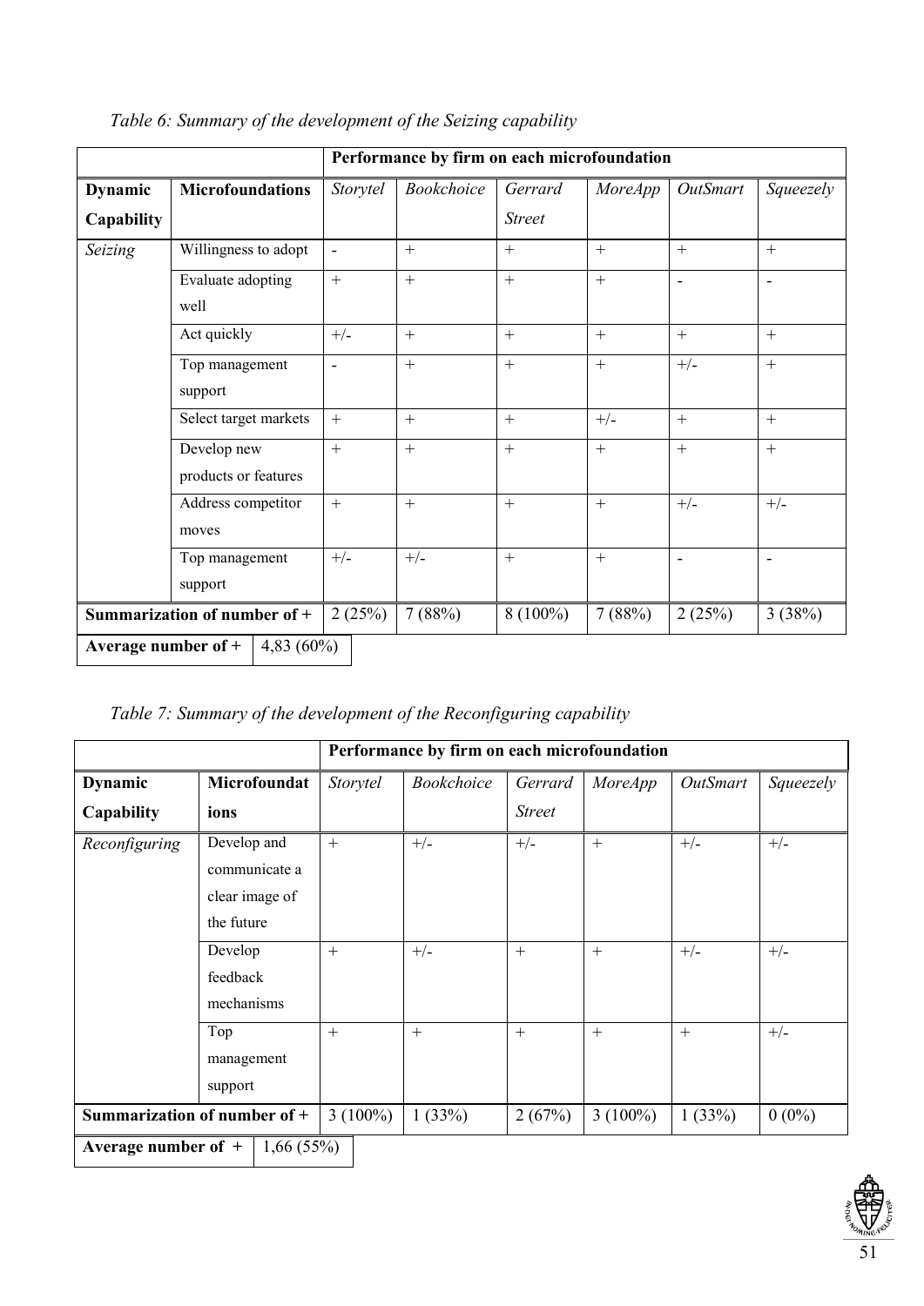*Table 6: Summary of the development of the Seizing capability*

| | | Performance by firm on each microfoundation | | | | | |
|---|---|---|---|---|---|---|---|
| **Dynamic Capability** | **Microfoundations** | *Storytel* | *Bookchoice* | *Gerrard Street* | *MoreApp* | *OutSmart* | *Squeezely* |
| *Seizing* | Willingness to adopt | - | + | + | + | + | + |
| | Evaluate adopting well | + | + | + | + | - | - |
| | Act quickly | +/- | + | + | + | + | + |
| | Top management support | - | + | + | + | +/- | + |
| | Select target markets | + | + | + | +/- | + | + |
| | Develop new products or features | + | + | + | + | + | + |
| | Address competitor moves | + | + | + | + | +/- | +/- |
| | Top management support | +/- | +/- | + | + | - | - |
| **Summarization of number of +** | | 2 (25%) | 7 (88%) | 8 (100%) | 7 (88%) | 2 (25%) | 3 (38%) |

| **Average number of +** | 4,83 (60%) |
|---|---|

*Table 7: Summary of the development of the Reconfiguring capability*

| | | Performance by firm on each microfoundation | | | | | |
|---|---|---|---|---|---|---|---|
| **Dynamic Capability** | **Microfoundations** | *Storytel* | *Bookchoice* | *Gerrard Street* | *MoreApp* | *OutSmart* | *Squeezely* |
| *Reconfiguring* | Develop and communicate a clear image of the future | + | +/- | +/- | + | +/- | +/- |
| | Develop feedback mechanisms | + | +/- | + | + | +/- | +/- |
| | Top management support | + | + | + | + | + | +/- |
| **Summarization of number of +** | | 3 (100%) | 1 (33%) | 2 (67%) | 3 (100%) | 1 (33%) | 0 (0%) |

| **Average number of +** | 1,66 (55%) |
|---|---|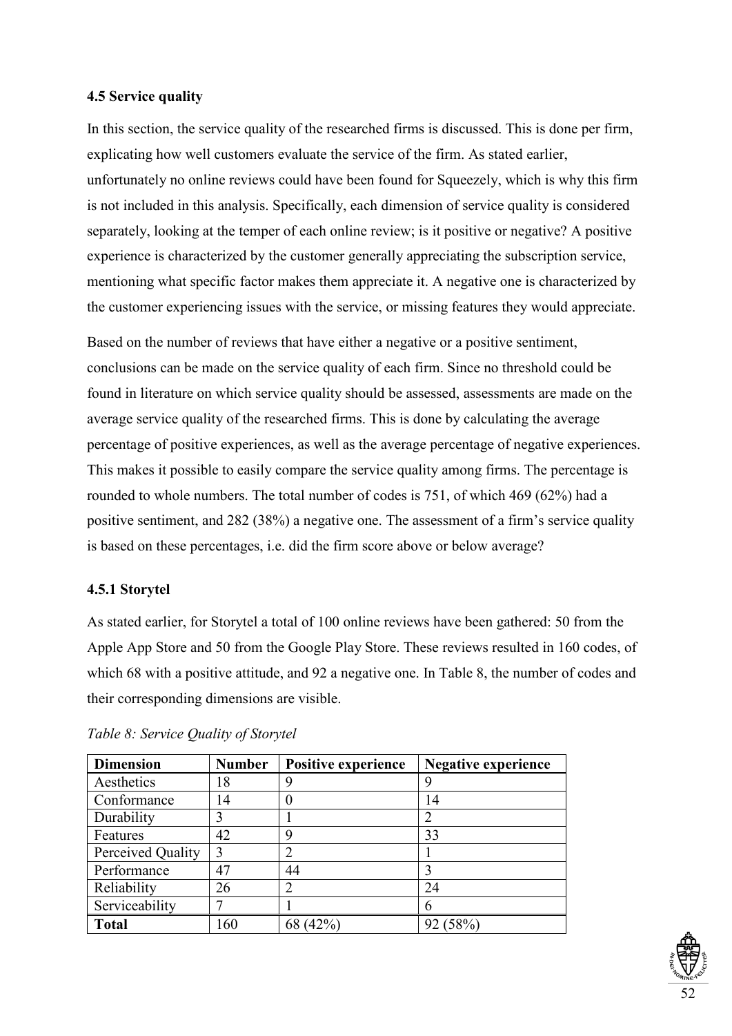### 4.5 Service quality

In this section, the service quality of the researched firms is discussed. This is done per firm, explicating how well customers evaluate the service of the firm. As stated earlier, unfortunately no online reviews could have been found for Squeezely, which is why this firm is not included in this analysis. Specifically, each dimension of service quality is considered separately, looking at the temper of each online review; is it positive or negative? A positive experience is characterized by the customer generally appreciating the subscription service, mentioning what specific factor makes them appreciate it. A negative one is characterized by the customer experiencing issues with the service, or missing features they would appreciate.

Based on the number of reviews that have either a negative or a positive sentiment, conclusions can be made on the service quality of each firm. Since no threshold could be found in literature on which service quality should be assessed, assessments are made on the average service quality of the researched firms. This is done by calculating the average percentage of positive experiences, as well as the average percentage of negative experiences. This makes it possible to easily compare the service quality among firms. The percentage is rounded to whole numbers. The total number of codes is 751, of which 469 (62%) had a positive sentiment, and 282 (38%) a negative one. The assessment of a firm's service quality is based on these percentages, i.e. did the firm score above or below average?

#### 4.5.1 Storytel

As stated earlier, for Storytel a total of 100 online reviews have been gathered: 50 from the Apple App Store and 50 from the Google Play Store. These reviews resulted in 160 codes, of which 68 with a positive attitude, and 92 a negative one. In Table 8, the number of codes and their corresponding dimensions are visible.

*Table 8: Service Quality of Storytel*

| Dimension | Number | Positive experience | Negative experience |
|---|---|---|---|
| Aesthetics | 18 | 9 | 9 |
| Conformance | 14 | 0 | 14 |
| Durability | 3 | 1 | 2 |
| Features | 42 | 9 | 33 |
| Perceived Quality | 3 | 2 | 1 |
| Performance | 47 | 44 | 3 |
| Reliability | 26 | 2 | 24 |
| Serviceability | 7 | 1 | 6 |
| **Total** | 160 | 68 (42%) | 92 (58%) |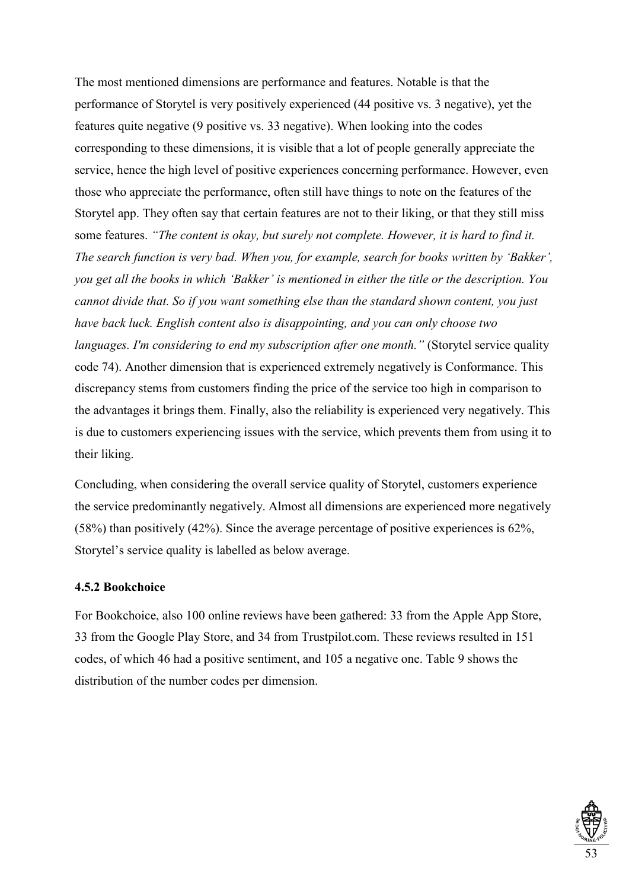The most mentioned dimensions are performance and features. Notable is that the performance of Storytel is very positively experienced (44 positive vs. 3 negative), yet the features quite negative (9 positive vs. 33 negative). When looking into the codes corresponding to these dimensions, it is visible that a lot of people generally appreciate the service, hence the high level of positive experiences concerning performance. However, even those who appreciate the performance, often still have things to note on the features of the Storytel app. They often say that certain features are not to their liking, or that they still miss some features. *"The content is okay, but surely not complete. However, it is hard to find it. The search function is very bad. When you, for example, search for books written by 'Bakker', you get all the books in which 'Bakker' is mentioned in either the title or the description. You cannot divide that. So if you want something else than the standard shown content, you just have back luck. English content also is disappointing, and you can only choose two languages. I'm considering to end my subscription after one month."* (Storytel service quality code 74). Another dimension that is experienced extremely negatively is Conformance. This discrepancy stems from customers finding the price of the service too high in comparison to the advantages it brings them. Finally, also the reliability is experienced very negatively. This is due to customers experiencing issues with the service, which prevents them from using it to their liking.

Concluding, when considering the overall service quality of Storytel, customers experience the service predominantly negatively. Almost all dimensions are experienced more negatively (58%) than positively (42%). Since the average percentage of positive experiences is 62%, Storytel's service quality is labelled as below average.

### 4.5.2 Bookchoice

For Bookchoice, also 100 online reviews have been gathered: 33 from the Apple App Store, 33 from the Google Play Store, and 34 from Trustpilot.com. These reviews resulted in 151 codes, of which 46 had a positive sentiment, and 105 a negative one. Table 9 shows the distribution of the number codes per dimension.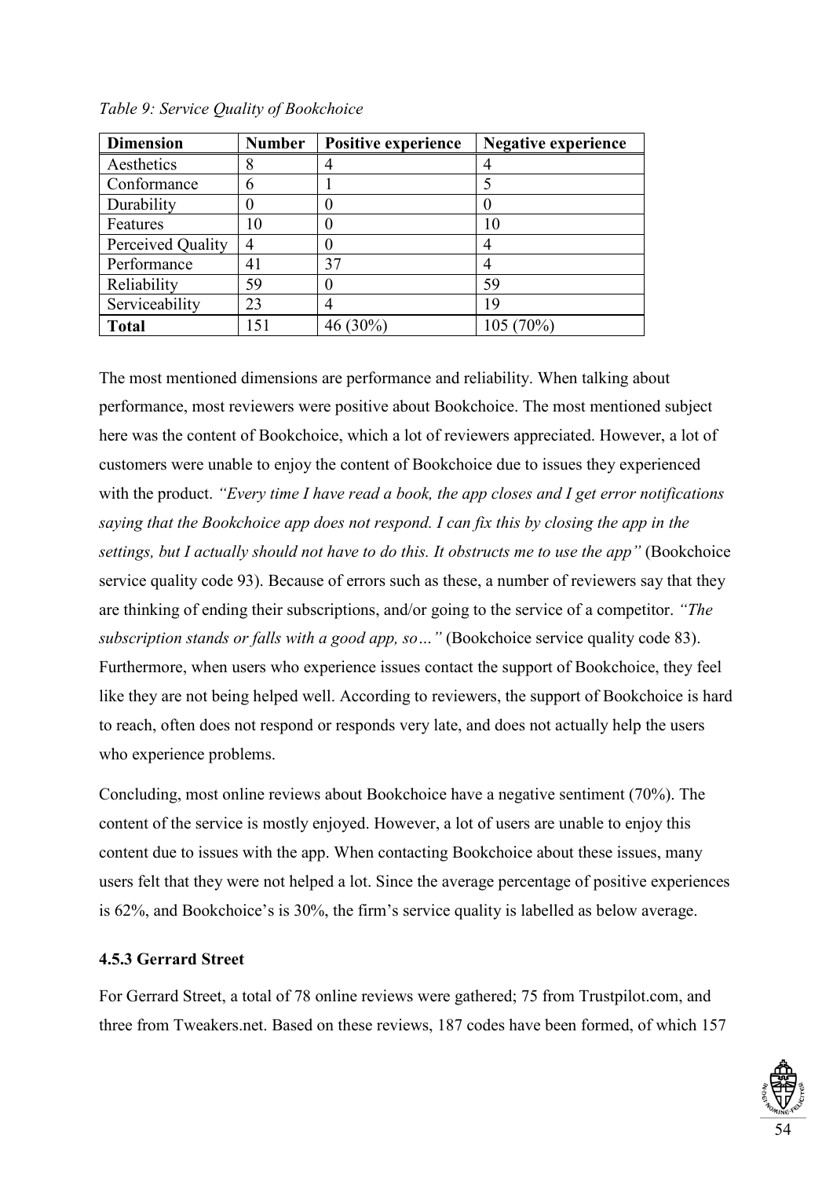*Table 9: Service Quality of Bookchoice*

| Dimension | Number | Positive experience | Negative experience |
|---|---|---|---|
| Aesthetics | 8 | 4 | 4 |
| Conformance | 6 | 1 | 5 |
| Durability | 0 | 0 | 0 |
| Features | 10 | 0 | 10 |
| Perceived Quality | 4 | 0 | 4 |
| Performance | 41 | 37 | 4 |
| Reliability | 59 | 0 | 59 |
| Serviceability | 23 | 4 | 19 |
| **Total** | 151 | 46 (30%) | 105 (70%) |

The most mentioned dimensions are performance and reliability. When talking about performance, most reviewers were positive about Bookchoice. The most mentioned subject here was the content of Bookchoice, which a lot of reviewers appreciated. However, a lot of customers were unable to enjoy the content of Bookchoice due to issues they experienced with the product. *"Every time I have read a book, the app closes and I get error notifications saying that the Bookchoice app does not respond. I can fix this by closing the app in the settings, but I actually should not have to do this. It obstructs me to use the app"* (Bookchoice service quality code 93). Because of errors such as these, a number of reviewers say that they are thinking of ending their subscriptions, and/or going to the service of a competitor. *"The subscription stands or falls with a good app, so…"* (Bookchoice service quality code 83). Furthermore, when users who experience issues contact the support of Bookchoice, they feel like they are not being helped well. According to reviewers, the support of Bookchoice is hard to reach, often does not respond or responds very late, and does not actually help the users who experience problems.

Concluding, most online reviews about Bookchoice have a negative sentiment (70%). The content of the service is mostly enjoyed. However, a lot of users are unable to enjoy this content due to issues with the app. When contacting Bookchoice about these issues, many users felt that they were not helped a lot. Since the average percentage of positive experiences is 62%, and Bookchoice's is 30%, the firm's service quality is labelled as below average.

### 4.5.3 Gerrard Street

For Gerrard Street, a total of 78 online reviews were gathered; 75 from Trustpilot.com, and three from Tweakers.net. Based on these reviews, 187 codes have been formed, of which 157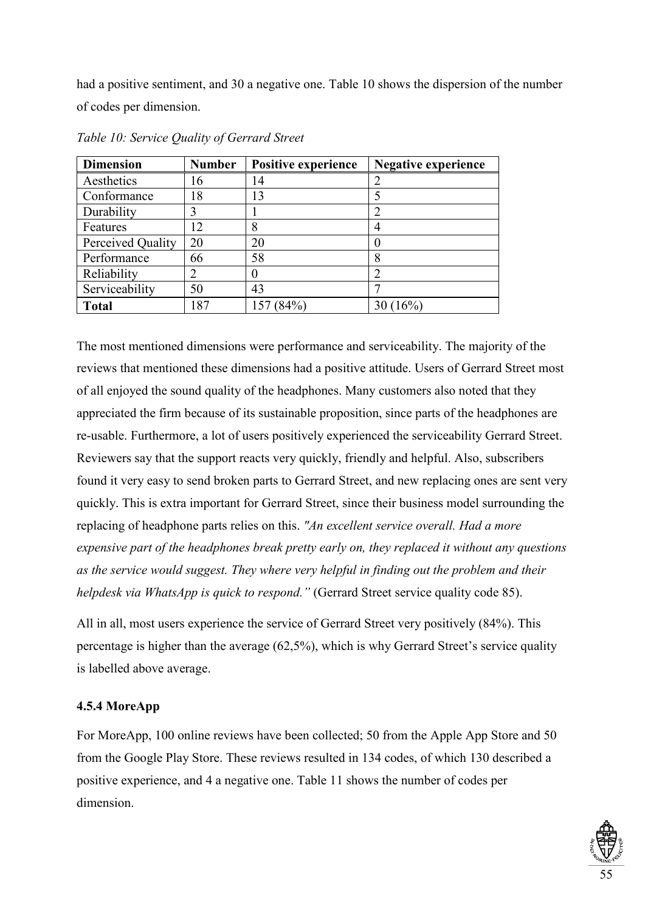had a positive sentiment, and 30 a negative one. Table 10 shows the dispersion of the number of codes per dimension.

*Table 10: Service Quality of Gerrard Street*

| Dimension | Number | Positive experience | Negative experience |
|---|---|---|---|
| Aesthetics | 16 | 14 | 2 |
| Conformance | 18 | 13 | 5 |
| Durability | 3 | 1 | 2 |
| Features | 12 | 8 | 4 |
| Perceived Quality | 20 | 20 | 0 |
| Performance | 66 | 58 | 8 |
| Reliability | 2 | 0 | 2 |
| Serviceability | 50 | 43 | 7 |
| **Total** | 187 | 157 (84%) | 30 (16%) |

The most mentioned dimensions were performance and serviceability. The majority of the reviews that mentioned these dimensions had a positive attitude. Users of Gerrard Street most of all enjoyed the sound quality of the headphones. Many customers also noted that they appreciated the firm because of its sustainable proposition, since parts of the headphones are re-usable. Furthermore, a lot of users positively experienced the serviceability Gerrard Street. Reviewers say that the support reacts very quickly, friendly and helpful. Also, subscribers found it very easy to send broken parts to Gerrard Street, and new replacing ones are sent very quickly. This is extra important for Gerrard Street, since their business model surrounding the replacing of headphone parts relies on this. *"An excellent service overall. Had a more expensive part of the headphones break pretty early on, they replaced it without any questions as the service would suggest. They where very helpful in finding out the problem and their helpdesk via WhatsApp is quick to respond."* (Gerrard Street service quality code 85).

All in all, most users experience the service of Gerrard Street very positively (84%). This percentage is higher than the average (62,5%), which is why Gerrard Street's service quality is labelled above average.

### 4.5.4 MoreApp

For MoreApp, 100 online reviews have been collected; 50 from the Apple App Store and 50 from the Google Play Store. These reviews resulted in 134 codes, of which 130 described a positive experience, and 4 a negative one. Table 11 shows the number of codes per dimension.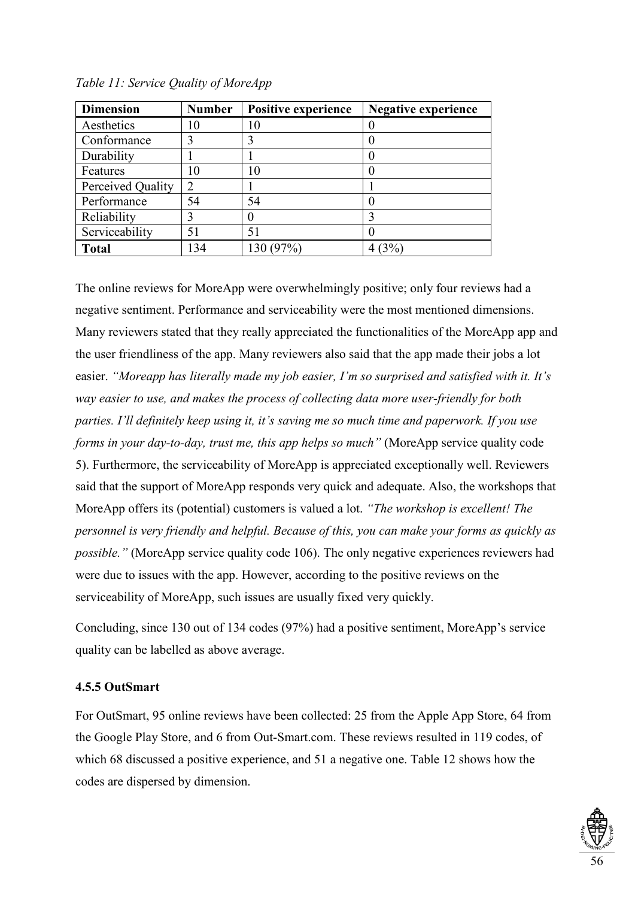*Table 11: Service Quality of MoreApp*

| Dimension | Number | Positive experience | Negative experience |
|---|---|---|---|
| Aesthetics | 10 | 10 | 0 |
| Conformance | 3 | 3 | 0 |
| Durability | 1 | 1 | 0 |
| Features | 10 | 10 | 0 |
| Perceived Quality | 2 | 1 | 1 |
| Performance | 54 | 54 | 0 |
| Reliability | 3 | 0 | 3 |
| Serviceability | 51 | 51 | 0 |
| **Total** | 134 | 130 (97%) | 4 (3%) |

The online reviews for MoreApp were overwhelmingly positive; only four reviews had a negative sentiment. Performance and serviceability were the most mentioned dimensions. Many reviewers stated that they really appreciated the functionalities of the MoreApp app and the user friendliness of the app. Many reviewers also said that the app made their jobs a lot easier. *"Moreapp has literally made my job easier, I'm so surprised and satisfied with it. It's way easier to use, and makes the process of collecting data more user-friendly for both parties. I'll definitely keep using it, it's saving me so much time and paperwork. If you use forms in your day-to-day, trust me, this app helps so much"* (MoreApp service quality code 5). Furthermore, the serviceability of MoreApp is appreciated exceptionally well. Reviewers said that the support of MoreApp responds very quick and adequate. Also, the workshops that MoreApp offers its (potential) customers is valued a lot. *"The workshop is excellent! The personnel is very friendly and helpful. Because of this, you can make your forms as quickly as possible."* (MoreApp service quality code 106). The only negative experiences reviewers had were due to issues with the app. However, according to the positive reviews on the serviceability of MoreApp, such issues are usually fixed very quickly.

Concluding, since 130 out of 134 codes (97%) had a positive sentiment, MoreApp's service quality can be labelled as above average.

### 4.5.5 OutSmart

For OutSmart, 95 online reviews have been collected: 25 from the Apple App Store, 64 from the Google Play Store, and 6 from Out-Smart.com. These reviews resulted in 119 codes, of which 68 discussed a positive experience, and 51 a negative one. Table 12 shows how the codes are dispersed by dimension.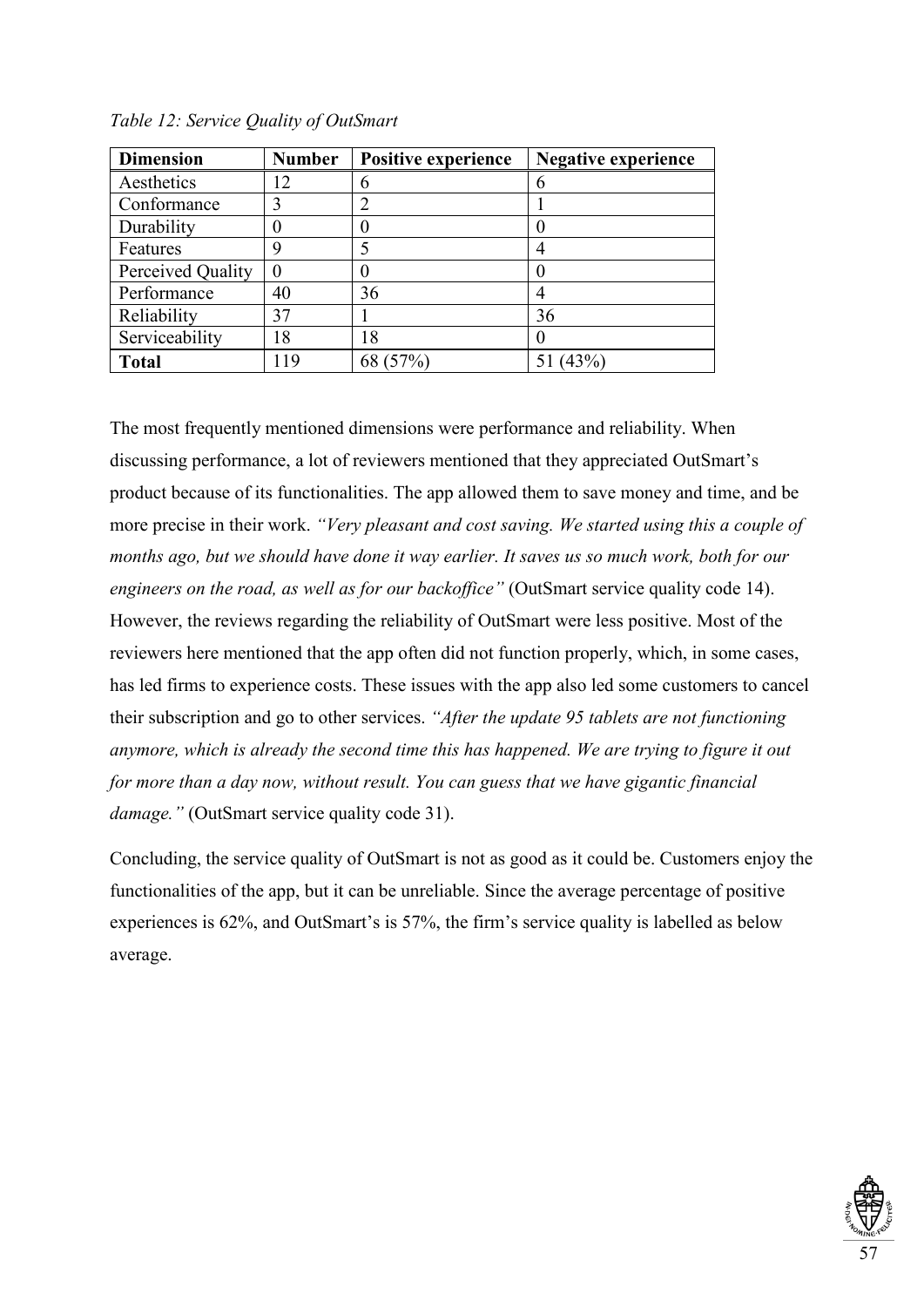*Table 12: Service Quality of OutSmart*

| Dimension | Number | Positive experience | Negative experience |
|---|---|---|---|
| Aesthetics | 12 | 6 | 6 |
| Conformance | 3 | 2 | 1 |
| Durability | 0 | 0 | 0 |
| Features | 9 | 5 | 4 |
| Perceived Quality | 0 | 0 | 0 |
| Performance | 40 | 36 | 4 |
| Reliability | 37 | 1 | 36 |
| Serviceability | 18 | 18 | 0 |
| **Total** | 119 | 68 (57%) | 51 (43%) |

The most frequently mentioned dimensions were performance and reliability. When discussing performance, a lot of reviewers mentioned that they appreciated OutSmart's product because of its functionalities. The app allowed them to save money and time, and be more precise in their work. *"Very pleasant and cost saving. We started using this a couple of months ago, but we should have done it way earlier. It saves us so much work, both for our engineers on the road, as well as for our backoffice"* (OutSmart service quality code 14). However, the reviews regarding the reliability of OutSmart were less positive. Most of the reviewers here mentioned that the app often did not function properly, which, in some cases, has led firms to experience costs. These issues with the app also led some customers to cancel their subscription and go to other services. *"After the update 95 tablets are not functioning anymore, which is already the second time this has happened. We are trying to figure it out for more than a day now, without result. You can guess that we have gigantic financial damage."* (OutSmart service quality code 31).

Concluding, the service quality of OutSmart is not as good as it could be. Customers enjoy the functionalities of the app, but it can be unreliable. Since the average percentage of positive experiences is 62%, and OutSmart's is 57%, the firm's service quality is labelled as below average.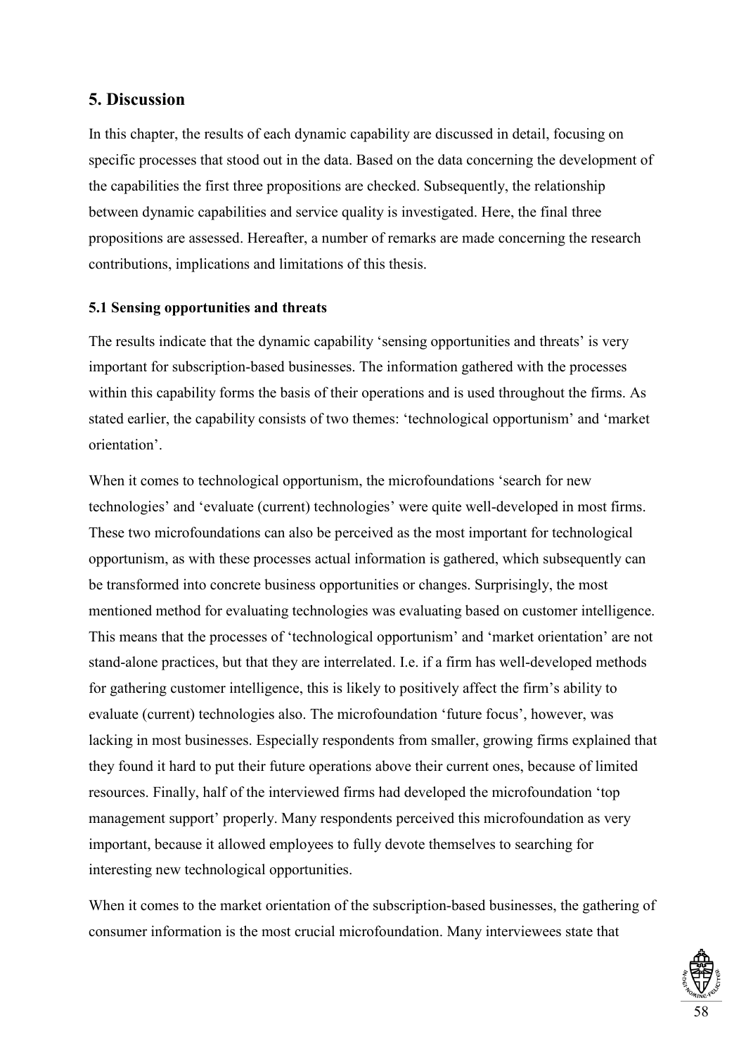# 5. Discussion

In this chapter, the results of each dynamic capability are discussed in detail, focusing on specific processes that stood out in the data. Based on the data concerning the development of the capabilities the first three propositions are checked. Subsequently, the relationship between dynamic capabilities and service quality is investigated. Here, the final three propositions are assessed. Hereafter, a number of remarks are made concerning the research contributions, implications and limitations of this thesis.

## 5.1 Sensing opportunities and threats

The results indicate that the dynamic capability 'sensing opportunities and threats' is very important for subscription-based businesses. The information gathered with the processes within this capability forms the basis of their operations and is used throughout the firms. As stated earlier, the capability consists of two themes: 'technological opportunism' and 'market orientation'.

When it comes to technological opportunism, the microfoundations 'search for new technologies' and 'evaluate (current) technologies' were quite well-developed in most firms. These two microfoundations can also be perceived as the most important for technological opportunism, as with these processes actual information is gathered, which subsequently can be transformed into concrete business opportunities or changes. Surprisingly, the most mentioned method for evaluating technologies was evaluating based on customer intelligence. This means that the processes of 'technological opportunism' and 'market orientation' are not stand-alone practices, but that they are interrelated. I.e. if a firm has well-developed methods for gathering customer intelligence, this is likely to positively affect the firm's ability to evaluate (current) technologies also. The microfoundation 'future focus', however, was lacking in most businesses. Especially respondents from smaller, growing firms explained that they found it hard to put their future operations above their current ones, because of limited resources. Finally, half of the interviewed firms had developed the microfoundation 'top management support' properly. Many respondents perceived this microfoundation as very important, because it allowed employees to fully devote themselves to searching for interesting new technological opportunities.

When it comes to the market orientation of the subscription-based businesses, the gathering of consumer information is the most crucial microfoundation. Many interviewees state that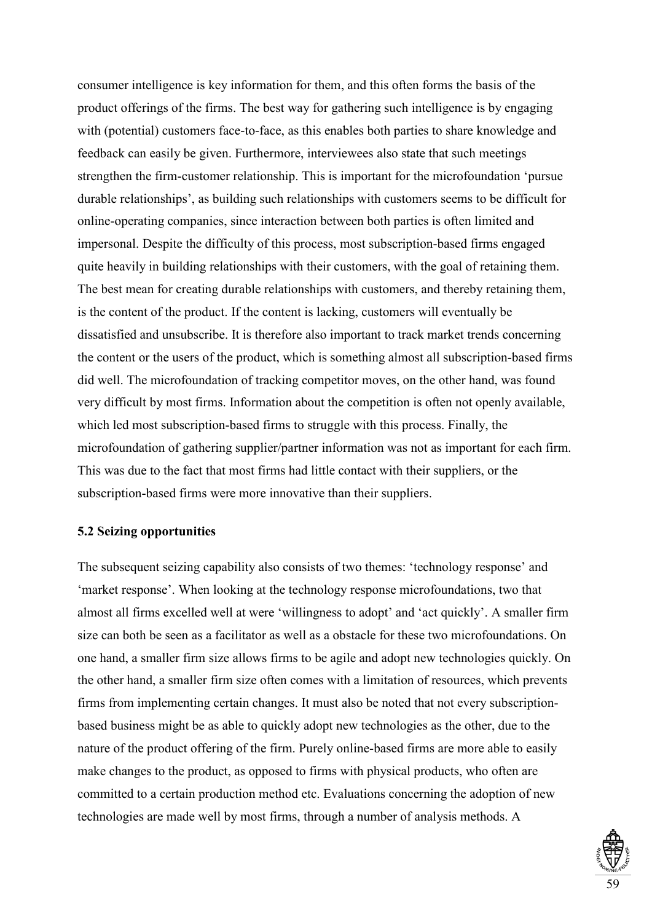consumer intelligence is key information for them, and this often forms the basis of the product offerings of the firms. The best way for gathering such intelligence is by engaging with (potential) customers face-to-face, as this enables both parties to share knowledge and feedback can easily be given. Furthermore, interviewees also state that such meetings strengthen the firm-customer relationship. This is important for the microfoundation 'pursue durable relationships', as building such relationships with customers seems to be difficult for online-operating companies, since interaction between both parties is often limited and impersonal. Despite the difficulty of this process, most subscription-based firms engaged quite heavily in building relationships with their customers, with the goal of retaining them. The best mean for creating durable relationships with customers, and thereby retaining them, is the content of the product. If the content is lacking, customers will eventually be dissatisfied and unsubscribe. It is therefore also important to track market trends concerning the content or the users of the product, which is something almost all subscription-based firms did well. The microfoundation of tracking competitor moves, on the other hand, was found very difficult by most firms. Information about the competition is often not openly available, which led most subscription-based firms to struggle with this process. Finally, the microfoundation of gathering supplier/partner information was not as important for each firm. This was due to the fact that most firms had little contact with their suppliers, or the subscription-based firms were more innovative than their suppliers.

### 5.2 Seizing opportunities

The subsequent seizing capability also consists of two themes: 'technology response' and 'market response'. When looking at the technology response microfoundations, two that almost all firms excelled well at were 'willingness to adopt' and 'act quickly'. A smaller firm size can both be seen as a facilitator as well as a obstacle for these two microfoundations. On one hand, a smaller firm size allows firms to be agile and adopt new technologies quickly. On the other hand, a smaller firm size often comes with a limitation of resources, which prevents firms from implementing certain changes. It must also be noted that not every subscription-based business might be as able to quickly adopt new technologies as the other, due to the nature of the product offering of the firm. Purely online-based firms are more able to easily make changes to the product, as opposed to firms with physical products, who often are committed to a certain production method etc. Evaluations concerning the adoption of new technologies are made well by most firms, through a number of analysis methods. A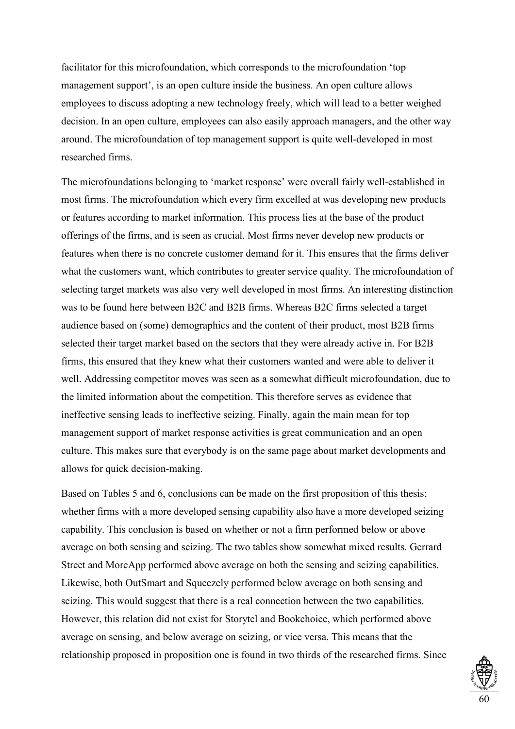facilitator for this microfoundation, which corresponds to the microfoundation 'top management support', is an open culture inside the business. An open culture allows employees to discuss adopting a new technology freely, which will lead to a better weighed decision. In an open culture, employees can also easily approach managers, and the other way around. The microfoundation of top management support is quite well-developed in most researched firms.

The microfoundations belonging to 'market response' were overall fairly well-established in most firms. The microfoundation which every firm excelled at was developing new products or features according to market information. This process lies at the base of the product offerings of the firms, and is seen as crucial. Most firms never develop new products or features when there is no concrete customer demand for it. This ensures that the firms deliver what the customers want, which contributes to greater service quality. The microfoundation of selecting target markets was also very well developed in most firms. An interesting distinction was to be found here between B2C and B2B firms. Whereas B2C firms selected a target audience based on (some) demographics and the content of their product, most B2B firms selected their target market based on the sectors that they were already active in. For B2B firms, this ensured that they knew what their customers wanted and were able to deliver it well. Addressing competitor moves was seen as a somewhat difficult microfoundation, due to the limited information about the competition. This therefore serves as evidence that ineffective sensing leads to ineffective seizing. Finally, again the main mean for top management support of market response activities is great communication and an open culture. This makes sure that everybody is on the same page about market developments and allows for quick decision-making.

Based on Tables 5 and 6, conclusions can be made on the first proposition of this thesis; whether firms with a more developed sensing capability also have a more developed seizing capability. This conclusion is based on whether or not a firm performed below or above average on both sensing and seizing. The two tables show somewhat mixed results. Gerrard Street and MoreApp performed above average on both the sensing and seizing capabilities. Likewise, both OutSmart and Squeezely performed below average on both sensing and seizing. This would suggest that there is a real connection between the two capabilities. However, this relation did not exist for Storytel and Bookchoice, which performed above average on sensing, and below average on seizing, or vice versa. This means that the relationship proposed in proposition one is found in two thirds of the researched firms. Since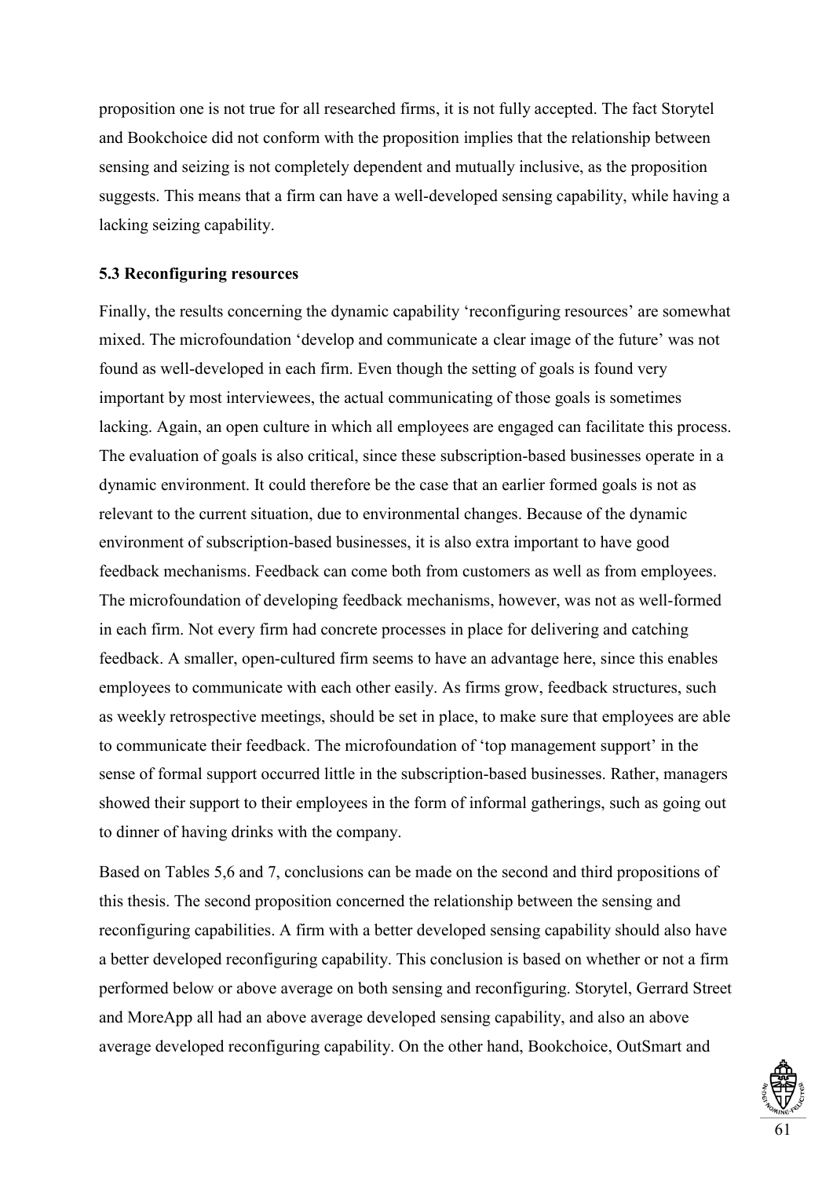proposition one is not true for all researched firms, it is not fully accepted. The fact Storytel and Bookchoice did not conform with the proposition implies that the relationship between sensing and seizing is not completely dependent and mutually inclusive, as the proposition suggests. This means that a firm can have a well-developed sensing capability, while having a lacking seizing capability.

### 5.3 Reconfiguring resources

Finally, the results concerning the dynamic capability 'reconfiguring resources' are somewhat mixed. The microfoundation 'develop and communicate a clear image of the future' was not found as well-developed in each firm. Even though the setting of goals is found very important by most interviewees, the actual communicating of those goals is sometimes lacking. Again, an open culture in which all employees are engaged can facilitate this process. The evaluation of goals is also critical, since these subscription-based businesses operate in a dynamic environment. It could therefore be the case that an earlier formed goals is not as relevant to the current situation, due to environmental changes. Because of the dynamic environment of subscription-based businesses, it is also extra important to have good feedback mechanisms. Feedback can come both from customers as well as from employees. The microfoundation of developing feedback mechanisms, however, was not as well-formed in each firm. Not every firm had concrete processes in place for delivering and catching feedback. A smaller, open-cultured firm seems to have an advantage here, since this enables employees to communicate with each other easily. As firms grow, feedback structures, such as weekly retrospective meetings, should be set in place, to make sure that employees are able to communicate their feedback. The microfoundation of 'top management support' in the sense of formal support occurred little in the subscription-based businesses. Rather, managers showed their support to their employees in the form of informal gatherings, such as going out to dinner of having drinks with the company.

Based on Tables 5,6 and 7, conclusions can be made on the second and third propositions of this thesis. The second proposition concerned the relationship between the sensing and reconfiguring capabilities. A firm with a better developed sensing capability should also have a better developed reconfiguring capability. This conclusion is based on whether or not a firm performed below or above average on both sensing and reconfiguring. Storytel, Gerrard Street and MoreApp all had an above average developed sensing capability, and also an above average developed reconfiguring capability. On the other hand, Bookchoice, OutSmart and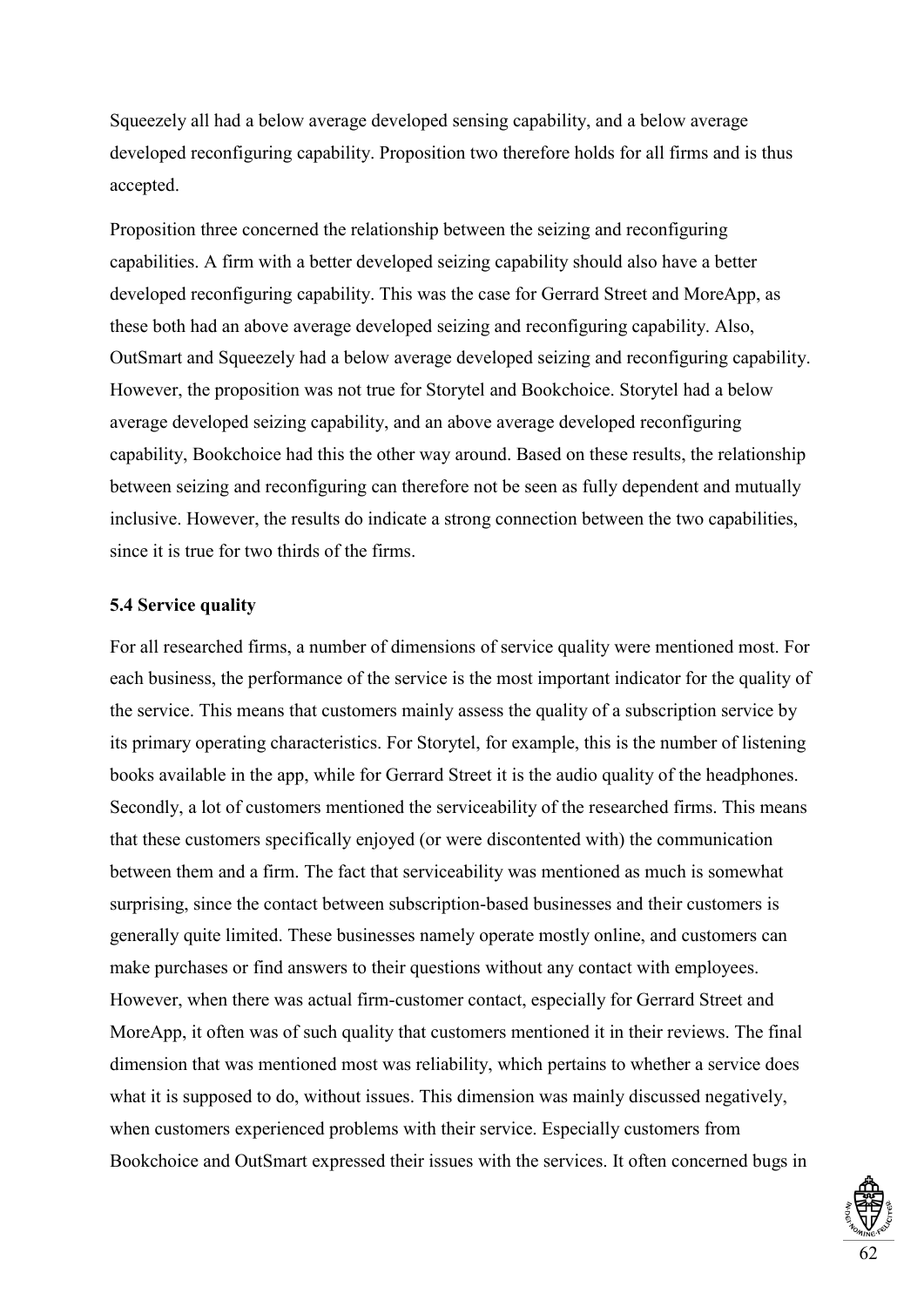Squeezely all had a below average developed sensing capability, and a below average developed reconfiguring capability. Proposition two therefore holds for all firms and is thus accepted.

Proposition three concerned the relationship between the seizing and reconfiguring capabilities. A firm with a better developed seizing capability should also have a better developed reconfiguring capability. This was the case for Gerrard Street and MoreApp, as these both had an above average developed seizing and reconfiguring capability. Also, OutSmart and Squeezely had a below average developed seizing and reconfiguring capability. However, the proposition was not true for Storytel and Bookchoice. Storytel had a below average developed seizing capability, and an above average developed reconfiguring capability, Bookchoice had this the other way around. Based on these results, the relationship between seizing and reconfiguring can therefore not be seen as fully dependent and mutually inclusive. However, the results do indicate a strong connection between the two capabilities, since it is true for two thirds of the firms.

### 5.4 Service quality

For all researched firms, a number of dimensions of service quality were mentioned most. For each business, the performance of the service is the most important indicator for the quality of the service. This means that customers mainly assess the quality of a subscription service by its primary operating characteristics. For Storytel, for example, this is the number of listening books available in the app, while for Gerrard Street it is the audio quality of the headphones. Secondly, a lot of customers mentioned the serviceability of the researched firms. This means that these customers specifically enjoyed (or were discontented with) the communication between them and a firm. The fact that serviceability was mentioned as much is somewhat surprising, since the contact between subscription-based businesses and their customers is generally quite limited. These businesses namely operate mostly online, and customers can make purchases or find answers to their questions without any contact with employees. However, when there was actual firm-customer contact, especially for Gerrard Street and MoreApp, it often was of such quality that customers mentioned it in their reviews. The final dimension that was mentioned most was reliability, which pertains to whether a service does what it is supposed to do, without issues. This dimension was mainly discussed negatively, when customers experienced problems with their service. Especially customers from Bookchoice and OutSmart expressed their issues with the services. It often concerned bugs in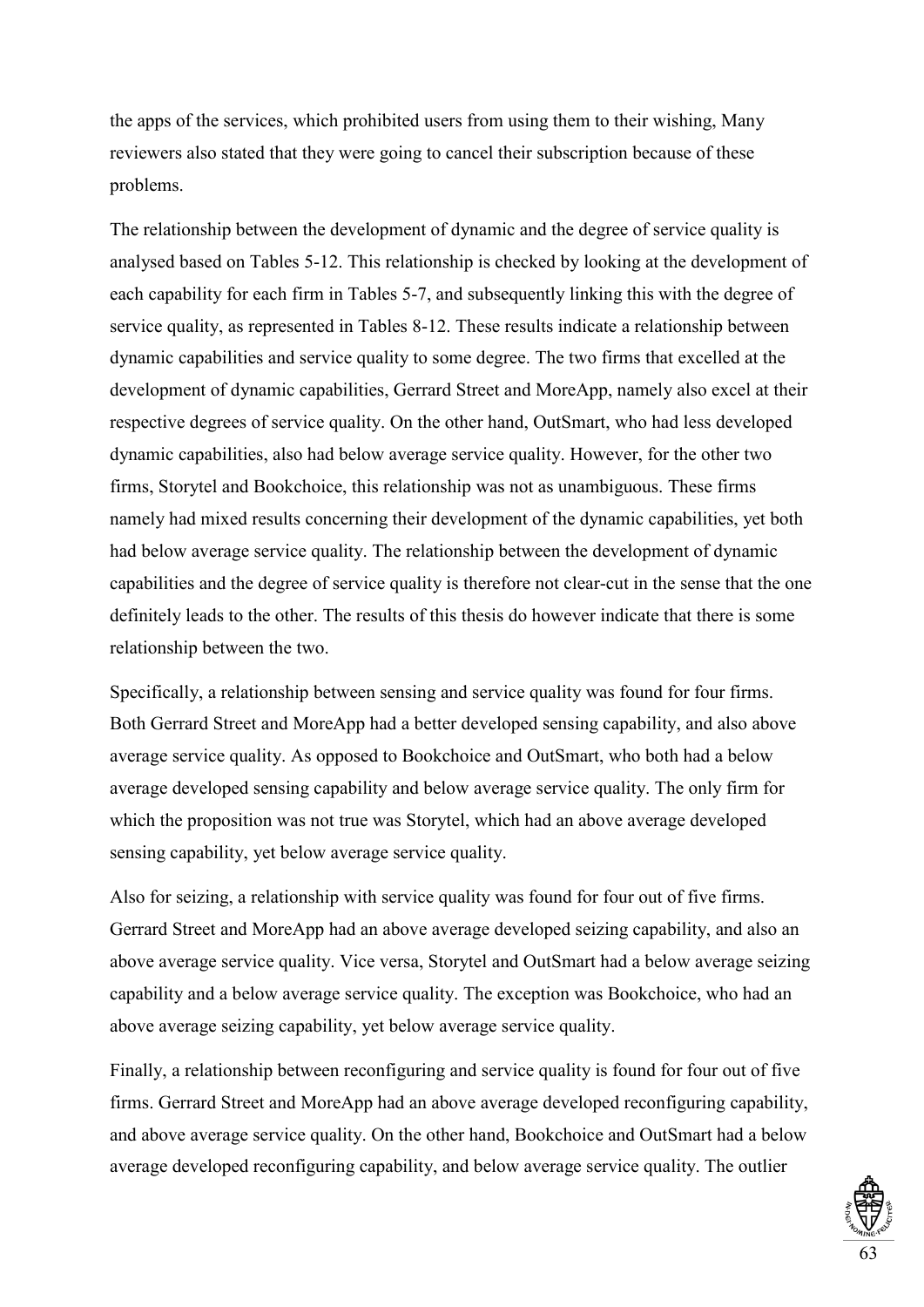the apps of the services, which prohibited users from using them to their wishing, Many reviewers also stated that they were going to cancel their subscription because of these problems.

The relationship between the development of dynamic and the degree of service quality is analysed based on Tables 5-12. This relationship is checked by looking at the development of each capability for each firm in Tables 5-7, and subsequently linking this with the degree of service quality, as represented in Tables 8-12. These results indicate a relationship between dynamic capabilities and service quality to some degree. The two firms that excelled at the development of dynamic capabilities, Gerrard Street and MoreApp, namely also excel at their respective degrees of service quality. On the other hand, OutSmart, who had less developed dynamic capabilities, also had below average service quality. However, for the other two firms, Storytel and Bookchoice, this relationship was not as unambiguous. These firms namely had mixed results concerning their development of the dynamic capabilities, yet both had below average service quality. The relationship between the development of dynamic capabilities and the degree of service quality is therefore not clear-cut in the sense that the one definitely leads to the other. The results of this thesis do however indicate that there is some relationship between the two.

Specifically, a relationship between sensing and service quality was found for four firms. Both Gerrard Street and MoreApp had a better developed sensing capability, and also above average service quality. As opposed to Bookchoice and OutSmart, who both had a below average developed sensing capability and below average service quality. The only firm for which the proposition was not true was Storytel, which had an above average developed sensing capability, yet below average service quality.

Also for seizing, a relationship with service quality was found for four out of five firms. Gerrard Street and MoreApp had an above average developed seizing capability, and also an above average service quality. Vice versa, Storytel and OutSmart had a below average seizing capability and a below average service quality. The exception was Bookchoice, who had an above average seizing capability, yet below average service quality.

Finally, a relationship between reconfiguring and service quality is found for four out of five firms. Gerrard Street and MoreApp had an above average developed reconfiguring capability, and above average service quality. On the other hand, Bookchoice and OutSmart had a below average developed reconfiguring capability, and below average service quality. The outlier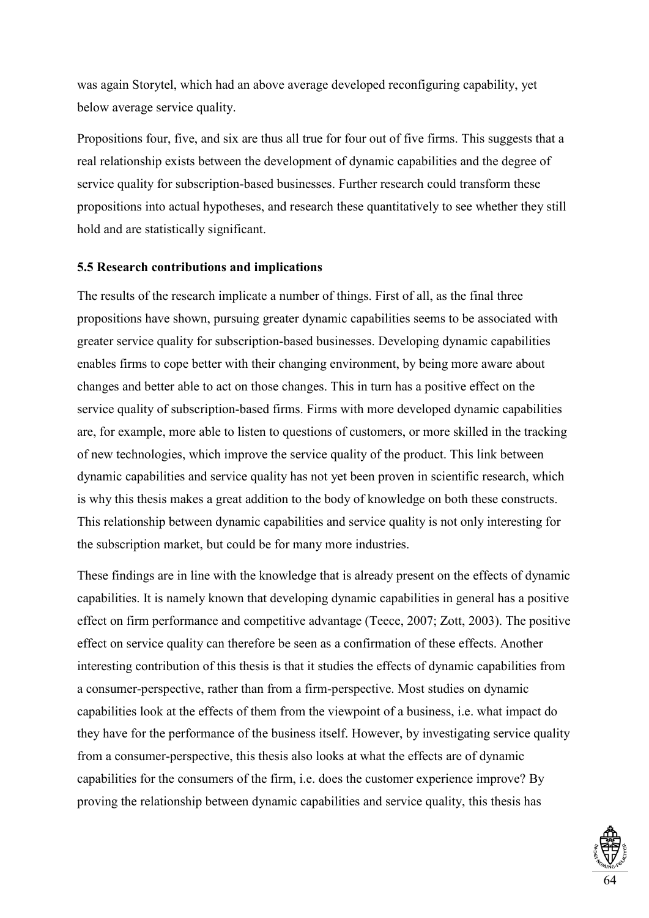was again Storytel, which had an above average developed reconfiguring capability, yet below average service quality.

Propositions four, five, and six are thus all true for four out of five firms. This suggests that a real relationship exists between the development of dynamic capabilities and the degree of service quality for subscription-based businesses. Further research could transform these propositions into actual hypotheses, and research these quantitatively to see whether they still hold and are statistically significant.

### 5.5 Research contributions and implications

The results of the research implicate a number of things. First of all, as the final three propositions have shown, pursuing greater dynamic capabilities seems to be associated with greater service quality for subscription-based businesses. Developing dynamic capabilities enables firms to cope better with their changing environment, by being more aware about changes and better able to act on those changes. This in turn has a positive effect on the service quality of subscription-based firms. Firms with more developed dynamic capabilities are, for example, more able to listen to questions of customers, or more skilled in the tracking of new technologies, which improve the service quality of the product. This link between dynamic capabilities and service quality has not yet been proven in scientific research, which is why this thesis makes a great addition to the body of knowledge on both these constructs. This relationship between dynamic capabilities and service quality is not only interesting for the subscription market, but could be for many more industries.

These findings are in line with the knowledge that is already present on the effects of dynamic capabilities. It is namely known that developing dynamic capabilities in general has a positive effect on firm performance and competitive advantage (Teece, 2007; Zott, 2003). The positive effect on service quality can therefore be seen as a confirmation of these effects. Another interesting contribution of this thesis is that it studies the effects of dynamic capabilities from a consumer-perspective, rather than from a firm-perspective. Most studies on dynamic capabilities look at the effects of them from the viewpoint of a business, i.e. what impact do they have for the performance of the business itself. However, by investigating service quality from a consumer-perspective, this thesis also looks at what the effects are of dynamic capabilities for the consumers of the firm, i.e. does the customer experience improve? By proving the relationship between dynamic capabilities and service quality, this thesis has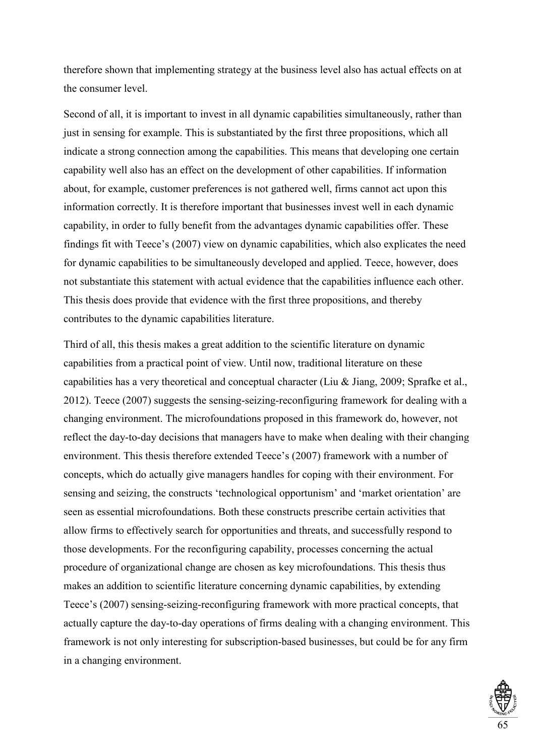therefore shown that implementing strategy at the business level also has actual effects on at the consumer level.

Second of all, it is important to invest in all dynamic capabilities simultaneously, rather than just in sensing for example. This is substantiated by the first three propositions, which all indicate a strong connection among the capabilities. This means that developing one certain capability well also has an effect on the development of other capabilities. If information about, for example, customer preferences is not gathered well, firms cannot act upon this information correctly. It is therefore important that businesses invest well in each dynamic capability, in order to fully benefit from the advantages dynamic capabilities offer. These findings fit with Teece's (2007) view on dynamic capabilities, which also explicates the need for dynamic capabilities to be simultaneously developed and applied. Teece, however, does not substantiate this statement with actual evidence that the capabilities influence each other. This thesis does provide that evidence with the first three propositions, and thereby contributes to the dynamic capabilities literature.

Third of all, this thesis makes a great addition to the scientific literature on dynamic capabilities from a practical point of view. Until now, traditional literature on these capabilities has a very theoretical and conceptual character (Liu & Jiang, 2009; Sprafke et al., 2012). Teece (2007) suggests the sensing-seizing-reconfiguring framework for dealing with a changing environment. The microfoundations proposed in this framework do, however, not reflect the day-to-day decisions that managers have to make when dealing with their changing environment. This thesis therefore extended Teece's (2007) framework with a number of concepts, which do actually give managers handles for coping with their environment. For sensing and seizing, the constructs 'technological opportunism' and 'market orientation' are seen as essential microfoundations. Both these constructs prescribe certain activities that allow firms to effectively search for opportunities and threats, and successfully respond to those developments. For the reconfiguring capability, processes concerning the actual procedure of organizational change are chosen as key microfoundations. This thesis thus makes an addition to scientific literature concerning dynamic capabilities, by extending Teece's (2007) sensing-seizing-reconfiguring framework with more practical concepts, that actually capture the day-to-day operations of firms dealing with a changing environment. This framework is not only interesting for subscription-based businesses, but could be for any firm in a changing environment.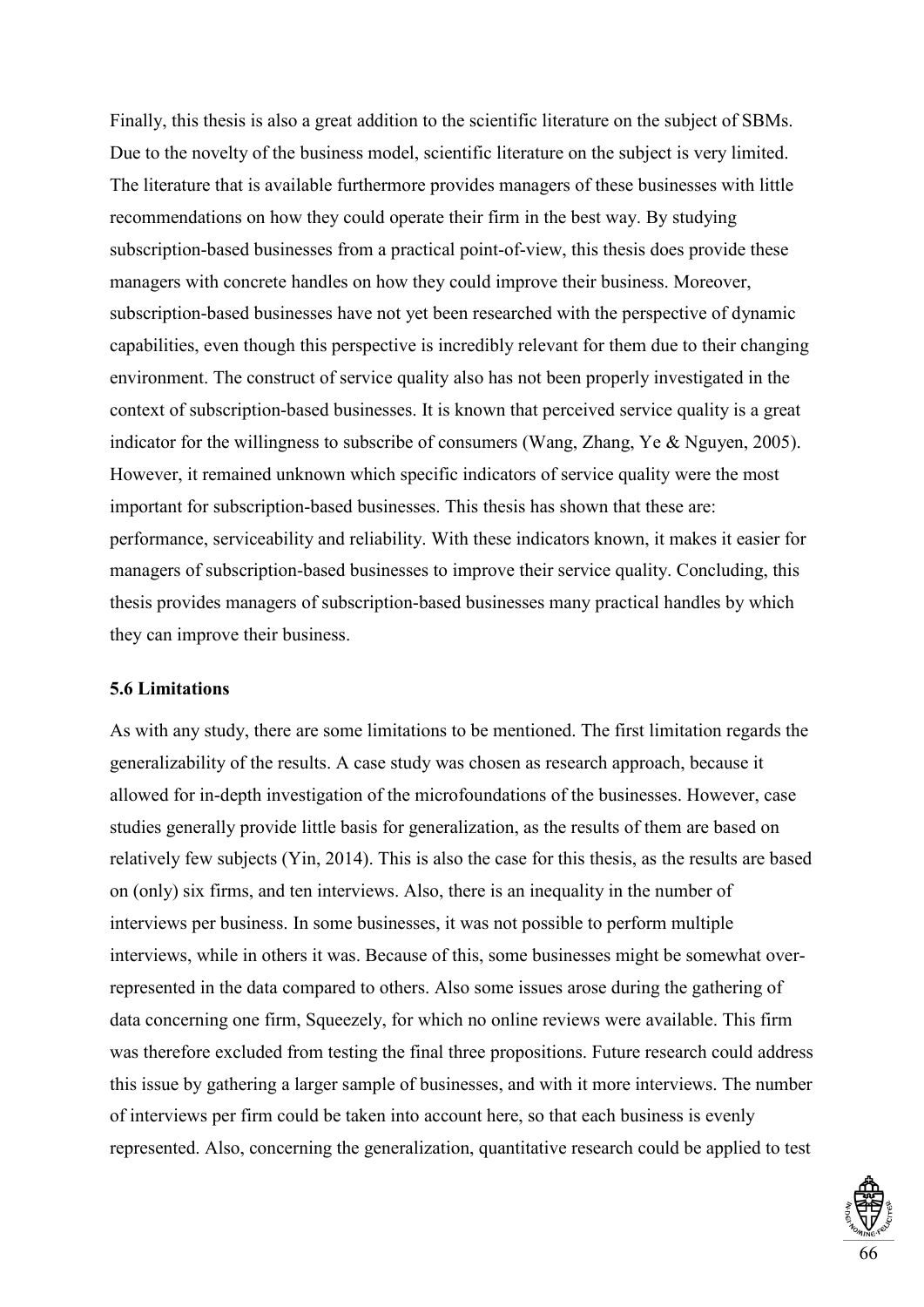Finally, this thesis is also a great addition to the scientific literature on the subject of SBMs. Due to the novelty of the business model, scientific literature on the subject is very limited. The literature that is available furthermore provides managers of these businesses with little recommendations on how they could operate their firm in the best way. By studying subscription-based businesses from a practical point-of-view, this thesis does provide these managers with concrete handles on how they could improve their business. Moreover, subscription-based businesses have not yet been researched with the perspective of dynamic capabilities, even though this perspective is incredibly relevant for them due to their changing environment. The construct of service quality also has not been properly investigated in the context of subscription-based businesses. It is known that perceived service quality is a great indicator for the willingness to subscribe of consumers (Wang, Zhang, Ye & Nguyen, 2005). However, it remained unknown which specific indicators of service quality were the most important for subscription-based businesses. This thesis has shown that these are: performance, serviceability and reliability. With these indicators known, it makes it easier for managers of subscription-based businesses to improve their service quality. Concluding, this thesis provides managers of subscription-based businesses many practical handles by which they can improve their business.

### 5.6 Limitations

As with any study, there are some limitations to be mentioned. The first limitation regards the generalizability of the results. A case study was chosen as research approach, because it allowed for in-depth investigation of the microfoundations of the businesses. However, case studies generally provide little basis for generalization, as the results of them are based on relatively few subjects (Yin, 2014). This is also the case for this thesis, as the results are based on (only) six firms, and ten interviews. Also, there is an inequality in the number of interviews per business. In some businesses, it was not possible to perform multiple interviews, while in others it was. Because of this, some businesses might be somewhat over-represented in the data compared to others. Also some issues arose during the gathering of data concerning one firm, Squeezely, for which no online reviews were available. This firm was therefore excluded from testing the final three propositions. Future research could address this issue by gathering a larger sample of businesses, and with it more interviews. The number of interviews per firm could be taken into account here, so that each business is evenly represented. Also, concerning the generalization, quantitative research could be applied to test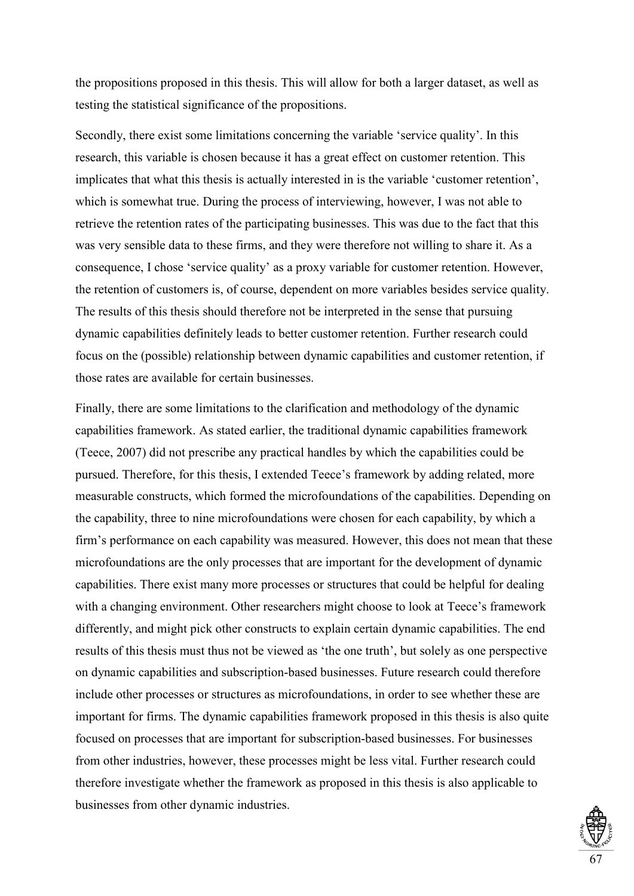the propositions proposed in this thesis. This will allow for both a larger dataset, as well as testing the statistical significance of the propositions.

Secondly, there exist some limitations concerning the variable 'service quality'. In this research, this variable is chosen because it has a great effect on customer retention. This implicates that what this thesis is actually interested in is the variable 'customer retention', which is somewhat true. During the process of interviewing, however, I was not able to retrieve the retention rates of the participating businesses. This was due to the fact that this was very sensible data to these firms, and they were therefore not willing to share it. As a consequence, I chose 'service quality' as a proxy variable for customer retention. However, the retention of customers is, of course, dependent on more variables besides service quality. The results of this thesis should therefore not be interpreted in the sense that pursuing dynamic capabilities definitely leads to better customer retention. Further research could focus on the (possible) relationship between dynamic capabilities and customer retention, if those rates are available for certain businesses.

Finally, there are some limitations to the clarification and methodology of the dynamic capabilities framework. As stated earlier, the traditional dynamic capabilities framework (Teece, 2007) did not prescribe any practical handles by which the capabilities could be pursued. Therefore, for this thesis, I extended Teece's framework by adding related, more measurable constructs, which formed the microfoundations of the capabilities. Depending on the capability, three to nine microfoundations were chosen for each capability, by which a firm's performance on each capability was measured. However, this does not mean that these microfoundations are the only processes that are important for the development of dynamic capabilities. There exist many more processes or structures that could be helpful for dealing with a changing environment. Other researchers might choose to look at Teece's framework differently, and might pick other constructs to explain certain dynamic capabilities. The end results of this thesis must thus not be viewed as 'the one truth', but solely as one perspective on dynamic capabilities and subscription-based businesses. Future research could therefore include other processes or structures as microfoundations, in order to see whether these are important for firms. The dynamic capabilities framework proposed in this thesis is also quite focused on processes that are important for subscription-based businesses. For businesses from other industries, however, these processes might be less vital. Further research could therefore investigate whether the framework as proposed in this thesis is also applicable to businesses from other dynamic industries.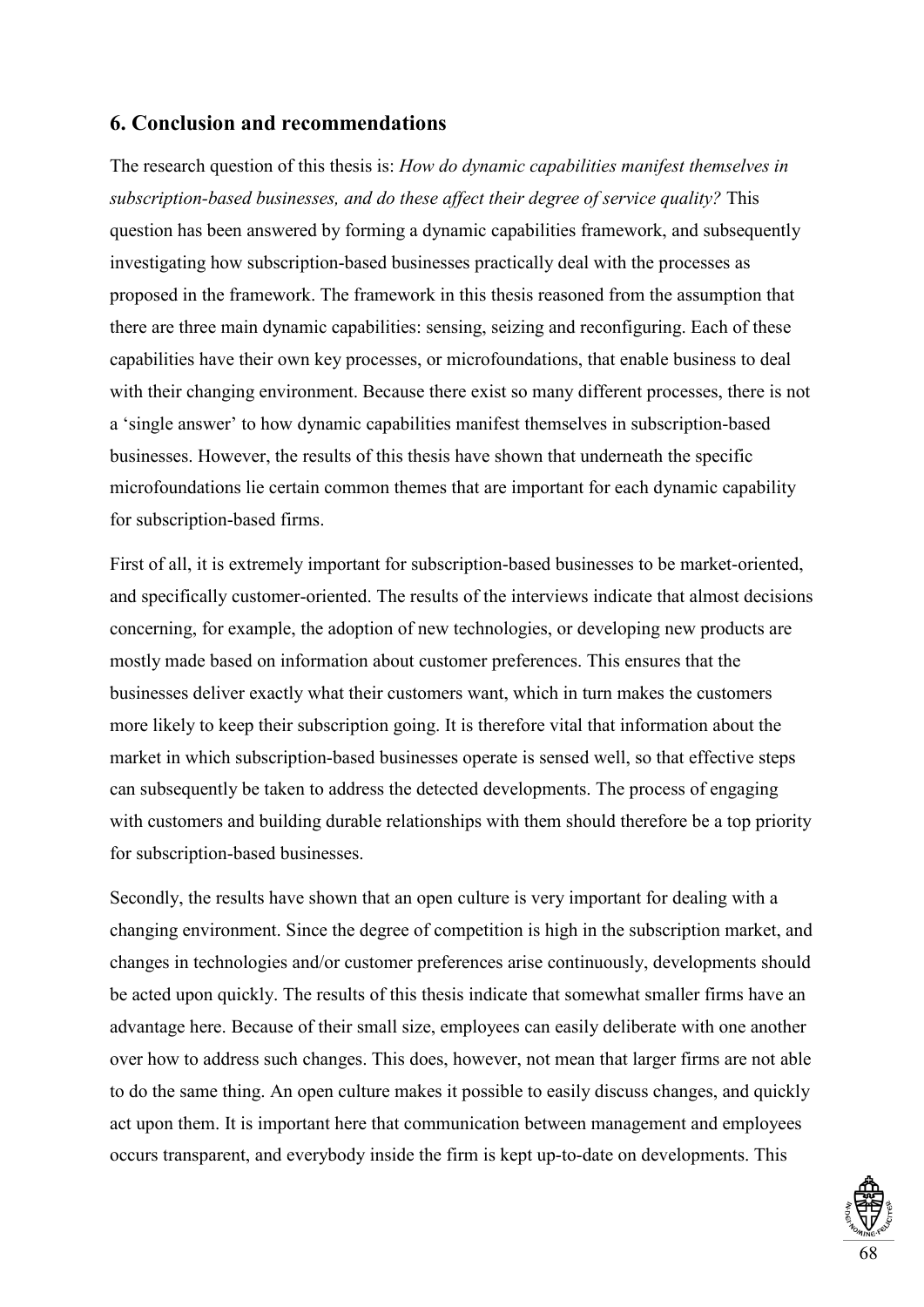## 6. Conclusion and recommendations

The research question of this thesis is: *How do dynamic capabilities manifest themselves in subscription-based businesses, and do these affect their degree of service quality?* This question has been answered by forming a dynamic capabilities framework, and subsequently investigating how subscription-based businesses practically deal with the processes as proposed in the framework. The framework in this thesis reasoned from the assumption that there are three main dynamic capabilities: sensing, seizing and reconfiguring. Each of these capabilities have their own key processes, or microfoundations, that enable business to deal with their changing environment. Because there exist so many different processes, there is not a 'single answer' to how dynamic capabilities manifest themselves in subscription-based businesses. However, the results of this thesis have shown that underneath the specific microfoundations lie certain common themes that are important for each dynamic capability for subscription-based firms.

First of all, it is extremely important for subscription-based businesses to be market-oriented, and specifically customer-oriented. The results of the interviews indicate that almost decisions concerning, for example, the adoption of new technologies, or developing new products are mostly made based on information about customer preferences. This ensures that the businesses deliver exactly what their customers want, which in turn makes the customers more likely to keep their subscription going. It is therefore vital that information about the market in which subscription-based businesses operate is sensed well, so that effective steps can subsequently be taken to address the detected developments. The process of engaging with customers and building durable relationships with them should therefore be a top priority for subscription-based businesses.

Secondly, the results have shown that an open culture is very important for dealing with a changing environment. Since the degree of competition is high in the subscription market, and changes in technologies and/or customer preferences arise continuously, developments should be acted upon quickly. The results of this thesis indicate that somewhat smaller firms have an advantage here. Because of their small size, employees can easily deliberate with one another over how to address such changes. This does, however, not mean that larger firms are not able to do the same thing. An open culture makes it possible to easily discuss changes, and quickly act upon them. It is important here that communication between management and employees occurs transparent, and everybody inside the firm is kept up-to-date on developments. This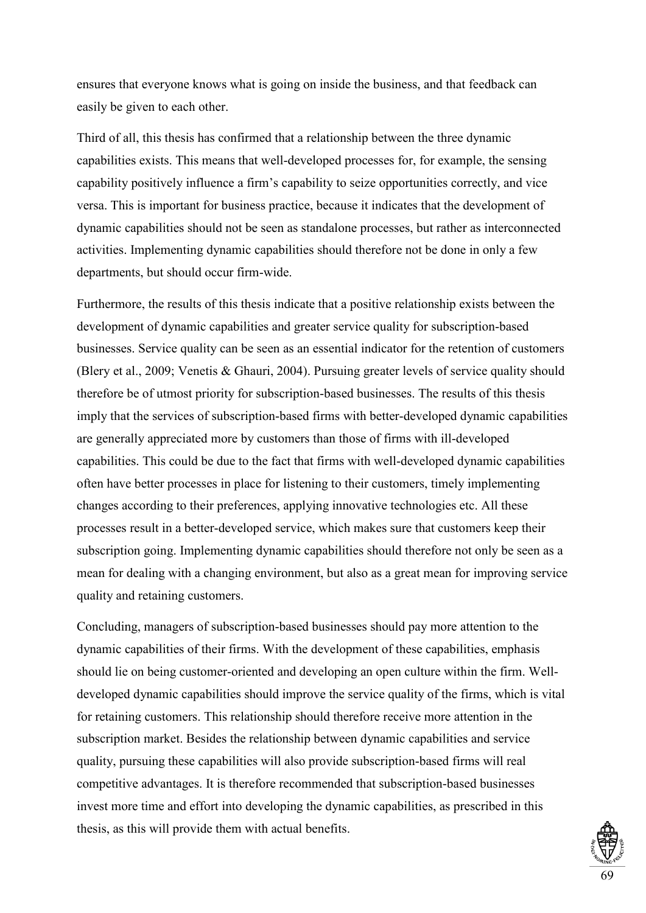ensures that everyone knows what is going on inside the business, and that feedback can easily be given to each other.

Third of all, this thesis has confirmed that a relationship between the three dynamic capabilities exists. This means that well-developed processes for, for example, the sensing capability positively influence a firm's capability to seize opportunities correctly, and vice versa. This is important for business practice, because it indicates that the development of dynamic capabilities should not be seen as standalone processes, but rather as interconnected activities. Implementing dynamic capabilities should therefore not be done in only a few departments, but should occur firm-wide.

Furthermore, the results of this thesis indicate that a positive relationship exists between the development of dynamic capabilities and greater service quality for subscription-based businesses. Service quality can be seen as an essential indicator for the retention of customers (Blery et al., 2009; Venetis & Ghauri, 2004). Pursuing greater levels of service quality should therefore be of utmost priority for subscription-based businesses. The results of this thesis imply that the services of subscription-based firms with better-developed dynamic capabilities are generally appreciated more by customers than those of firms with ill-developed capabilities. This could be due to the fact that firms with well-developed dynamic capabilities often have better processes in place for listening to their customers, timely implementing changes according to their preferences, applying innovative technologies etc. All these processes result in a better-developed service, which makes sure that customers keep their subscription going. Implementing dynamic capabilities should therefore not only be seen as a mean for dealing with a changing environment, but also as a great mean for improving service quality and retaining customers.

Concluding, managers of subscription-based businesses should pay more attention to the dynamic capabilities of their firms. With the development of these capabilities, emphasis should lie on being customer-oriented and developing an open culture within the firm. Well-developed dynamic capabilities should improve the service quality of the firms, which is vital for retaining customers. This relationship should therefore receive more attention in the subscription market. Besides the relationship between dynamic capabilities and service quality, pursuing these capabilities will also provide subscription-based firms will real competitive advantages. It is therefore recommended that subscription-based businesses invest more time and effort into developing the dynamic capabilities, as prescribed in this thesis, as this will provide them with actual benefits.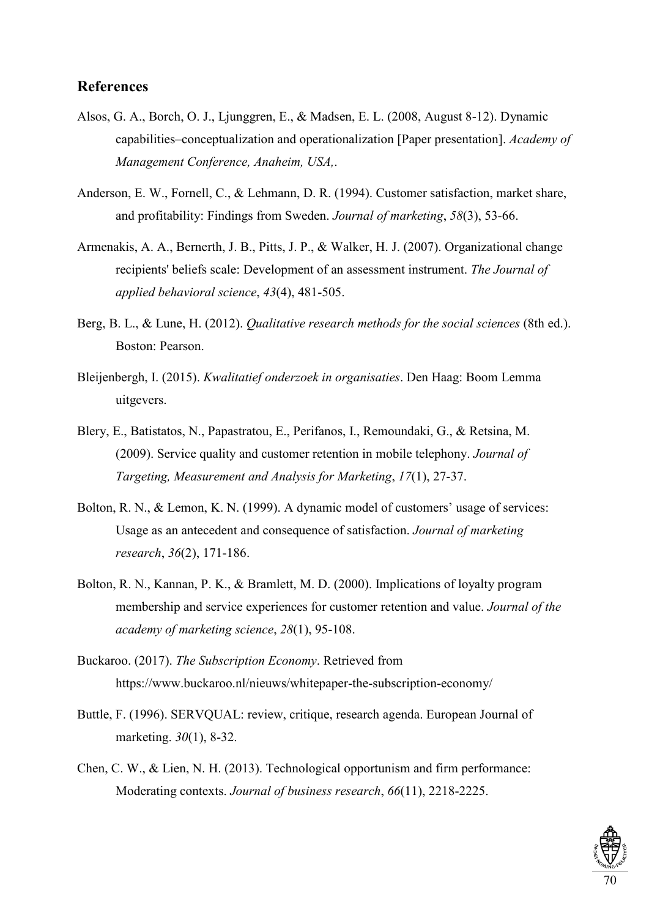## References

Alsos, G. A., Borch, O. J., Ljunggren, E., & Madsen, E. L. (2008, August 8-12). Dynamic capabilities–conceptualization and operationalization [Paper presentation]. *Academy of Management Conference, Anaheim, USA,*.

Anderson, E. W., Fornell, C., & Lehmann, D. R. (1994). Customer satisfaction, market share, and profitability: Findings from Sweden. *Journal of marketing*, *58*(3), 53-66.

Armenakis, A. A., Bernerth, J. B., Pitts, J. P., & Walker, H. J. (2007). Organizational change recipients' beliefs scale: Development of an assessment instrument. *The Journal of applied behavioral science*, *43*(4), 481-505.

Berg, B. L., & Lune, H. (2012). *Qualitative research methods for the social sciences* (8th ed.). Boston: Pearson.

Bleijenbergh, I. (2015). *Kwalitatief onderzoek in organisaties*. Den Haag: Boom Lemma uitgevers.

Blery, E., Batistatos, N., Papastratou, E., Perifanos, I., Remoundaki, G., & Retsina, M. (2009). Service quality and customer retention in mobile telephony. *Journal of Targeting, Measurement and Analysis for Marketing*, *17*(1), 27-37.

Bolton, R. N., & Lemon, K. N. (1999). A dynamic model of customers' usage of services: Usage as an antecedent and consequence of satisfaction. *Journal of marketing research*, *36*(2), 171-186.

Bolton, R. N., Kannan, P. K., & Bramlett, M. D. (2000). Implications of loyalty program membership and service experiences for customer retention and value. *Journal of the academy of marketing science*, *28*(1), 95-108.

Buckaroo. (2017). *The Subscription Economy*. Retrieved from https://www.buckaroo.nl/nieuws/whitepaper-the-subscription-economy/

Buttle, F. (1996). SERVQUAL: review, critique, research agenda. European Journal of marketing. *30*(1), 8-32.

Chen, C. W., & Lien, N. H. (2013). Technological opportunism and firm performance: Moderating contexts. *Journal of business research*, *66*(11), 2218-2225.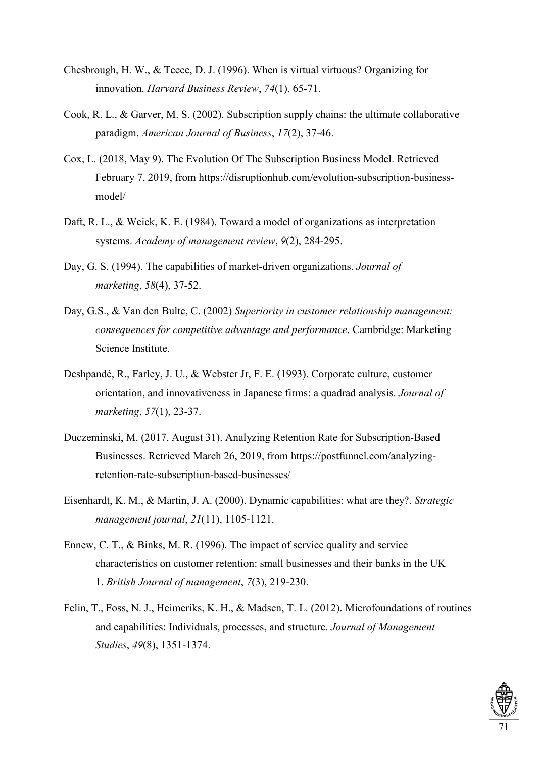Chesbrough, H. W., & Teece, D. J. (1996). When is virtual virtuous? Organizing for innovation. *Harvard Business Review*, *74*(1), 65-71.

Cook, R. L., & Garver, M. S. (2002). Subscription supply chains: the ultimate collaborative paradigm. *American Journal of Business*, *17*(2), 37-46.

Cox, L. (2018, May 9). The Evolution Of The Subscription Business Model. Retrieved February 7, 2019, from https://disruptionhub.com/evolution-subscription-business-model/

Daft, R. L., & Weick, K. E. (1984). Toward a model of organizations as interpretation systems. *Academy of management review*, *9*(2), 284-295.

Day, G. S. (1994). The capabilities of market-driven organizations. *Journal of marketing*, *58*(4), 37-52.

Day, G.S., & Van den Bulte, C. (2002) *Superiority in customer relationship management: consequences for competitive advantage and performance*. Cambridge: Marketing Science Institute.

Deshpandé, R., Farley, J. U., & Webster Jr, F. E. (1993). Corporate culture, customer orientation, and innovativeness in Japanese firms: a quadrad analysis. *Journal of marketing*, *57*(1), 23-37.

Duczeminski, M. (2017, August 31). Analyzing Retention Rate for Subscription-Based Businesses. Retrieved March 26, 2019, from https://postfunnel.com/analyzing-retention-rate-subscription-based-businesses/

Eisenhardt, K. M., & Martin, J. A. (2000). Dynamic capabilities: what are they?. *Strategic management journal*, *21*(11), 1105-1121.

Ennew, C. T., & Binks, M. R. (1996). The impact of service quality and service characteristics on customer retention: small businesses and their banks in the UK 1. *British Journal of management*, *7*(3), 219-230.

Felin, T., Foss, N. J., Heimeriks, K. H., & Madsen, T. L. (2012). Microfoundations of routines and capabilities: Individuals, processes, and structure. *Journal of Management Studies*, *49*(8), 1351-1374.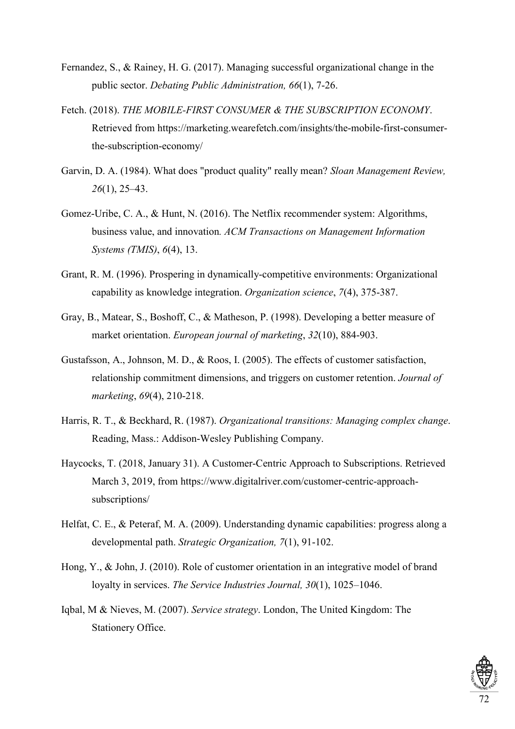Fernandez, S., & Rainey, H. G. (2017). Managing successful organizational change in the public sector. *Debating Public Administration, 66*(1), 7-26.

Fetch. (2018). *THE MOBILE-FIRST CONSUMER & THE SUBSCRIPTION ECONOMY*. Retrieved from https://marketing.wearefetch.com/insights/the-mobile-first-consumer-the-subscription-economy/

Garvin, D. A. (1984). What does "product quality" really mean? *Sloan Management Review, 26*(1), 25–43.

Gomez-Uribe, C. A., & Hunt, N. (2016). The Netflix recommender system: Algorithms, business value, and innovation. *ACM Transactions on Management Information Systems (TMIS)*, *6*(4), 13.

Grant, R. M. (1996). Prospering in dynamically-competitive environments: Organizational capability as knowledge integration. *Organization science*, *7*(4), 375-387.

Gray, B., Matear, S., Boshoff, C., & Matheson, P. (1998). Developing a better measure of market orientation. *European journal of marketing*, *32*(10), 884-903.

Gustafsson, A., Johnson, M. D., & Roos, I. (2005). The effects of customer satisfaction, relationship commitment dimensions, and triggers on customer retention. *Journal of marketing*, *69*(4), 210-218.

Harris, R. T., & Beckhard, R. (1987). *Organizational transitions: Managing complex change*. Reading, Mass.: Addison-Wesley Publishing Company.

Haycocks, T. (2018, January 31). A Customer-Centric Approach to Subscriptions. Retrieved March 3, 2019, from https://www.digitalriver.com/customer-centric-approach-subscriptions/

Helfat, C. E., & Peteraf, M. A. (2009). Understanding dynamic capabilities: progress along a developmental path. *Strategic Organization, 7*(1), 91-102.

Hong, Y., & John, J. (2010). Role of customer orientation in an integrative model of brand loyalty in services. *The Service Industries Journal, 30*(1), 1025–1046.

Iqbal, M & Nieves, M. (2007). *Service strategy*. London, The United Kingdom: The Stationery Office.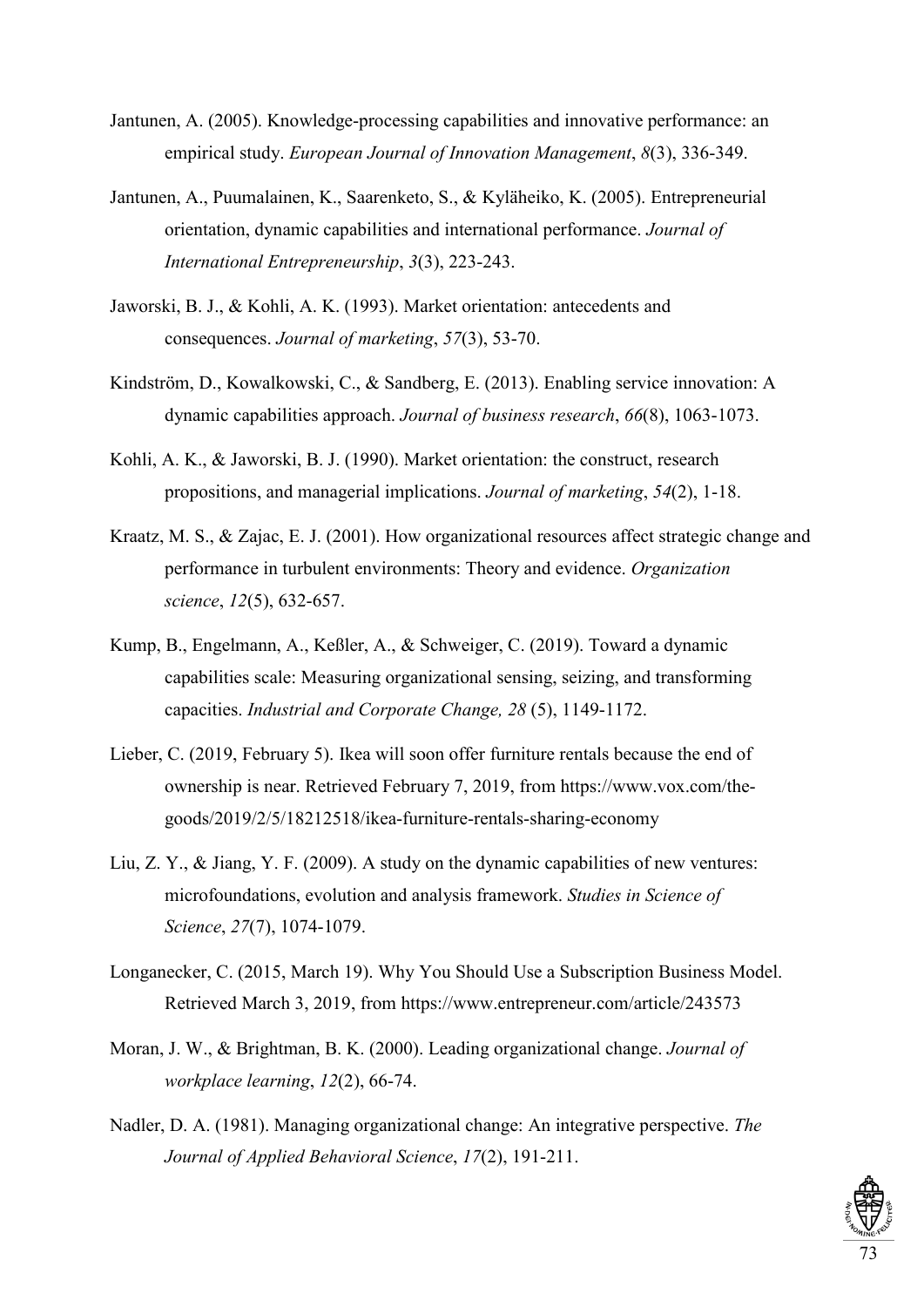Jantunen, A. (2005). Knowledge-processing capabilities and innovative performance: an empirical study. *European Journal of Innovation Management*, *8*(3), 336-349.

Jantunen, A., Puumalainen, K., Saarenketo, S., & Kyläheiko, K. (2005). Entrepreneurial orientation, dynamic capabilities and international performance. *Journal of International Entrepreneurship*, *3*(3), 223-243.

Jaworski, B. J., & Kohli, A. K. (1993). Market orientation: antecedents and consequences. *Journal of marketing*, *57*(3), 53-70.

Kindström, D., Kowalkowski, C., & Sandberg, E. (2013). Enabling service innovation: A dynamic capabilities approach. *Journal of business research*, *66*(8), 1063-1073.

Kohli, A. K., & Jaworski, B. J. (1990). Market orientation: the construct, research propositions, and managerial implications. *Journal of marketing*, *54*(2), 1-18.

Kraatz, M. S., & Zajac, E. J. (2001). How organizational resources affect strategic change and performance in turbulent environments: Theory and evidence. *Organization science*, *12*(5), 632-657.

Kump, B., Engelmann, A., Keßler, A., & Schweiger, C. (2019). Toward a dynamic capabilities scale: Measuring organizational sensing, seizing, and transforming capacities. *Industrial and Corporate Change, 28* (5), 1149-1172.

Lieber, C. (2019, February 5). Ikea will soon offer furniture rentals because the end of ownership is near. Retrieved February 7, 2019, from https://www.vox.com/the-goods/2019/2/5/18212518/ikea-furniture-rentals-sharing-economy

Liu, Z. Y., & Jiang, Y. F. (2009). A study on the dynamic capabilities of new ventures: microfoundations, evolution and analysis framework. *Studies in Science of Science*, *27*(7), 1074-1079.

Longanecker, C. (2015, March 19). Why You Should Use a Subscription Business Model. Retrieved March 3, 2019, from https://www.entrepreneur.com/article/243573

Moran, J. W., & Brightman, B. K. (2000). Leading organizational change. *Journal of workplace learning*, *12*(2), 66-74.

Nadler, D. A. (1981). Managing organizational change: An integrative perspective. *The Journal of Applied Behavioral Science*, *17*(2), 191-211.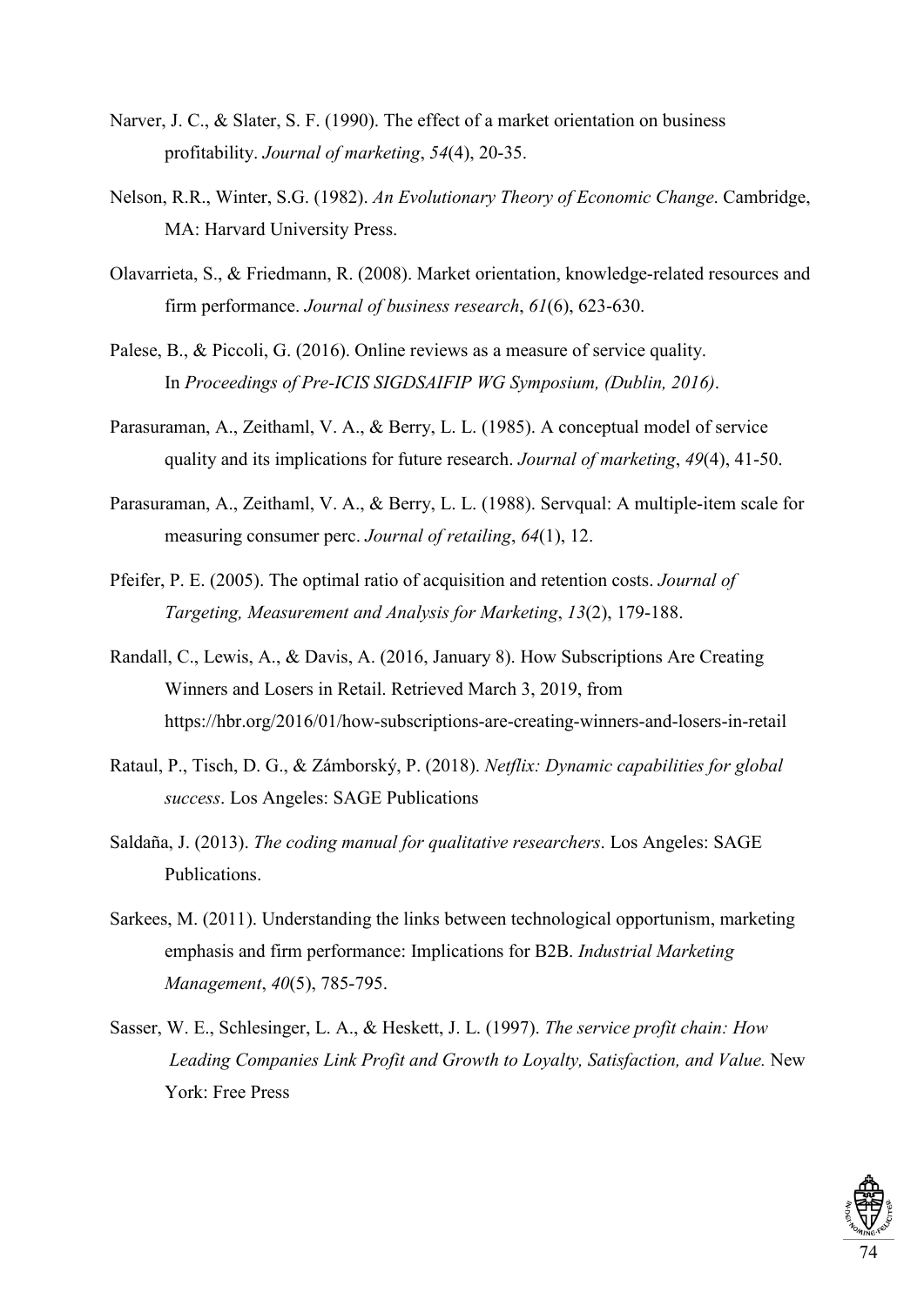Narver, J. C., & Slater, S. F. (1990). The effect of a market orientation on business profitability. *Journal of marketing*, *54*(4), 20-35.

Nelson, R.R., Winter, S.G. (1982). *An Evolutionary Theory of Economic Change*. Cambridge, MA: Harvard University Press.

Olavarrieta, S., & Friedmann, R. (2008). Market orientation, knowledge-related resources and firm performance. *Journal of business research*, *61*(6), 623-630.

Palese, B., & Piccoli, G. (2016). Online reviews as a measure of service quality. In *Proceedings of Pre-ICIS SIGDSAIFIP WG Symposium, (Dublin, 2016)*.

Parasuraman, A., Zeithaml, V. A., & Berry, L. L. (1985). A conceptual model of service quality and its implications for future research. *Journal of marketing*, *49*(4), 41-50.

Parasuraman, A., Zeithaml, V. A., & Berry, L. L. (1988). Servqual: A multiple-item scale for measuring consumer perc. *Journal of retailing*, *64*(1), 12.

Pfeifer, P. E. (2005). The optimal ratio of acquisition and retention costs. *Journal of Targeting, Measurement and Analysis for Marketing*, *13*(2), 179-188.

Randall, C., Lewis, A., & Davis, A. (2016, January 8). How Subscriptions Are Creating Winners and Losers in Retail. Retrieved March 3, 2019, from https://hbr.org/2016/01/how-subscriptions-are-creating-winners-and-losers-in-retail

Rataul, P., Tisch, D. G., & Zámborský, P. (2018). *Netflix: Dynamic capabilities for global success*. Los Angeles: SAGE Publications

Saldaña, J. (2013). *The coding manual for qualitative researchers*. Los Angeles: SAGE Publications.

Sarkees, M. (2011). Understanding the links between technological opportunism, marketing emphasis and firm performance: Implications for B2B. *Industrial Marketing Management*, *40*(5), 785-795.

Sasser, W. E., Schlesinger, L. A., & Heskett, J. L. (1997). *The service profit chain: How Leading Companies Link Profit and Growth to Loyalty, Satisfaction, and Value.* New York: Free Press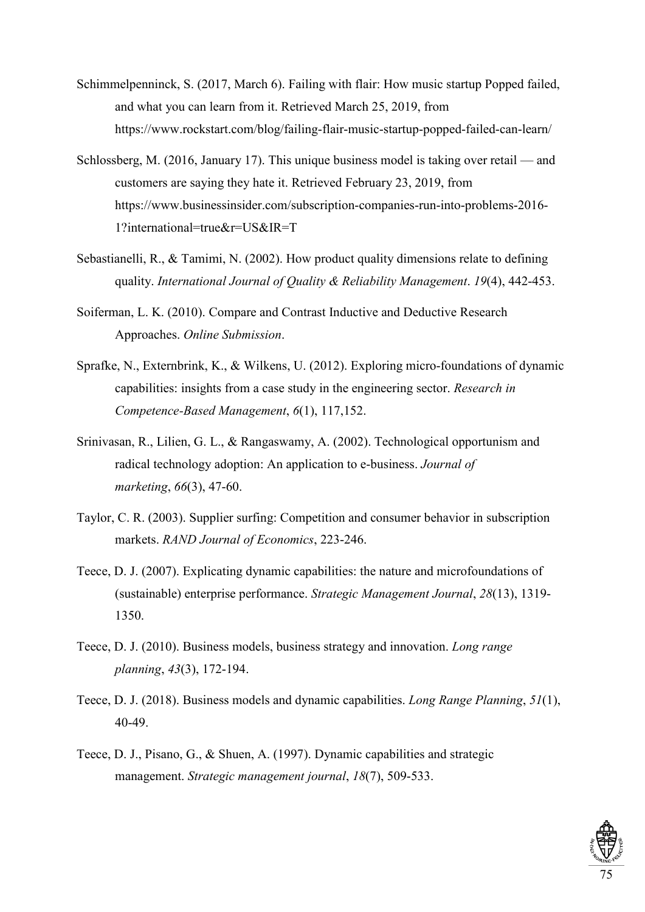Schimmelpenninck, S. (2017, March 6). Failing with flair: How music startup Popped failed, and what you can learn from it. Retrieved March 25, 2019, from https://www.rockstart.com/blog/failing-flair-music-startup-popped-failed-can-learn/

Schlossberg, M. (2016, January 17). This unique business model is taking over retail — and customers are saying they hate it. Retrieved February 23, 2019, from https://www.businessinsider.com/subscription-companies-run-into-problems-2016-1?international=true&r=US&IR=T

Sebastianelli, R., & Tamimi, N. (2002). How product quality dimensions relate to defining quality. *International Journal of Quality & Reliability Management*. *19*(4), 442-453.

Soiferman, L. K. (2010). Compare and Contrast Inductive and Deductive Research Approaches. *Online Submission*.

Sprafke, N., Externbrink, K., & Wilkens, U. (2012). Exploring micro-foundations of dynamic capabilities: insights from a case study in the engineering sector. *Research in Competence-Based Management*, *6*(1), 117,152.

Srinivasan, R., Lilien, G. L., & Rangaswamy, A. (2002). Technological opportunism and radical technology adoption: An application to e-business. *Journal of marketing*, *66*(3), 47-60.

Taylor, C. R. (2003). Supplier surfing: Competition and consumer behavior in subscription markets. *RAND Journal of Economics*, 223-246.

Teece, D. J. (2007). Explicating dynamic capabilities: the nature and microfoundations of (sustainable) enterprise performance. *Strategic Management Journal*, *28*(13), 1319-1350.

Teece, D. J. (2010). Business models, business strategy and innovation. *Long range planning*, *43*(3), 172-194.

Teece, D. J. (2018). Business models and dynamic capabilities. *Long Range Planning*, *51*(1), 40-49.

Teece, D. J., Pisano, G., & Shuen, A. (1997). Dynamic capabilities and strategic management. *Strategic management journal*, *18*(7), 509-533.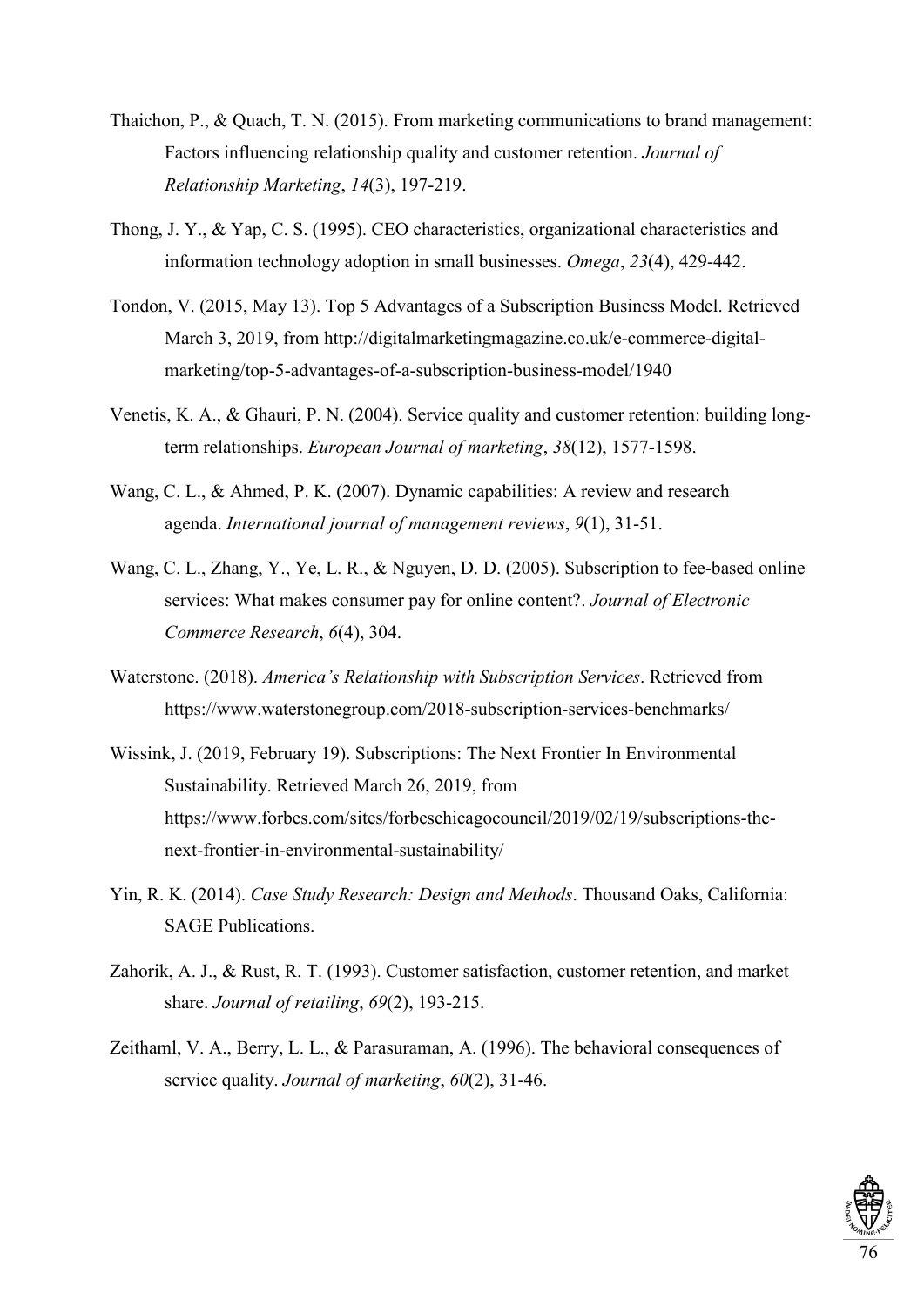Thaichon, P., & Quach, T. N. (2015). From marketing communications to brand management: Factors influencing relationship quality and customer retention. *Journal of Relationship Marketing*, *14*(3), 197-219.

Thong, J. Y., & Yap, C. S. (1995). CEO characteristics, organizational characteristics and information technology adoption in small businesses. *Omega*, *23*(4), 429-442.

Tondon, V. (2015, May 13). Top 5 Advantages of a Subscription Business Model. Retrieved March 3, 2019, from http://digitalmarketingmagazine.co.uk/e-commerce-digital-marketing/top-5-advantages-of-a-subscription-business-model/1940

Venetis, K. A., & Ghauri, P. N. (2004). Service quality and customer retention: building long-term relationships. *European Journal of marketing*, *38*(12), 1577-1598.

Wang, C. L., & Ahmed, P. K. (2007). Dynamic capabilities: A review and research agenda. *International journal of management reviews*, *9*(1), 31-51.

Wang, C. L., Zhang, Y., Ye, L. R., & Nguyen, D. D. (2005). Subscription to fee-based online services: What makes consumer pay for online content?. *Journal of Electronic Commerce Research*, *6*(4), 304.

Waterstone. (2018). *America's Relationship with Subscription Services*. Retrieved from https://www.waterstonegroup.com/2018-subscription-services-benchmarks/

Wissink, J. (2019, February 19). Subscriptions: The Next Frontier In Environmental Sustainability. Retrieved March 26, 2019, from https://www.forbes.com/sites/forbeschicagocouncil/2019/02/19/subscriptions-the-next-frontier-in-environmental-sustainability/

Yin, R. K. (2014). *Case Study Research: Design and Methods*. Thousand Oaks, California: SAGE Publications.

Zahorik, A. J., & Rust, R. T. (1993). Customer satisfaction, customer retention, and market share. *Journal of retailing*, *69*(2), 193-215.

Zeithaml, V. A., Berry, L. L., & Parasuraman, A. (1996). The behavioral consequences of service quality. *Journal of marketing*, *60*(2), 31-46.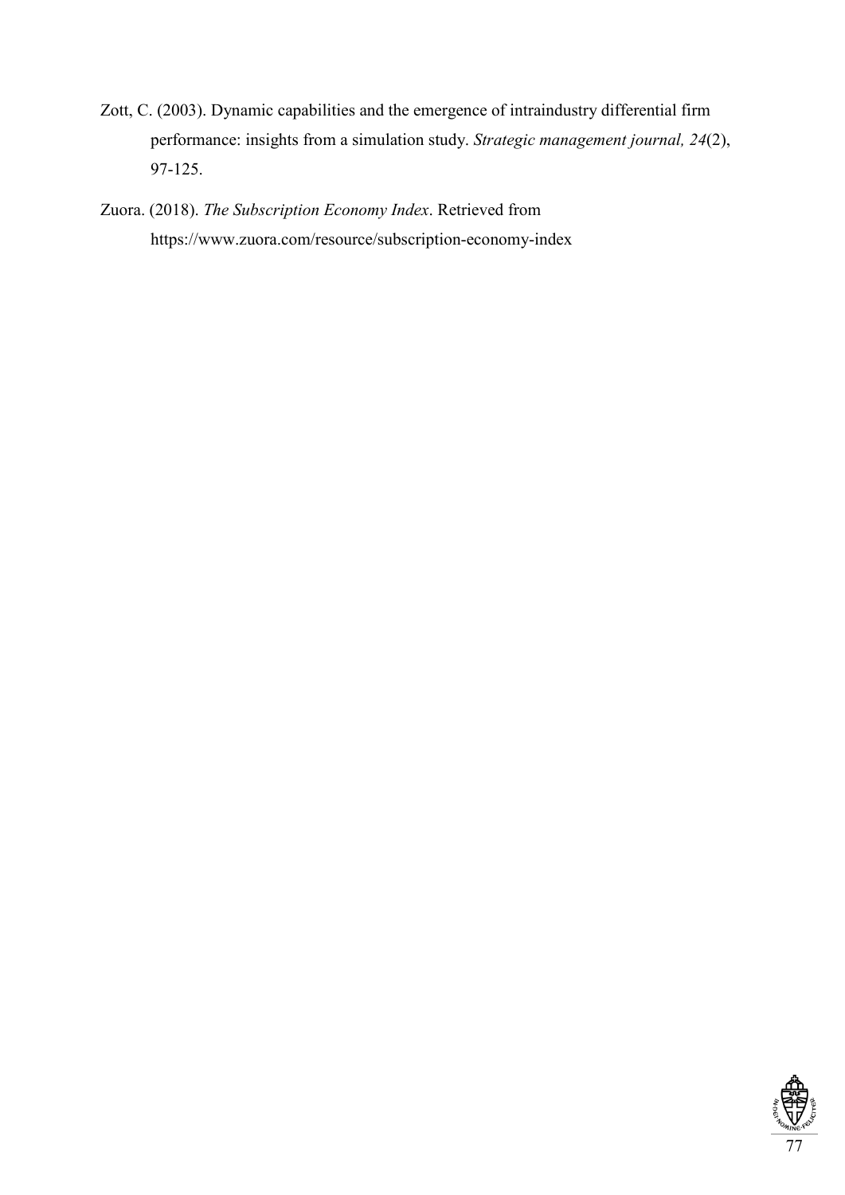Zott, C. (2003). Dynamic capabilities and the emergence of intraindustry differential firm performance: insights from a simulation study. *Strategic management journal, 24*(2), 97-125.

Zuora. (2018). *The Subscription Economy Index*. Retrieved from https://www.zuora.com/resource/subscription-economy-index